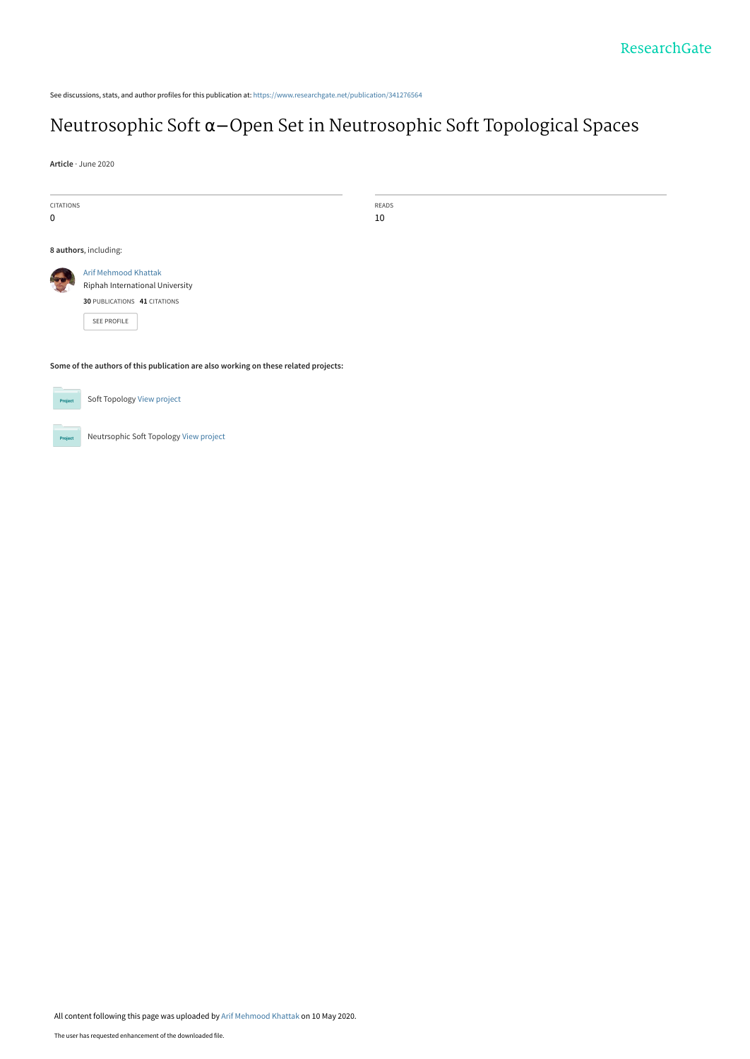See discussions, stats, and author profiles for this publication at: https://www.researchgate.net/publication/341276564

# Neutrosophic Soft α−Open Set in Neutrosophic Soft Topological Spaces

**Article** · June 2020

CITATIONS
0

READS
10

**8 authors**, including:

Arif Mehmood Khattak
Riphah International University
**30** PUBLICATIONS **41** CITATIONS

SEE PROFILE

**Some of the authors of this publication are also working on these related projects:**

Soft Topology View project

Neutrsophic Soft Topology View project

All content following this page was uploaded by Arif Mehmood Khattak on 10 May 2020.

The user has requested enhancement of the downloaded file.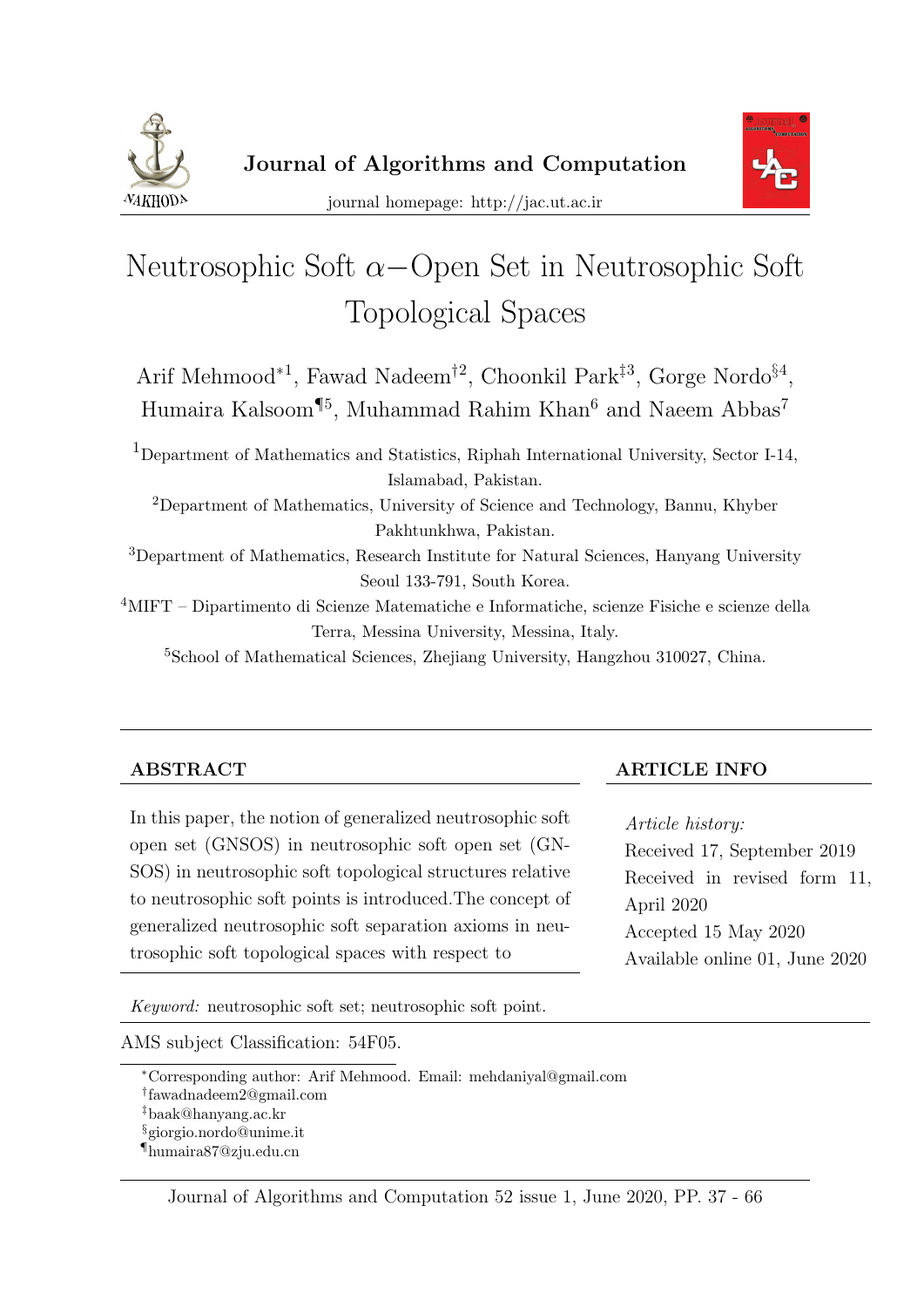# Neutrosophic Soft $\alpha-$Open Set in Neutrosophic Soft Topological Spaces

Arif Mehmood[*1], Fawad Nadeem[†2], Choonkil Park[‡3], Gorge Nordo[§4], Humaira Kalsoom[¶5], Muhammad Rahim Khan[6] and Naeem Abbas[7]

[1]Department of Mathematics and Statistics, Riphah International University, Sector I-14, Islamabad, Pakistan.

[2]Department of Mathematics, University of Science and Technology, Bannu, Khyber Pakhtunkhwa, Pakistan.

[3]Department of Mathematics, Research Institute for Natural Sciences, Hanyang University Seoul 133-791, South Korea.

[4]MIFT – Dipartimento di Scienze Matematiche e Informatiche, scienze Fisiche e scienze della Terra, Messina University, Messina, Italy.

[5]School of Mathematical Sciences, Zhejiang University, Hangzhou 310027, China.

## ABSTRACT

In this paper, the notion of generalized neutrosophic soft open set (GNSOS) in neutrosophic soft open set (GNSOS) in neutrosophic soft topological structures relative to neutrosophic soft points is introduced.The concept of generalized neutrosophic soft separation axioms in neutrosophic soft topological spaces with respect to

## ARTICLE INFO

*Article history:*
Received 17, September 2019
Received in revised form 11, April 2020
Accepted 15 May 2020
Available online 01, June 2020

*Keyword:* neutrosophic soft set; neutrosophic soft point.

AMS subject Classification: 54F05.

[*]Corresponding author: Arif Mehmood. Email: mehdaniyal@gmail.com
[†]fawadnadeem2@gmail.com
[‡]baak@hanyang.ac.kr
[§]giorgio.nordo@unime.it
[¶]humaira87@zju.edu.cn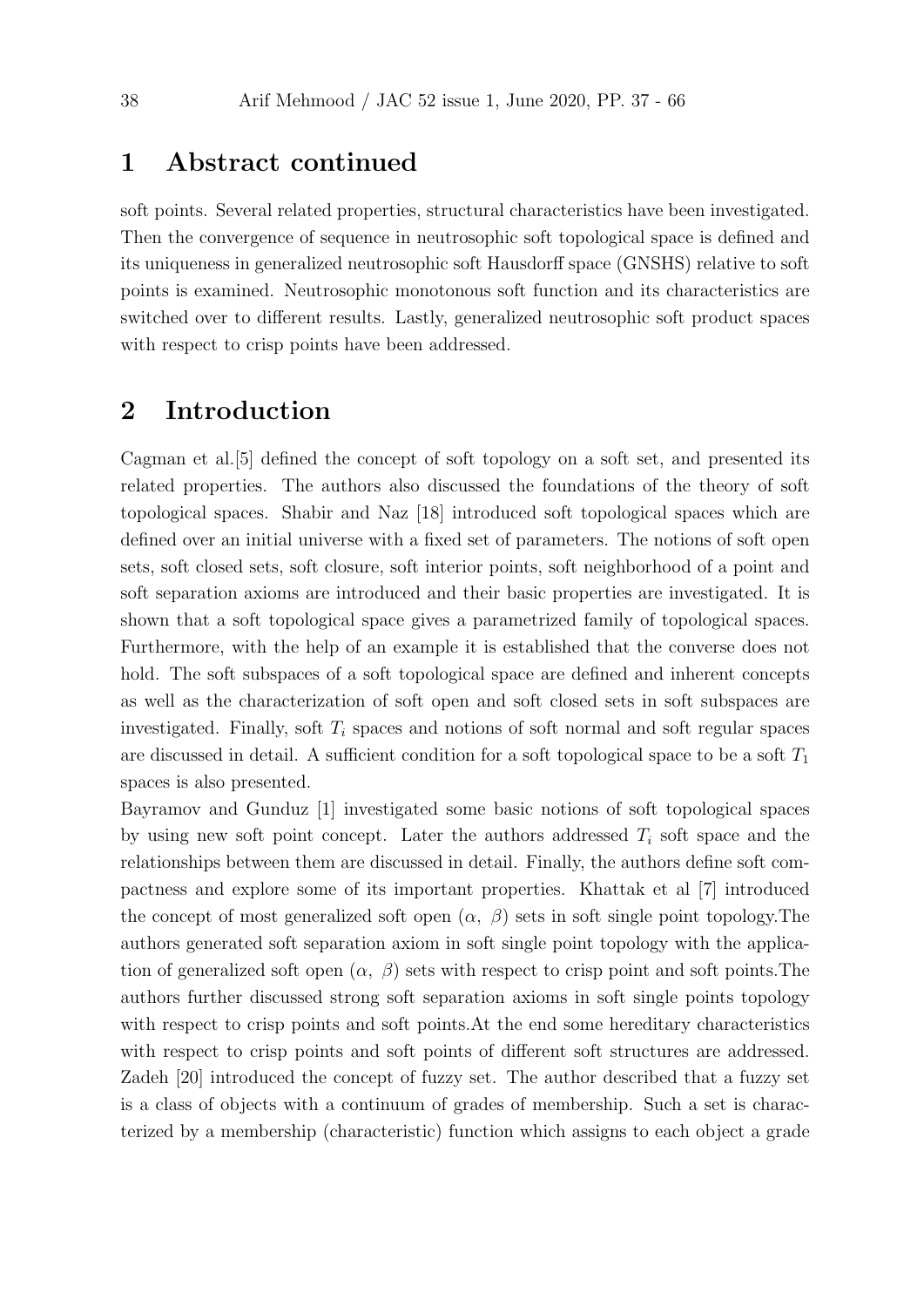# 1 Abstract continued

soft points. Several related properties, structural characteristics have been investigated. Then the convergence of sequence in neutrosophic soft topological space is defined and its uniqueness in generalized neutrosophic soft Hausdorff space (GNSHS) relative to soft points is examined. Neutrosophic monotonous soft function and its characteristics are switched over to different results. Lastly, generalized neutrosophic soft product spaces with respect to crisp points have been addressed.

# 2 Introduction

Cagman et al.[5] defined the concept of soft topology on a soft set, and presented its related properties. The authors also discussed the foundations of the theory of soft topological spaces. Shabir and Naz [18] introduced soft topological spaces which are defined over an initial universe with a fixed set of parameters. The notions of soft open sets, soft closed sets, soft closure, soft interior points, soft neighborhood of a point and soft separation axioms are introduced and their basic properties are investigated. It is shown that a soft topological space gives a parametrized family of topological spaces. Furthermore, with the help of an example it is established that the converse does not hold. The soft subspaces of a soft topological space are defined and inherent concepts as well as the characterization of soft open and soft closed sets in soft subspaces are investigated. Finally, soft $T_i$ spaces and notions of soft normal and soft regular spaces are discussed in detail. A sufficient condition for a soft topological space to be a soft $T_1$ spaces is also presented.

Bayramov and Gunduz [1] investigated some basic notions of soft topological spaces by using new soft point concept. Later the authors addressed $T_i$ soft space and the relationships between them are discussed in detail. Finally, the authors define soft compactness and explore some of its important properties. Khattak et al [7] introduced the concept of most generalized soft open ($\alpha$, $\beta$) sets in soft single point topology.The authors generated soft separation axiom in soft single point topology with the application of generalized soft open ($\alpha$, $\beta$) sets with respect to crisp point and soft points.The authors further discussed strong soft separation axioms in soft single points topology with respect to crisp points and soft points.At the end some hereditary characteristics with respect to crisp points and soft points of different soft structures are addressed. Zadeh [20] introduced the concept of fuzzy set. The author described that a fuzzy set is a class of objects with a continuum of grades of membership. Such a set is characterized by a membership (characteristic) function which assigns to each object a grade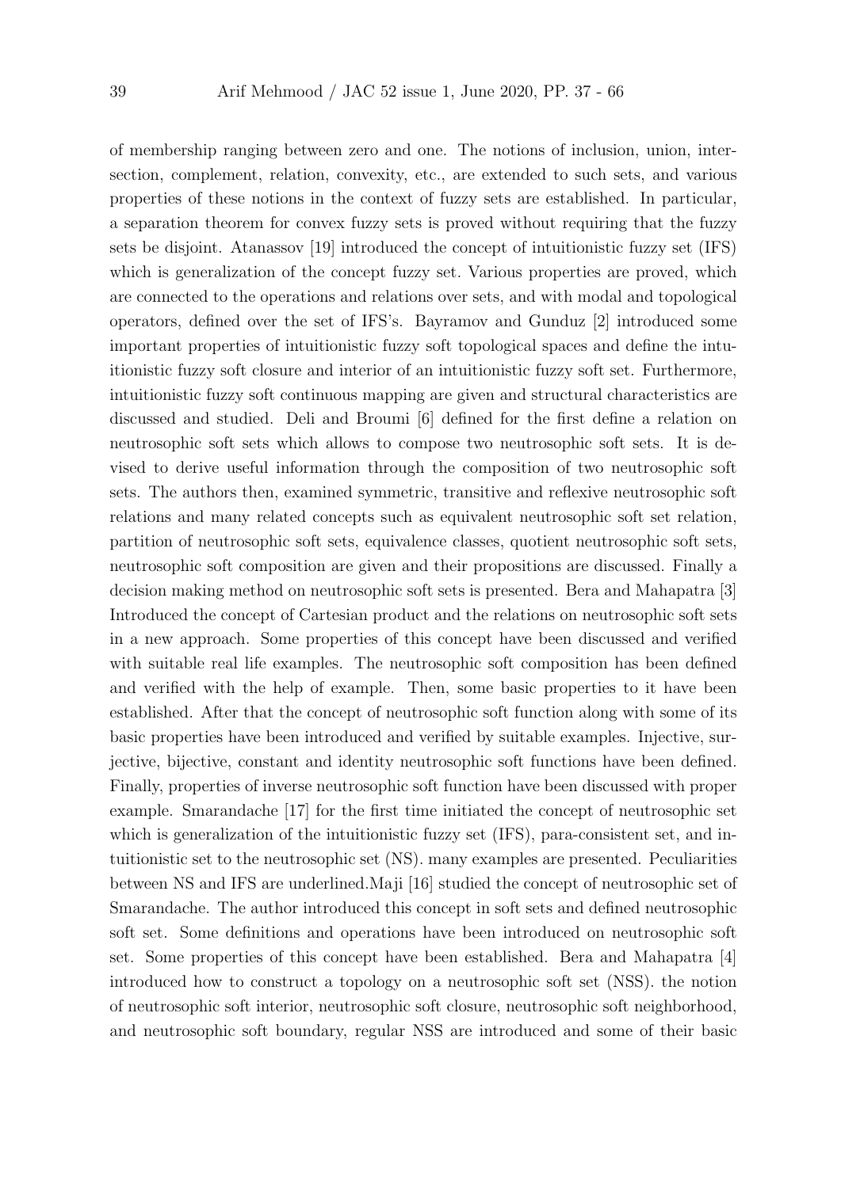of membership ranging between zero and one. The notions of inclusion, union, intersection, complement, relation, convexity, etc., are extended to such sets, and various properties of these notions in the context of fuzzy sets are established. In particular, a separation theorem for convex fuzzy sets is proved without requiring that the fuzzy sets be disjoint. Atanassov [19] introduced the concept of intuitionistic fuzzy set (IFS) which is generalization of the concept fuzzy set. Various properties are proved, which are connected to the operations and relations over sets, and with modal and topological operators, defined over the set of IFS's. Bayramov and Gunduz [2] introduced some important properties of intuitionistic fuzzy soft topological spaces and define the intuitionistic fuzzy soft closure and interior of an intuitionistic fuzzy soft set. Furthermore, intuitionistic fuzzy soft continuous mapping are given and structural characteristics are discussed and studied. Deli and Broumi [6] defined for the first define a relation on neutrosophic soft sets which allows to compose two neutrosophic soft sets. It is devised to derive useful information through the composition of two neutrosophic soft sets. The authors then, examined symmetric, transitive and reflexive neutrosophic soft relations and many related concepts such as equivalent neutrosophic soft set relation, partition of neutrosophic soft sets, equivalence classes, quotient neutrosophic soft sets, neutrosophic soft composition are given and their propositions are discussed. Finally a decision making method on neutrosophic soft sets is presented. Bera and Mahapatra [3] Introduced the concept of Cartesian product and the relations on neutrosophic soft sets in a new approach. Some properties of this concept have been discussed and verified with suitable real life examples. The neutrosophic soft composition has been defined and verified with the help of example. Then, some basic properties to it have been established. After that the concept of neutrosophic soft function along with some of its basic properties have been introduced and verified by suitable examples. Injective, surjective, bijective, constant and identity neutrosophic soft functions have been defined. Finally, properties of inverse neutrosophic soft function have been discussed with proper example. Smarandache [17] for the first time initiated the concept of neutrosophic set which is generalization of the intuitionistic fuzzy set (IFS), para-consistent set, and intuitionistic set to the neutrosophic set (NS). many examples are presented. Peculiarities between NS and IFS are underlined.Maji [16] studied the concept of neutrosophic set of Smarandache. The author introduced this concept in soft sets and defined neutrosophic soft set. Some definitions and operations have been introduced on neutrosophic soft set. Some properties of this concept have been established. Bera and Mahapatra [4] introduced how to construct a topology on a neutrosophic soft set (NSS). the notion of neutrosophic soft interior, neutrosophic soft closure, neutrosophic soft neighborhood, and neutrosophic soft boundary, regular NSS are introduced and some of their basic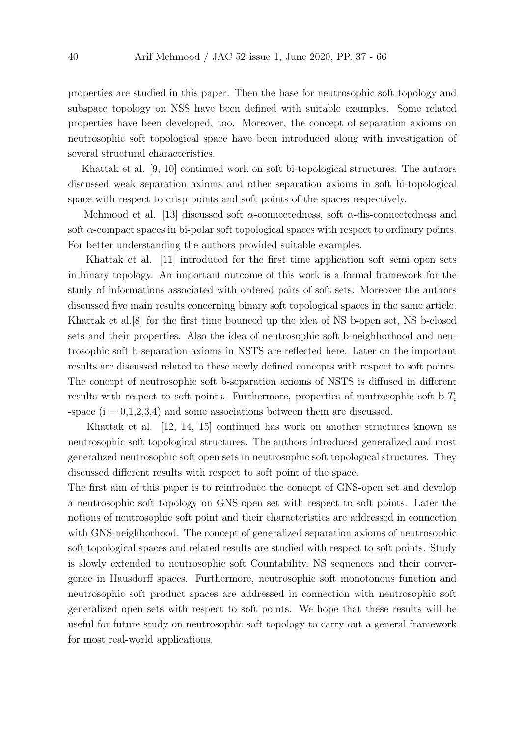properties are studied in this paper. Then the base for neutrosophic soft topology and subspace topology on NSS have been defined with suitable examples. Some related properties have been developed, too. Moreover, the concept of separation axioms on neutrosophic soft topological space have been introduced along with investigation of several structural characteristics.

Khattak et al. [9, 10] continued work on soft bi-topological structures. The authors discussed weak separation axioms and other separation axioms in soft bi-topological space with respect to crisp points and soft points of the spaces respectively.

Mehmood et al. [13] discussed soft $\alpha$-connectedness, soft $\alpha$-dis-connectedness and soft $\alpha$-compact spaces in bi-polar soft topological spaces with respect to ordinary points. For better understanding the authors provided suitable examples.

Khattak et al. [11] introduced for the first time application soft semi open sets in binary topology. An important outcome of this work is a formal framework for the study of informations associated with ordered pairs of soft sets. Moreover the authors discussed five main results concerning binary soft topological spaces in the same article. Khattak et al.[8] for the first time bounced up the idea of NS b-open set, NS b-closed sets and their properties. Also the idea of neutrosophic soft b-neighborhood and neutrosophic soft b-separation axioms in NSTS are reflected here. Later on the important results are discussed related to these newly defined concepts with respect to soft points. The concept of neutrosophic soft b-separation axioms of NSTS is diffused in different results with respect to soft points. Furthermore, properties of neutrosophic soft b-$T_i$ -space (i = 0,1,2,3,4) and some associations between them are discussed.

Khattak et al. [12, 14, 15] continued has work on another structures known as neutrosophic soft topological structures. The authors introduced generalized and most generalized neutrosophic soft open sets in neutrosophic soft topological structures. They discussed different results with respect to soft point of the space.

The first aim of this paper is to reintroduce the concept of GNS-open set and develop a neutrosophic soft topology on GNS-open set with respect to soft points. Later the notions of neutrosophic soft point and their characteristics are addressed in connection with GNS-neighborhood. The concept of generalized separation axioms of neutrosophic soft topological spaces and related results are studied with respect to soft points. Study is slowly extended to neutrosophic soft Countability, NS sequences and their convergence in Hausdorff spaces. Furthermore, neutrosophic soft monotonous function and neutrosophic soft product spaces are addressed in connection with neutrosophic soft generalized open sets with respect to soft points. We hope that these results will be useful for future study on neutrosophic soft topology to carry out a general framework for most real-world applications.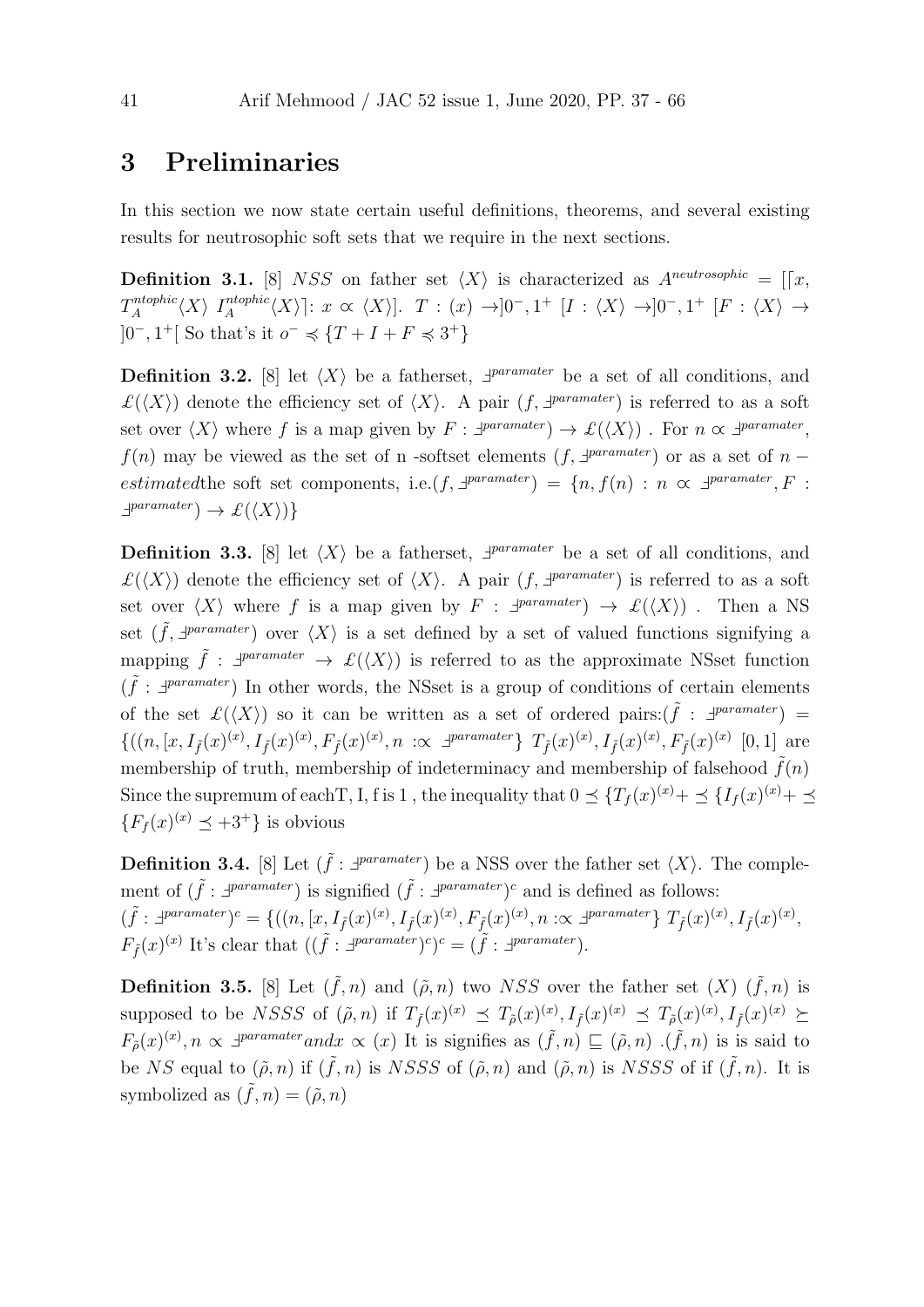## 3 Preliminaries

In this section we now state certain useful definitions, theorems, and several existing results for neutrosophic soft sets that we require in the next sections.

**Definition 3.1.** [8] $NSS$ on father set $\langle X\rangle$ is characterized as $A^{neutrosophic} = [\lceil x, T_A^{ntophic}\langle X\rangle \; I_A^{ntophic}\langle X\rangle \rceil : x \propto \langle X\rangle]$. $T : (x) \to ]0^-, 1^+ \; [I : \langle X\rangle \to ]0^-, 1^+ \; [F : \langle X\rangle \to ]0^-, 1^+[$ So that's it $o^- \preccurlyeq \{T + I + F \preccurlyeq 3^+\}$

**Definition 3.2.** [8] let $\langle X\rangle$ be a fatherset, $\exists^{paramater}$ be a set of all conditions, and $\pounds(\langle X\rangle)$ denote the efficiency set of $\langle X\rangle$. A pair $(f, \exists^{paramater})$ is referred to as a soft set over $\langle X\rangle$ where $f$ is a map given by $F : \exists^{paramater}) \to \pounds(\langle X\rangle)$ . For $n \propto \exists^{paramater}$, $f(n)$ may be viewed as the set of n -softset elements $(f, \exists^{paramater})$ or as a set of $n-estimated$the soft set components, i.e.$(f, \exists^{paramater}) = \{n, f(n) : n \propto \exists^{paramater}, F : \exists^{paramater}) \to \pounds(\langle X\rangle)\}$

**Definition 3.3.** [8] let $\langle X\rangle$ be a fatherset, $\exists^{paramater}$ be a set of all conditions, and $\pounds(\langle X\rangle)$ denote the efficiency set of $\langle X\rangle$. A pair $(f, \exists^{paramater})$ is referred to as a soft set over $\langle X\rangle$ where $f$ is a map given by $F : \exists^{paramater}) \to \pounds(\langle X\rangle)$ . Then a NS set $(\tilde{f}, \exists^{paramater})$ over $\langle X\rangle$ is a set defined by a set of valued functions signifying a mapping $\tilde{f} : \exists^{paramater} \to \pounds(\langle X\rangle)$ is referred to as the approximate NSset function $(\tilde{f} : \exists^{paramater})$ In other words, the NSset is a group of conditions of certain elements of the set $\pounds(\langle X\rangle)$ so it can be written as a set of ordered pairs:$(\tilde{f} : \exists^{paramater}) = \{((n, [x, I_{\tilde{f}}(x)^{(x)}, I_{\tilde{f}}(x)^{(x)}, F_{\tilde{f}}(x)^{(x)}, n :\propto \exists^{paramater}\} \; T_{\tilde{f}}(x)^{(x)}, I_{\tilde{f}}(x)^{(x)}, F_{\tilde{f}}(x)^{(x)} \; [0,1]$ are membership of truth, membership of indeterminacy and membership of falsehood $\tilde{f}(n)$ Since the supremum of eachT, I, f is 1 , the inequality that $0 \preceq \{T_f(x)^{(x)} + \preceq \{I_f(x)^{(x)} + \preceq \{F_f(x)^{(x)} \preceq +3^+\}$ is obvious

**Definition 3.4.** [8] Let $(\tilde{f} : \exists^{paramater})$ be a NSS over the father set $\langle X\rangle$. The complement of $(\tilde{f} : \exists^{paramater})$ is signified $(\tilde{f} : \exists^{paramater})^c$ and is defined as follows: $(\tilde{f} : \exists^{paramater})^c = \{((n, [x, I_{\tilde{f}}(x)^{(x)}, I_{\tilde{f}}(x)^{(x)}, F_{\tilde{f}}(x)^{(x)}, n :\propto \exists^{paramater}\} \; T_{\tilde{f}}(x)^{(x)}, I_{\tilde{f}}(x)^{(x)}, F_{\tilde{f}}(x)^{(x)}$ It's clear that $((\tilde{f} : \exists^{paramater})^c)^c = (\tilde{f} : \exists^{paramater})$.

**Definition 3.5.** [8] Let $(\tilde{f}, n)$ and $(\tilde{\rho}, n)$ two $NSS$ over the father set $(X)$ $(\tilde{f}, n)$ is supposed to be $NSSS$ of $(\tilde{\rho}, n)$ if $T_{\tilde{f}}(x)^{(x)} \preceq T_{\tilde{\rho}}(x)^{(x)}, I_{\tilde{f}}(x)^{(x)} \preceq T_{\tilde{\rho}}(x)^{(x)}, I_{\tilde{f}}(x)^{(x)} \succeq F_{\tilde{\rho}}(x)^{(x)}, n \propto \exists^{paramater} and x \propto (x)$ It is signifies as $(\tilde{f}, n) \sqsubseteq (\tilde{\rho}, n)$ .$(\tilde{f}, n)$ is is said to be $NS$ equal to $(\tilde{\rho}, n)$ if $(\tilde{f}, n)$ is $NSSS$ of $(\tilde{\rho}, n)$ and $(\tilde{\rho}, n)$ is $NSSS$ of if $(\tilde{f}, n)$. It is symbolized as $(\tilde{f}, n) = (\tilde{\rho}, n)$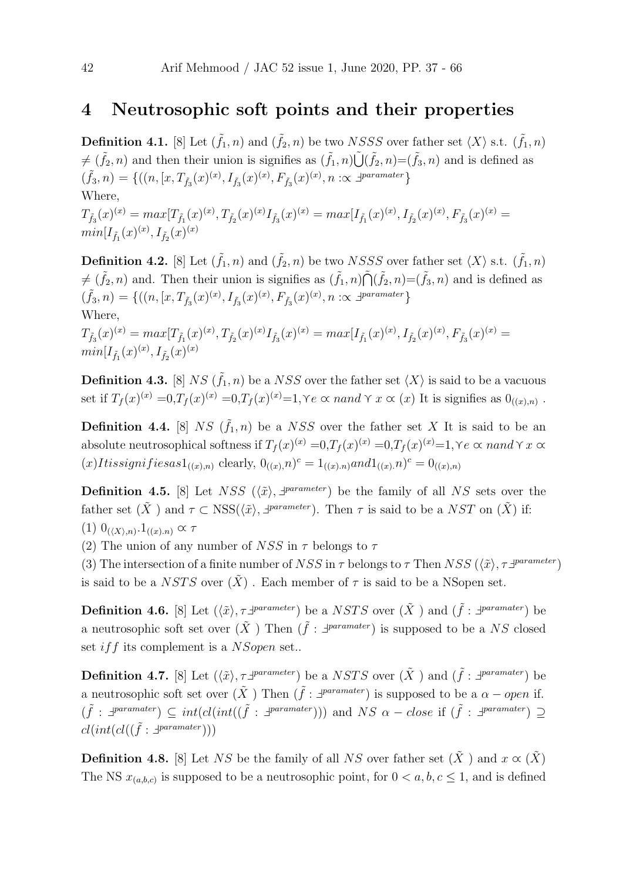## 4 Neutrosophic soft points and their properties

**Definition 4.1.** [8] Let $(\tilde{f_1}, n)$ and $(\tilde{f_2}, n)$ be two $NSSS$ over father set $\langle X\rangle$ s.t. $(\tilde{f_1}, n)$ $\neq (\tilde{f_2}, n)$ and then their union is signifies as $(\tilde{f_1}, n)\tilde{\bigcup}(\tilde{f_2}, n)$=$(\tilde{f_3}, n)$ and is defined as $(\tilde{f_3}, n) = \{((n, [x, T_{\tilde{f_3}}(x)^{(x)}, I_{\tilde{f_3}}(x)^{(x)}, F_{\tilde{f_3}}(x)^{(x)}, n :\propto \daleth^{paramater}\}$
Where,
$T_{\tilde{f_3}}(x)^{(x)} = max[T_{\tilde{f_1}}(x)^{(x)}, T_{\tilde{f_2}}(x)^{(x)} I_{\tilde{f_3}}(x)^{(x)} = max[I_{\tilde{f_1}}(x)^{(x)}, I_{\tilde{f_2}}(x)^{(x)}, F_{\tilde{f_3}}(x)^{(x)} = min[I_{\tilde{f_1}}(x)^{(x)}, I_{\tilde{f_2}}(x)^{(x)}$

**Definition 4.2.** [8] Let $(\tilde{f_1}, n)$ and $(\tilde{f_2}, n)$ be two $NSSS$ over father set $\langle X\rangle$ s.t. $(\tilde{f_1}, n)$ $\neq (\tilde{f_2}, n)$ and. Then their union is signifies as $(\tilde{f_1}, n)\tilde{\bigcap}(\tilde{f_2}, n)$=$(\tilde{f_3}, n)$ and is defined as $(\tilde{f_3}, n) = \{((n, [x, T_{\tilde{f_3}}(x)^{(x)}, I_{\tilde{f_3}}(x)^{(x)}, F_{\tilde{f_3}}(x)^{(x)}, n :\propto \daleth^{paramater}\}$
Where,
$T_{\tilde{f_3}}(x)^{(x)} = max[T_{\tilde{f_1}}(x)^{(x)}, T_{\tilde{f_2}}(x)^{(x)} I_{\tilde{f_3}}(x)^{(x)} = max[I_{\tilde{f_1}}(x)^{(x)}, I_{\tilde{f_2}}(x)^{(x)}, F_{\tilde{f_3}}(x)^{(x)} = min[I_{\tilde{f_1}}(x)^{(x)}, I_{\tilde{f_2}}(x)^{(x)}$

**Definition 4.3.** [8] $NS$ $(\tilde{f_1}, n)$ be a $NSS$ over the father set $\langle X\rangle$ is said to be a vacuous set if $T_f(x)^{(x)}=0, T_f(x)^{(x)}=0, T_f(x)^{(x)}=1, \curlyvee e \propto nand \curlyvee x \propto (x)$ It is signifies as $0_{((x),n)}$ .

**Definition 4.4.** [8] $NS$ $(\tilde{f_1}, n)$ be a $NSS$ over the father set $X$ It is said to be an absolute neutrosophical softness if $T_f(x)^{(x)}=0, T_f(x)^{(x)}=0, T_f(x)^{(x)}=1, \curlyvee e \propto nand \curlyvee x \propto (x) It is signifies as 1_{((x),n)}$ clearly, $0_{((x)}, n)^c = 1_{((x).n)} and 1_{((x).}n)^c = 0_{((x),n)}$

**Definition 4.5.** [8] Let $NSS$ $(\langle\tilde{x}\rangle, \daleth^{parameter})$ be the family of all $NS$ sets over the father set $(\tilde{X})$ and $\tau \subset$ NSS$(\langle\tilde{x}\rangle, \daleth^{parameter})$. Then $\tau$ is said to be a $NST$ on $(\tilde{X})$ if:
(1) $0_{(\langle X\rangle,n)}.1_{((x).n)} \propto \tau$
(2) The union of any number of $NSS$ in $\tau$ belongs to $\tau$
(3) The intersection of a finite number of $NSS$ in $\tau$ belongs to $\tau$ Then $NSS$ $(\langle\tilde{x}\rangle, \tau\daleth^{parameter})$ is said to be a $NSTS$ over $(\tilde{X})$ . Each member of $\tau$ is said to be a NSopen set.

**Definition 4.6.** [8] Let $(\langle\tilde{x}\rangle, \tau\daleth^{parameter})$ be a $NSTS$ over $(\tilde{X})$ and $(\tilde{f} : \daleth^{paramater})$ be a neutrosophic soft set over $(\tilde{X})$ Then $(\tilde{f} : \daleth^{paramater})$ is supposed to be a $NS$ closed set $iff$ its complement is a $NSopen$ set..

**Definition 4.7.** [8] Let $(\langle\tilde{x}\rangle, \tau\daleth^{parameter})$ be a $NSTS$ over $(\tilde{X})$ and $(\tilde{f} : \daleth^{paramater})$ be a neutrosophic soft set over $(\tilde{X})$ Then $(\tilde{f} : \daleth^{paramater})$ is supposed to be a $\alpha - open$ if. $(\tilde{f} : \daleth^{paramater}) \subseteq int(cl(int((\tilde{f} : \daleth^{paramater})))$ and $NS$ $\alpha - close$ if $(\tilde{f} : \daleth^{paramater}) \supseteq cl(int(cl((\tilde{f} : \daleth^{paramater})))$

**Definition 4.8.** [8] Let $NS$ be the family of all $NS$ over father set $(\tilde{X})$ and $x \propto (\tilde{X})$ The NS $x_{(a,b,c)}$ is supposed to be a neutrosophic point, for $0 < a, b, c \leq 1$, and is defined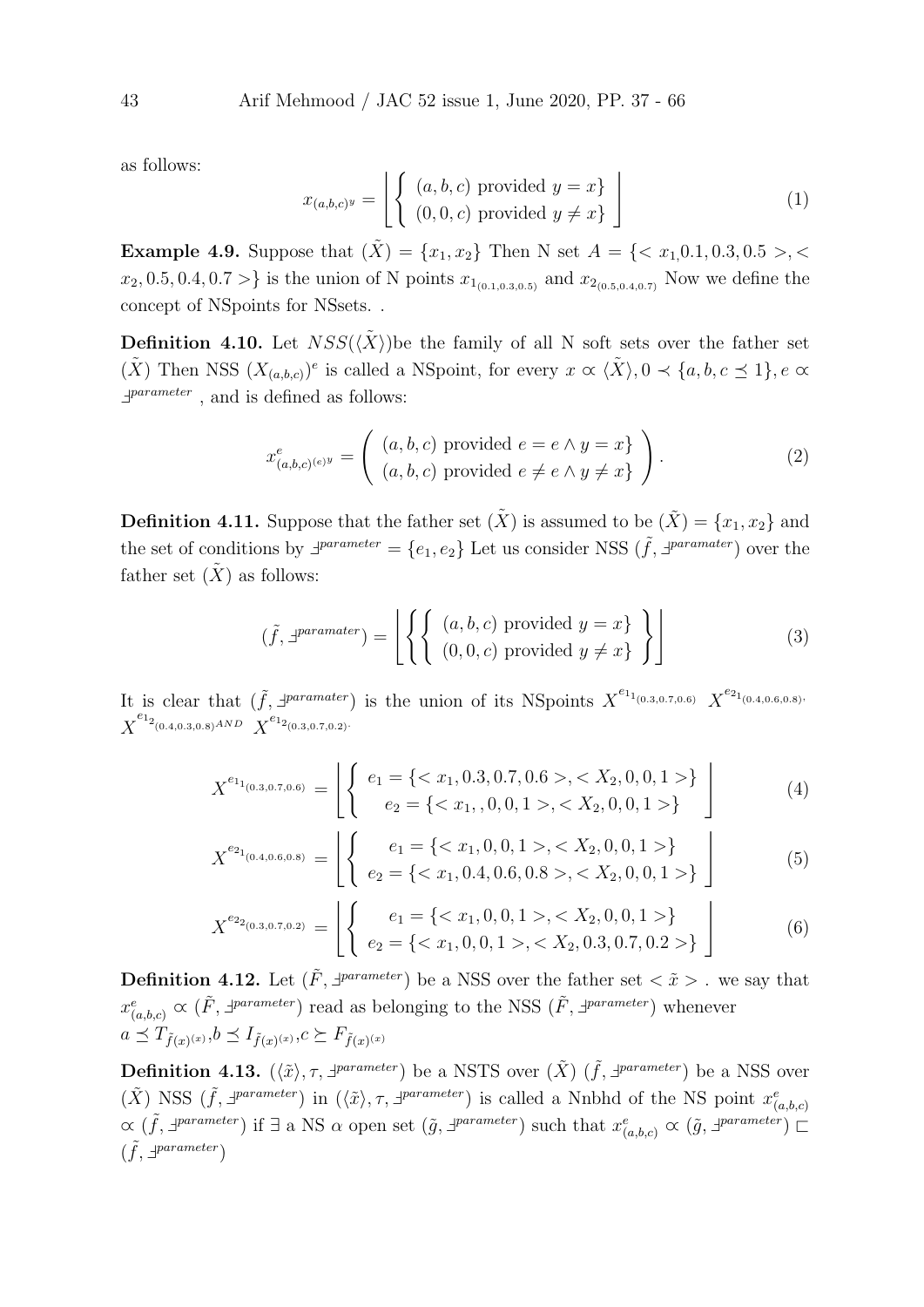as follows:

$$x_{(a,b,c)^y} = \left\lfloor \begin{cases} (a,b,c) \text{ provided } y = x\} \\ (0,0,c) \text{ provided } y \neq x\} \end{cases} \right\rfloor \tag{1}$$

**Example 4.9.** Suppose that $(\tilde{X}) = \{x_1, x_2\}$ Then N set $A = \{< x_1, 0.1, 0.3, 0.5 >, < x_2, 0.5, 0.4, 0.7 >\}$ is the union of N points $x_{1_{(0.1,0.3,0.5)}}$ and $x_{2_{(0.5,0.4,0.7)}}$ Now we define the concept of NSpoints for NSsets. .

**Definition 4.10.** Let $NSS(\langle\tilde{X}\rangle)$be the family of all N soft sets over the father set $(\tilde{X})$ Then NSS $(X_{(a,b,c)})^e$ is called a NSpoint, for every $x \propto \langle\tilde{X}\rangle, 0 \prec \{a,b,c \preceq 1\}, e \propto \daleth^{parameter}$ , and is defined as follows:

$$x^e_{(a,b,c)^{(e)y}} = \begin{pmatrix} (a,b,c) \text{ provided } e = e \wedge y = x\} \\ (a,b,c) \text{ provided } e \neq e \wedge y \neq x\} \end{pmatrix}. \tag{2}$$

**Definition 4.11.** Suppose that the father set $(\tilde{X})$ is assumed to be $(\tilde{X}) = \{x_1, x_2\}$ and the set of conditions by $\daleth^{parameter} = \{e_1, e_2\}$ Let us consider NSS $(\tilde{f}, \daleth^{paramater})$ over the father set $(\tilde{X})$ as follows:

$$(\tilde{f}, \daleth^{paramater}) = \left\lfloor \left\{ \begin{cases} (a,b,c) \text{ provided } y = x\} \\ (0,0,c) \text{ provided } y \neq x\} \end{cases} \right\} \right\rfloor \tag{3}$$

It is clear that $(\tilde{f}, \daleth^{paramater})$ is the union of its NSpoints $X^{e_{1_{1(0.3,0.7,0.6)}}}$ $X^{e_{2_{1(0.4,0.6,0.8)}}}$, $X^{e_{1_{2(0.4,0.3,0.8)}}}$ AND $X^{e_{1_{2(0.3,0.7,0.2)}}}$.

$$X^{e_{1_{1(0.3,0.7,0.6)}}} = \left\lfloor \begin{cases} e_1 = \{< x_1, 0.3, 0.7, 0.6 >, < X_2, 0, 0, 1 >\} \\ e_2 = \{< x_1, , 0, 0, 1 >, < X_2, 0, 0, 1 >\} \end{cases} \right\rfloor \tag{4}$$

$$X^{e_{2_{1(0.4,0.6,0.8)}}} = \left\lfloor \begin{cases} e_1 = \{< x_1, 0, 0, 1 >, < X_2, 0, 0, 1 >\} \\ e_2 = \{< x_1, 0.4, 0.6, 0.8 >, < X_2, 0, 0, 1 >\} \end{cases} \right\rfloor \tag{5}$$

$$X^{e_{2_{2(0.3,0.7,0.2)}}} = \left\lfloor \begin{cases} e_1 = \{< x_1, 0, 0, 1 >, < X_2, 0, 0, 1 >\} \\ e_2 = \{< x_1, 0, 0, 1 >, < X_2, 0.3, 0.7, 0.2 >\} \end{cases} \right\rfloor \tag{6}$$

**Definition 4.12.** Let $(\tilde{F}, \daleth^{parameter})$ be a NSS over the father set $< \tilde{x} >$ . we say that $x^e_{(a,b,c)} \propto (\tilde{F}, \daleth^{parameter})$ read as belonging to the NSS $(\tilde{F}, \daleth^{parameter})$ whenever $a \preceq T_{\tilde{f}(x)^{(x)}}, b \preceq I_{\tilde{f}(x)^{(x)}}, c \succeq F_{\tilde{f}(x)^{(x)}}$

**Definition 4.13.** $(\langle\tilde{x}\rangle, \tau, \daleth^{parameter})$ be a NSTS over $(\tilde{X})$ $(\tilde{f}, \daleth^{parameter})$ be a NSS over $(\tilde{X})$ NSS $(\tilde{f}, \daleth^{parameter})$ in $(\langle\tilde{x}\rangle, \tau, \daleth^{parameter})$ is called a Nnbhd of the NS point $x^e_{(a,b,c)}$ $\propto (\tilde{f}, \daleth^{parameter})$ if $\exists$ a NS $\alpha$ open set $(\tilde{g}, \daleth^{parameter})$ such that $x^e_{(a,b,c)} \propto (\tilde{g}, \daleth^{parameter}) \sqsubset (\tilde{f}, \daleth^{parameter})$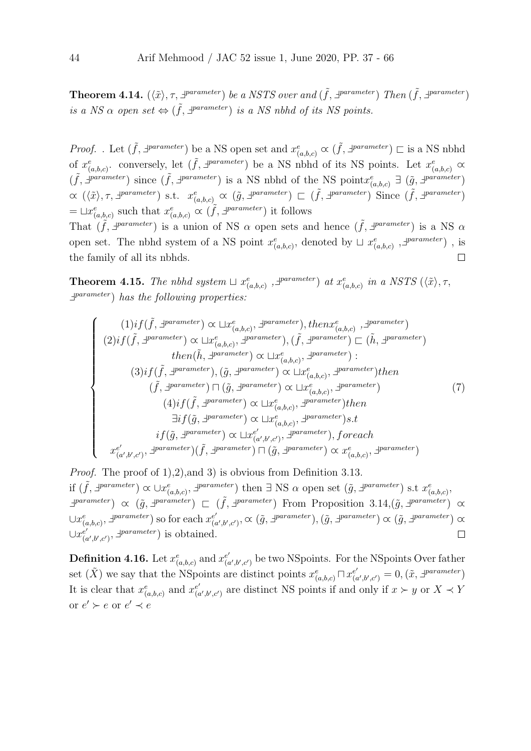**Theorem 4.14.** $(\langle\tilde{x}\rangle, \tau, \daleth^{parameter})$ *be a NSTS over and* $(\tilde{f}, \daleth^{parameter})$ *Then* $(\tilde{f}, \daleth^{parameter})$ *is a NS* $\alpha$ *open set* $\Leftrightarrow$ $(\tilde{f}, \daleth^{parameter})$ *is a NS nbhd of its NS points.*

*Proof.* . Let $(\tilde{f}, \daleth^{parameter})$ be a NS open set and $x^e_{(a,b,c)} \propto (\tilde{f}, \daleth^{parameter}) \sqsubset$ is a NS nbhd of $x^e_{(a,b,c)}$. conversely, let $(\tilde{f}, \daleth^{parameter})$ be a NS nbhd of its NS points. Let $x^e_{(a,b,c)} \propto (\tilde{f}, \daleth^{parameter})$ since $(\tilde{f}, \daleth^{parameter})$ is a NS nbhd of the NS point$x^e_{(a,b,c)}$ $\exists$ $(\tilde{g}, \daleth^{parameter})$ $\propto$ $(\langle\tilde{x}\rangle, \tau, \daleth^{parameter})$ s.t. $x^e_{(a,b,c)} \propto (\tilde{g}, \daleth^{parameter}) \sqsubset (\tilde{f}, \daleth^{parameter})$ Since $(\tilde{f}, \daleth^{parameter})$ $= \sqcup x^e_{(a,b,c)}$ such that $x^e_{(a,b,c)} \propto (\tilde{f}, \daleth^{parameter})$ it follows
That $(\tilde{f}, \daleth^{parameter})$ is a union of NS $\alpha$ open sets and hence $(\tilde{f}, \daleth^{parameter})$ is a NS $\alpha$ open set. The nbhd system of a NS point $x^e_{(a,b,c)}$, denoted by $\sqcup$ $x^e_{(a,b,c)}$ $,\daleth^{parameter})$ , is the family of all its nbhds. $\square$

**Theorem 4.15.** *The nbhd system* $\sqcup$ $x^e_{(a,b,c)}$ $,\daleth^{parameter})$ *at* $x^e_{(a,b,c)}$ *in a NSTS* $(\langle\tilde{x}\rangle, \tau,$ $\daleth^{parameter})$ *has the following properties:*

$$\begin{cases} (1) if (\tilde{f}, \daleth^{parameter}) \propto \sqcup x^e_{(a,b,c)}, \daleth^{parameter}), then x^e_{(a,b,c)}\ ,\daleth^{parameter}) \\ (2) if (\tilde{f}, \daleth^{parameter}) \propto \sqcup x^e_{(a,b,c)}, \daleth^{parameter}), (\tilde{f}, \daleth^{parameter}) \sqsubset (\tilde{h}, \daleth^{parameter}) \\ then (\tilde{h}, \daleth^{parameter}) \propto \sqcup x^e_{(a,b,c)}, \daleth^{parameter}) : \\ (3) if (\tilde{f}, \daleth^{parameter}), (\tilde{g}, \daleth^{parameter}) \propto \sqcup x^e_{(a,b,c)}, \daleth^{parameter}) then \\ (\tilde{f}, \daleth^{parameter}) \sqcap (\tilde{g}, \daleth^{parameter}) \propto \sqcup x^e_{(a,b,c)}, \daleth^{parameter}) \\ (4) if (\tilde{f}, \daleth^{parameter}) \propto \sqcup x^e_{(a,b,c)}, \daleth^{parameter}) then \\ \exists if (\tilde{g}, \daleth^{parameter}) \propto \sqcup x^e_{(a,b,c)}, \daleth^{parameter}) s.t \\ if (\tilde{g}, \daleth^{parameter}) \propto \sqcup x^{e'}_{(a',b',c')}, \daleth^{parameter}), for each \\ x^{e'}_{(a',b',c')}, \daleth^{parameter}) (\tilde{f}, \daleth^{parameter}) \sqcap (\tilde{g}, \daleth^{parameter}) \propto x^e_{(a,b,c)}, \daleth^{parameter}) \end{cases} \tag{7}$$

*Proof.* The proof of 1),2),and 3) is obvious from Definition 3.13.
if $(\tilde{f}, \daleth^{parameter}) \propto \cup x^e_{(a,b,c)}, \daleth^{parameter})$ then $\exists$ NS $\alpha$ open set $(\tilde{g}, \daleth^{parameter})$ s.t $x^e_{(a,b,c)},$ $\daleth^{parameter}) \propto (\tilde{g}, \daleth^{parameter}) \sqsubset (\tilde{f}, \daleth^{parameter})$ From Proposition 3.14,$(\tilde{g}, \daleth^{parameter}) \propto$ $\cup x^e_{(a,b,c)}, \daleth^{parameter})$ so for each $x^{e'}_{(a',b',c')}, \propto (\tilde{g}, \daleth^{parameter}), (\tilde{g}, \daleth^{parameter}) \propto (\tilde{g}, \daleth^{parameter}) \propto$ $\cup x^{e'}_{(a',b',c')}, \daleth^{parameter})$ is obtained. $\square$

**Definition 4.16.** Let $x^e_{(a,b,c)}$ and $x^{e'}_{(a',b',c')}$ be two NSpoints. For the NSpoints Over father set $(\tilde{X})$ we say that the NSpoints are distinct points $x^e_{(a,b,c)} \sqcap x^{e'}_{(a',b',c')} = 0, (\tilde{x}, \daleth^{parameter})$ It is clear that $x^e_{(a,b,c)}$ and $x^{e'}_{(a',b',c')}$ are distinct NS points if and only if $x \succ y$ or $X \prec Y$ or $e' \succ e$ or $e' \prec e$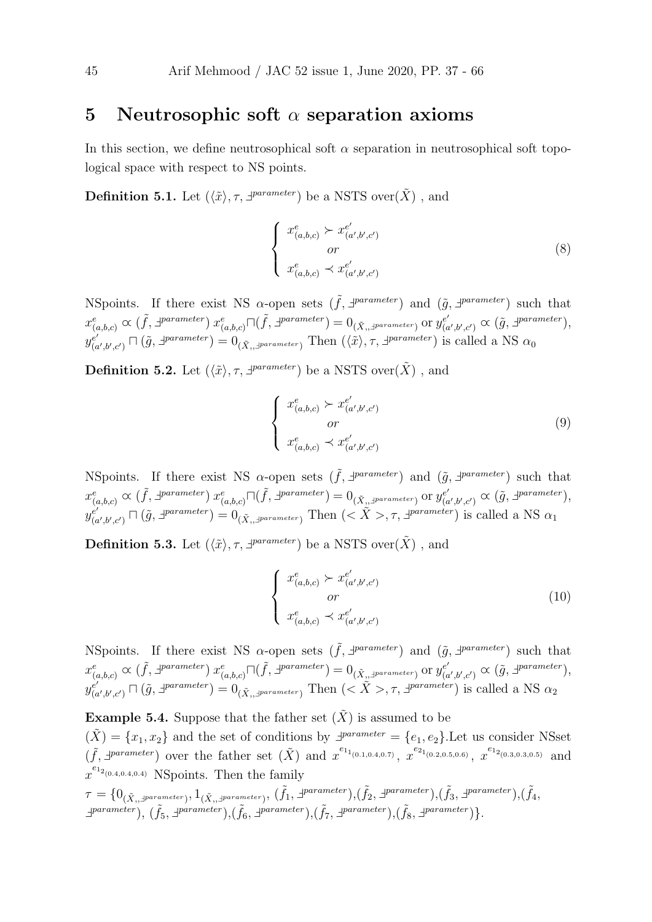## 5 Neutrosophic soft $\alpha$ separation axioms

In this section, we define neutrosophical soft $\alpha$ separation in neutrosophical soft topological space with respect to NS points.

**Definition 5.1.** Let $(\langle \tilde{x} \rangle, \tau, \daleth^{parameter})$ be a NSTS over$(\tilde{X})$ , and

$$\begin{cases} x^{e}_{(a,b,c)} \succ x^{e'}_{(a',b',c')} \\ \quad or \\ x^{e}_{(a,b,c)} \prec x^{e'}_{(a',b',c')} \end{cases} \tag{8}$$

NSpoints. If there exist NS $\alpha$-open sets $(\tilde{f}, \daleth^{parameter})$ and $(\tilde{g}, \daleth^{parameter})$ such that $x^{e}_{(a,b,c)} \propto (\tilde{f}, \daleth^{parameter})$ $x^{e}_{(a,b,c)} \sqcap (\tilde{f}, \daleth^{parameter}) = 0_{(\tilde{X}_{,,}\daleth^{parameter})}$ or $y^{e'}_{(a',b',c')} \propto (\tilde{g}, \daleth^{parameter})$, $y^{e'}_{(a',b',c')} \sqcap (\tilde{g}, \daleth^{parameter}) = 0_{(\tilde{X}_{,,}\daleth^{parameter})}$ Then $(\langle \tilde{x} \rangle, \tau, \daleth^{parameter})$ is called a NS $\alpha_0$

**Definition 5.2.** Let $(\langle \tilde{x} \rangle, \tau, \daleth^{parameter})$ be a NSTS over$(\tilde{X})$ , and

$$\begin{cases} x^{e}_{(a,b,c)} \succ x^{e'}_{(a',b',c')} \\ \quad or \\ x^{e}_{(a,b,c)} \prec x^{e'}_{(a',b',c')} \end{cases} \tag{9}$$

NSpoints. If there exist NS $\alpha$-open sets $(\tilde{f}, \daleth^{parameter})$ and $(\tilde{g}, \daleth^{parameter})$ such that $x^{e}_{(a,b,c)} \propto (\tilde{f}, \daleth^{parameter})$ $x^{e}_{(a,b,c)} \sqcap (\tilde{f}, \daleth^{parameter}) = 0_{(\tilde{X}_{,,}\daleth^{parameter})}$ or $y^{e'}_{(a',b',c')} \propto (\tilde{g}, \daleth^{parameter})$, $y^{e'}_{(a',b',c')} \sqcap (\tilde{g}, \daleth^{parameter}) = 0_{(\tilde{X}_{,,}\daleth^{parameter})}$ Then $(<\tilde{X}>, \tau, \daleth^{parameter})$ is called a NS $\alpha_1$

**Definition 5.3.** Let $(\langle \tilde{x} \rangle, \tau, \daleth^{parameter})$ be a NSTS over$(\tilde{X})$ , and

$$\begin{cases} x^{e}_{(a,b,c)} \succ x^{e'}_{(a',b',c')} \\ \quad or \\ x^{e}_{(a,b,c)} \prec x^{e'}_{(a',b',c')} \end{cases} \tag{10}$$

NSpoints. If there exist NS $\alpha$-open sets $(\tilde{f}, \daleth^{parameter})$ and $(\tilde{g}, \daleth^{parameter})$ such that $x^{e}_{(a,b,c)} \propto (\tilde{f}, \daleth^{parameter})$ $x^{e}_{(a,b,c)} \sqcap (\tilde{f}, \daleth^{parameter}) = 0_{(\tilde{X}_{,,}\daleth^{parameter})}$ or $y^{e'}_{(a',b',c')} \propto (\tilde{g}, \daleth^{parameter})$, $y^{e'}_{(a',b',c')} \sqcap (\tilde{g}, \daleth^{parameter}) = 0_{(\tilde{X}_{,,}\daleth^{parameter})}$ Then $(<\tilde{X}>, \tau, \daleth^{parameter})$ is called a NS $\alpha_2$

**Example 5.4.** Suppose that the father set $(\tilde{X})$ is assumed to be $(\tilde{X}) = \{x_1, x_2\}$ and the set of conditions by $\daleth^{parameter} = \{e_1, e_2\}$.Let us consider NSset $(\tilde{f}, \daleth^{parameter})$ over the father set $(\tilde{X})$ and $x^{e_{1_1}}{}_{(0.1,0.4,0.7)}$, $x^{e_{2_1}}{}_{(0.2,0.5,0.6)}$, $x^{e_{1_2}}{}_{(0.3,0.3,0.5)}$ and $x^{e_{1_2}}{}_{(0.4,0.4,0.4)}$ NSpoints. Then the family
$\tau = \{0_{(\tilde{X}_{,,}\daleth^{parameter})}, 1_{(\tilde{X}_{,,}\daleth^{parameter})}, (\tilde{f}_1, \daleth^{parameter}), (\tilde{f}_2, \daleth^{parameter}), (\tilde{f}_3, \daleth^{parameter}), (\tilde{f}_4, \daleth^{parameter}), (\tilde{f}_5, \daleth^{parameter}), (\tilde{f}_6, \daleth^{parameter}), (\tilde{f}_7, \daleth^{parameter}), (\tilde{f}_8, \daleth^{parameter})\}$.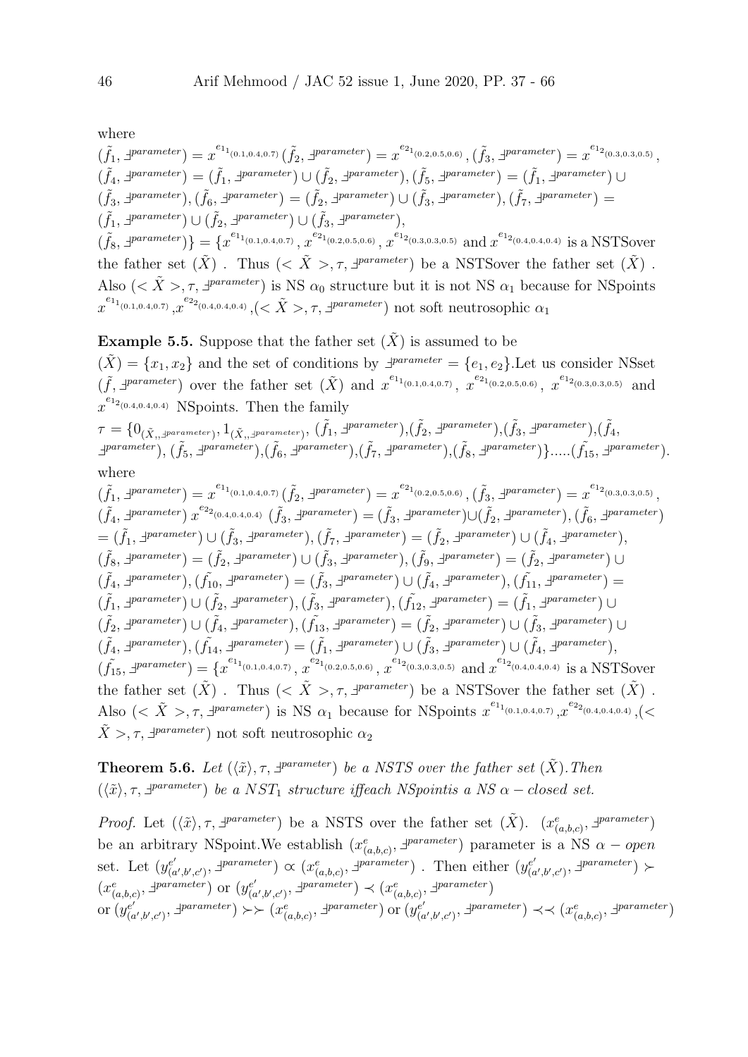where

$(\tilde{f}_1, \daleth^{parameter}) = x^{e_{1_1}}{}_{(0.1,0.4,0.7)}$ $(\tilde{f}_2, \daleth^{parameter}) = x^{e_{2_1}}{}_{(0.2,0.5,0.6)}$ , $(\tilde{f}_3, \daleth^{parameter}) = x^{e_{1_2}}{}_{(0.3,0.3,0.5)}$ , $(\tilde{f}_4, \daleth^{parameter}) = (\tilde{f}_1, \daleth^{parameter}) \cup (\tilde{f}_2, \daleth^{parameter})$, $(\tilde{f}_5, \daleth^{parameter}) = (\tilde{f}_1, \daleth^{parameter}) \cup (\tilde{f}_3, \daleth^{parameter})$, $(\tilde{f}_6, \daleth^{parameter}) = (\tilde{f}_2, \daleth^{parameter}) \cup (\tilde{f}_3, \daleth^{parameter})$, $(\tilde{f}_7, \daleth^{parameter}) = (\tilde{f}_1, \daleth^{parameter}) \cup (\tilde{f}_2, \daleth^{parameter}) \cup (\tilde{f}_3, \daleth^{parameter})$,
$(\tilde{f}_8, \daleth^{parameter})\} = \{x^{e_{1_1}}{}_{(0.1,0.4,0.7)}, x^{e_{2_1}}{}_{(0.2,0.5,0.6)}, x^{e_{1_2}}{}_{(0.3,0.3,0.5)}$ and $x^{e_{1_2}}{}_{(0.4,0.4,0.4)}$ is a NSTSover the father set $(\tilde{X})$ . Thus $(< \tilde{X} >, \tau, \daleth^{parameter})$ be a NSTSover the father set $(\tilde{X})$ . Also $(< \tilde{X} >, \tau, \daleth^{parameter})$ is NS $\alpha_0$ structure but it is not NS $\alpha_1$ because for NSpoints $x^{e_{1_1}}{}_{(0.1,0.4,0.7)}$ ,$x^{e_{2_2}}{}_{(0.4,0.4,0.4)}$ ,$(< \tilde{X} >, \tau, \daleth^{parameter})$ not soft neutrosophic $\alpha_1$

**Example 5.5.** Suppose that the father set $(\tilde{X})$ is assumed to be $(\tilde{X}) = \{x_1, x_2\}$ and the set of conditions by $\daleth^{parameter} = \{e_1, e_2\}$.Let us consider NSset $(\tilde{f}, \daleth^{parameter})$ over the father set $(\tilde{X})$ and $x^{e_{1_1}}{}_{(0.1,0.4,0.7)}$, $x^{e_{2_1}}{}_{(0.2,0.5,0.6)}$, $x^{e_{1_2}}{}_{(0.3,0.3,0.5)}$ and $x^{e_{1_2}}{}_{(0.4,0.4,0.4)}$ NSpoints. Then the family

$\tau = \{0_{(\tilde{X},, \daleth^{parameter})}, 1_{(\tilde{X},, \daleth^{parameter})}, (\tilde{f}_1, \daleth^{parameter}),(\tilde{f}_2, \daleth^{parameter}),(\tilde{f}_3, \daleth^{parameter}),(\tilde{f}_4, \daleth^{parameter}), (\tilde{f}_5, \daleth^{parameter}),(\tilde{f}_6, \daleth^{parameter}),(\tilde{f}_7, \daleth^{parameter}),(\tilde{f}_8, \daleth^{parameter})\}.....(\tilde{f}_{15}, \daleth^{parameter})$.

where

$(\tilde{f}_1, \daleth^{parameter}) = x^{e_{1_1}}{}_{(0.1,0.4,0.7)}$ $(\tilde{f}_2, \daleth^{parameter}) = x^{e_{2_1}}{}_{(0.2,0.5,0.6)}$ , $(\tilde{f}_3, \daleth^{parameter}) = x^{e_{1_2}}{}_{(0.3,0.3,0.5)}$ , $(\tilde{f}_4, \daleth^{parameter})$ $x^{e_{2_2}}{}_{(0.4,0.4,0.4)}$ $(\tilde{f}_3, \daleth^{parameter}) = (\tilde{f}_3, \daleth^{parameter}) \cup (\tilde{f}_2, \daleth^{parameter})$, $(\tilde{f}_6, \daleth^{parameter}) = (\tilde{f}_1, \daleth^{parameter}) \cup (\tilde{f}_3, \daleth^{parameter})$, $(\tilde{f}_7, \daleth^{parameter}) = (\tilde{f}_2, \daleth^{parameter}) \cup (\tilde{f}_4, \daleth^{parameter})$, $(\tilde{f}_8, \daleth^{parameter}) = (\tilde{f}_2, \daleth^{parameter}) \cup (\tilde{f}_3, \daleth^{parameter})$, $(\tilde{f}_9, \daleth^{parameter}) = (\tilde{f}_2, \daleth^{parameter}) \cup (\tilde{f}_4, \daleth^{parameter})$, $(\tilde{f}_{10}, \daleth^{parameter}) = (\tilde{f}_3, \daleth^{parameter}) \cup (\tilde{f}_4, \daleth^{parameter})$, $(\tilde{f}_{11}, \daleth^{parameter}) = (\tilde{f}_1, \daleth^{parameter}) \cup (\tilde{f}_2, \daleth^{parameter})$, $(\tilde{f}_3, \daleth^{parameter})$, $(\tilde{f}_{12}, \daleth^{parameter}) = (\tilde{f}_1, \daleth^{parameter}) \cup (\tilde{f}_2, \daleth^{parameter}) \cup (\tilde{f}_4, \daleth^{parameter})$, $(\tilde{f}_{13}, \daleth^{parameter}) = (\tilde{f}_2, \daleth^{parameter}) \cup (\tilde{f}_3, \daleth^{parameter}) \cup (\tilde{f}_4, \daleth^{parameter})$, $(\tilde{f}_{14}, \daleth^{parameter}) = (\tilde{f}_1, \daleth^{parameter}) \cup (\tilde{f}_3, \daleth^{parameter}) \cup (\tilde{f}_4, \daleth^{parameter})$,
$(\tilde{f}_{15}, \daleth^{parameter}) = \{x^{e_{1_1}}{}_{(0.1,0.4,0.7)}, x^{e_{2_1}}{}_{(0.2,0.5,0.6)}, x^{e_{1_2}}{}_{(0.3,0.3,0.5)}$ and $x^{e_{1_2}}{}_{(0.4,0.4,0.4)}$ is a NSTSover the father set $(\tilde{X})$ . Thus $(< \tilde{X} >, \tau, \daleth^{parameter})$ be a NSTSover the father set $(\tilde{X})$ . Also $(< \tilde{X} >, \tau, \daleth^{parameter})$ is NS $\alpha_1$ because for NSpoints $x^{e_{1_1}}{}_{(0.1,0.4,0.7)}$ ,$x^{e_{2_2}}{}_{(0.4,0.4,0.4)}$ ,$(< \tilde{X} >, \tau, \daleth^{parameter})$ not soft neutrosophic $\alpha_2$

**Theorem 5.6.** *Let $(\langle\tilde{x}\rangle, \tau, \daleth^{parameter})$ be a NSTS over the father set $(\tilde{X})$.Then $(\langle\tilde{x}\rangle, \tau, \daleth^{parameter})$ be a $NST_1$ structure iffeach NSpointis a NS $\alpha-closed$ set.*

*Proof.* Let $(\langle\tilde{x}\rangle, \tau, \daleth^{parameter})$ be a NSTS over the father set $(\tilde{X})$. $(x^e_{(a,b,c)}, \daleth^{parameter})$ be an arbitrary NSpoint.We establish $(x^e_{(a,b,c)}, \daleth^{parameter})$ parameter is a NS $\alpha-open$ set. Let $(y^{e'}_{(a',b',c')}, \daleth^{parameter}) \propto (x^e_{(a,b,c)}, \daleth^{parameter})$ . Then either $(y^{e'}_{(a',b',c')}, \daleth^{parameter}) \succ (x^e_{(a,b,c)}, \daleth^{parameter})$ or $(y^{e'}_{(a',b',c')}, \daleth^{parameter}) \prec (x^e_{(a,b,c)}, \daleth^{parameter})$ or $(y^{e'}_{(a',b',c')}, \daleth^{parameter}) \succ\succ (x^e_{(a,b,c)}, \daleth^{parameter})$ or $(y^{e'}_{(a',b',c')}, \daleth^{parameter}) \prec\prec (x^e_{(a,b,c)}, \daleth^{parameter})$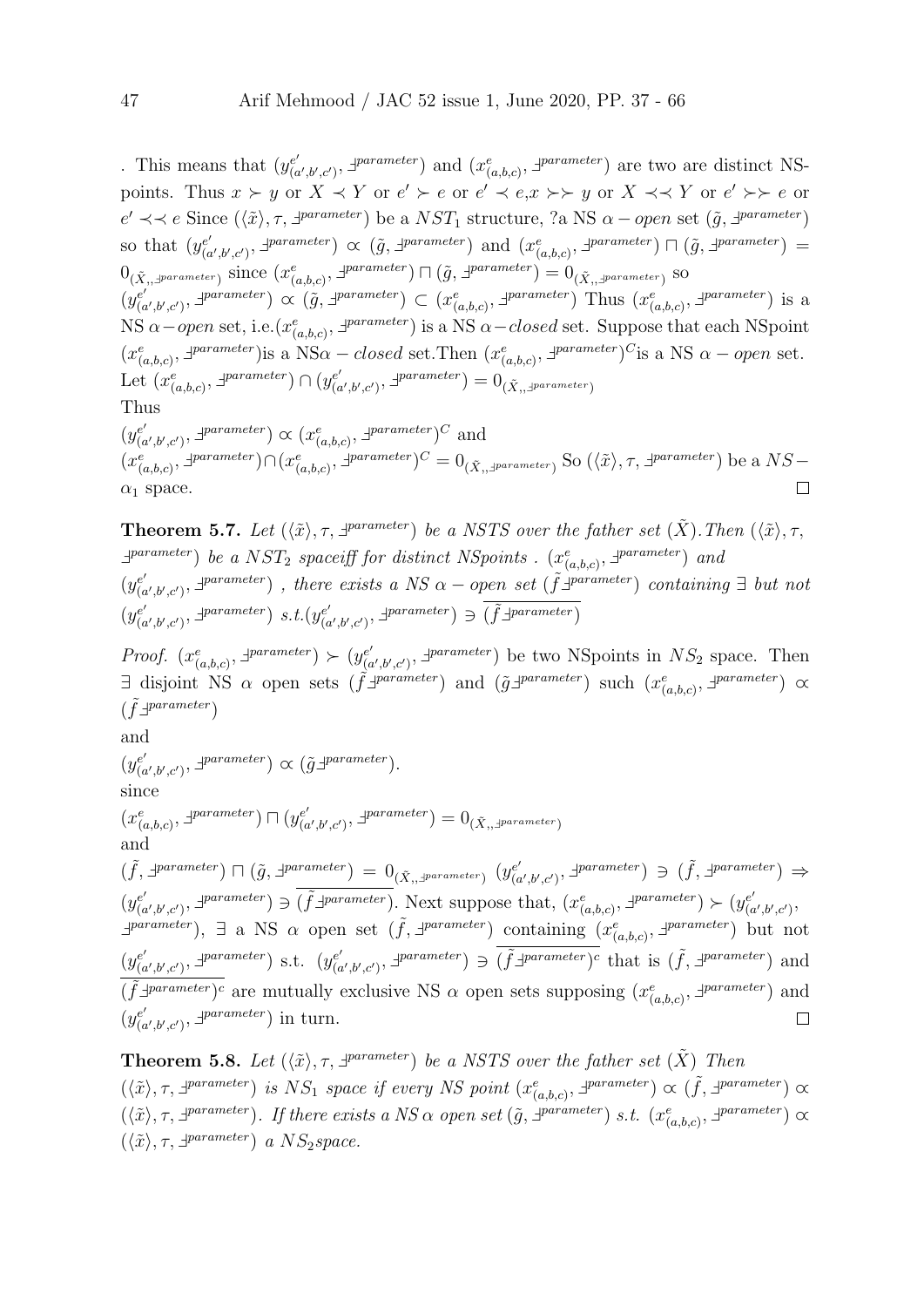. This means that $(y^{e'}_{(a',b',c')}, \daleth^{parameter})$ and $(x^{e}_{(a,b,c)}, \daleth^{parameter})$ are two are distinct NS-points. Thus $x \succ y$ or $X \prec Y$ or $e' \succ e$ or $e' \prec e$,$x \succ\succ y$ or $X \prec\prec Y$ or $e' \succ\succ e$ or $e' \prec\prec e$ Since $(\langle\tilde{x}\rangle, \tau, \daleth^{parameter})$ be a $NST_1$ structure, ?a NS $\alpha - open$ set $(\tilde{g}, \daleth^{parameter})$ so that $(y^{e'}_{(a',b',c')}, \daleth^{parameter}) \propto (\tilde{g}, \daleth^{parameter})$ and $(x^{e}_{(a,b,c)}, \daleth^{parameter}) \sqcap (\tilde{g}, \daleth^{parameter}) = 0_{(\tilde{X},, \daleth^{parameter})}$ since $(x^{e}_{(a,b,c)}, \daleth^{parameter}) \sqcap (\tilde{g}, \daleth^{parameter}) = 0_{(\tilde{X},, \daleth^{parameter})}$ so $(y^{e'}_{(a',b',c')}, \daleth^{parameter}) \propto (\tilde{g}, \daleth^{parameter}) \subset (x^{e}_{(a,b,c)}, \daleth^{parameter})$ Thus $(x^{e}_{(a,b,c)}, \daleth^{parameter})$ is a NS $\alpha - open$ set, i.e.$(x^{e}_{(a,b,c)}, \daleth^{parameter})$ is a NS $\alpha - closed$ set. Suppose that each NSpoint $(x^{e}_{(a,b,c)}, \daleth^{parameter})$is a NS$\alpha - closed$ set.Then $(x^{e}_{(a,b,c)}, \daleth^{parameter})^C$is a NS $\alpha - open$ set. Let $(x^{e}_{(a,b,c)}, \daleth^{parameter}) \cap (y^{e'}_{(a',b',c')}, \daleth^{parameter}) = 0_{(\tilde{X},, \daleth^{parameter})}$

Thus

$(y^{e'}_{(a',b',c')}, \daleth^{parameter}) \propto (x^{e}_{(a,b,c)}, \daleth^{parameter})^C$ and

$(x^{e}_{(a,b,c)}, \daleth^{parameter}) \cap (x^{e}_{(a,b,c)}, \daleth^{parameter})^C = 0_{(\tilde{X},, \daleth^{parameter})}$ So $(\langle\tilde{x}\rangle, \tau, \daleth^{parameter})$ be a $NS-\alpha_1$ space. □

**Theorem 5.7.** *Let $(\langle\tilde{x}\rangle, \tau, \daleth^{parameter})$ be a NSTS over the father set $(\tilde{X})$. Then $(\langle\tilde{x}\rangle, \tau, \daleth^{parameter})$ be a $NST_2$ spaceiff for distinct NSpoints . $(x^{e}_{(a,b,c)}, \daleth^{parameter})$ and $(y^{e'}_{(a',b',c')}, \daleth^{parameter})$ , there exists a NS $\alpha - open$ set $(\tilde{f}\daleth^{parameter})$ containing $\exists$ but not $(y^{e'}_{(a',b',c')}, \daleth^{parameter})$ s.t.$(y^{e'}_{(a',b',c')}, \daleth^{parameter}) \ni \overline{(\tilde{f}\daleth^{parameter})}$*

*Proof.* $(x^{e}_{(a,b,c)}, \daleth^{parameter}) \succ (y^{e'}_{(a',b',c')}, \daleth^{parameter})$ be two NSpoints in $NS_2$ space. Then $\exists$ disjoint NS $\alpha$ open sets $(\tilde{f}\daleth^{parameter})$ and $(\tilde{g}\daleth^{parameter})$ such $(x^{e}_{(a,b,c)}, \daleth^{parameter}) \propto (\tilde{f}\daleth^{parameter})$

and

$(y^{e'}_{(a',b',c')}, \daleth^{parameter}) \propto (\tilde{g}\daleth^{parameter})$.

since

$(x^{e}_{(a,b,c)}, \daleth^{parameter}) \sqcap (y^{e'}_{(a',b',c')}, \daleth^{parameter}) = 0_{(\tilde{X},, \daleth^{parameter})}$

and

$(\tilde{f}, \daleth^{parameter}) \sqcap (\tilde{g}, \daleth^{parameter}) = 0_{(\tilde{X},, \daleth^{parameter})}$ $(y^{e'}_{(a',b',c')}, \daleth^{parameter}) \ni (\tilde{f}, \daleth^{parameter}) \Rightarrow (y^{e'}_{(a',b',c')}, \daleth^{parameter}) \ni \overline{(\tilde{f}\daleth^{parameter})}$. Next suppose that, $(x^{e}_{(a,b,c)}, \daleth^{parameter}) \succ (y^{e'}_{(a',b',c')}, \daleth^{parameter})$, $\exists$ a NS $\alpha$ open set $(\tilde{f}, \daleth^{parameter})$ containing $(x^{e}_{(a,b,c)}, \daleth^{parameter})$ but not $(y^{e'}_{(a',b',c')}, \daleth^{parameter})$ s.t. $(y^{e'}_{(a',b',c')}, \daleth^{parameter}) \ni \overline{(\tilde{f}\daleth^{parameter})^c}$ that is $(\tilde{f}, \daleth^{parameter})$ and $\overline{(\tilde{f}\daleth^{parameter})^c}$ are mutually exclusive NS $\alpha$ open sets supposing $(x^{e}_{(a,b,c)}, \daleth^{parameter})$ and $(y^{e'}_{(a',b',c')}, \daleth^{parameter})$ in turn. □

**Theorem 5.8.** *Let $(\langle\tilde{x}\rangle, \tau, \daleth^{parameter})$ be a NSTS over the father set $(\tilde{X})$ Then $(\langle\tilde{x}\rangle, \tau, \daleth^{parameter})$ is $NS_1$ space if every NS point $(x^{e}_{(a,b,c)}, \daleth^{parameter}) \propto (\tilde{f}, \daleth^{parameter}) \propto (\langle\tilde{x}\rangle, \tau, \daleth^{parameter})$. If there exists a NS $\alpha$ open set $(\tilde{g}, \daleth^{parameter})$ s.t. $(x^{e}_{(a,b,c)}, \daleth^{parameter}) \propto (\langle\tilde{x}\rangle, \tau, \daleth^{parameter})$ a $NS_2$space.*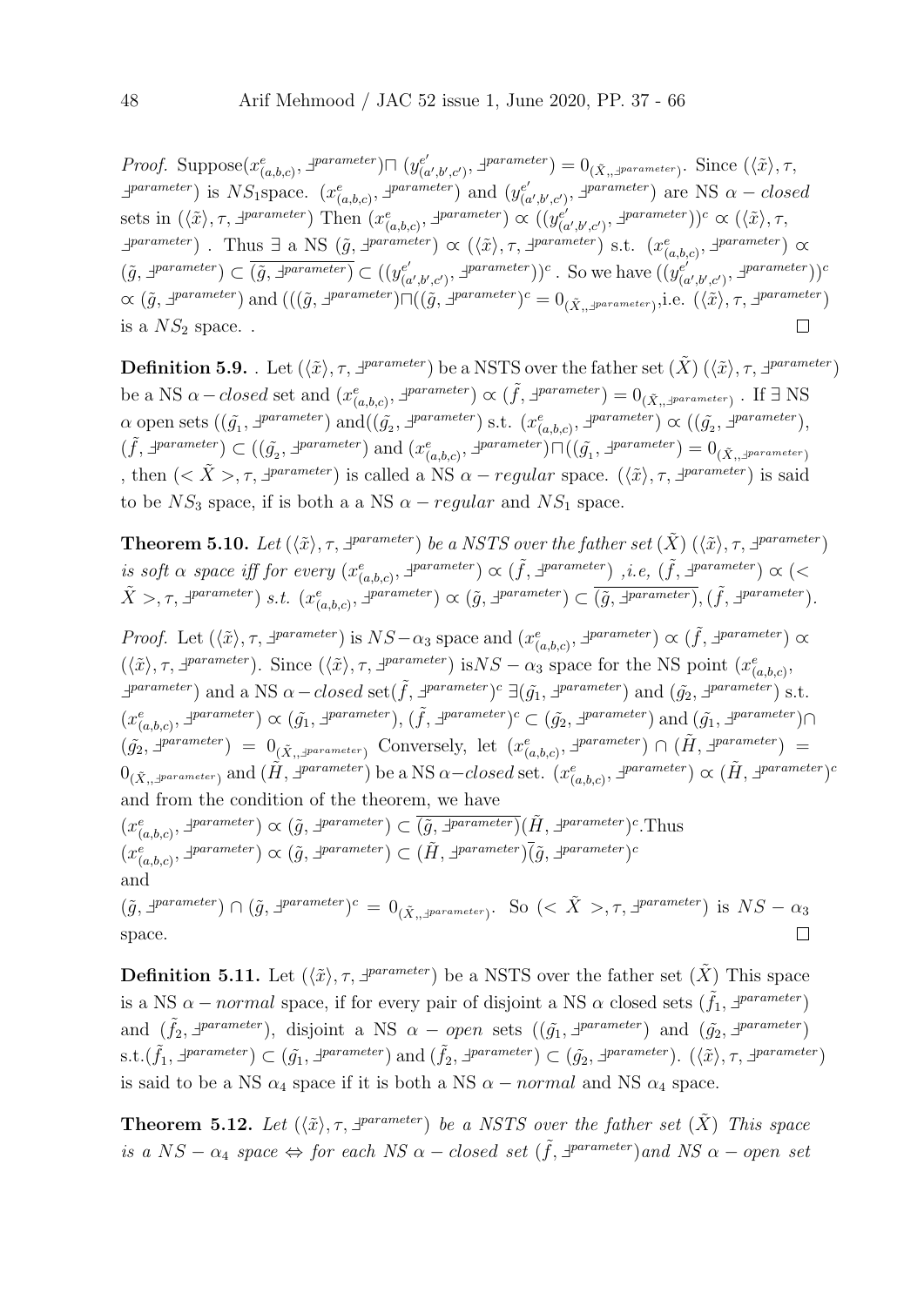*Proof.* Suppose$(x^e_{(a,b,c)}, \daleth^{parameter}) \sqcap (y^{e'}_{(a',b',c')}, \daleth^{parameter}) = 0_{(\tilde{X},, \daleth^{parameter})}$. Since $(\langle\tilde{x}\rangle, \tau, \daleth^{parameter})$ is $NS_1$space. $(x^e_{(a,b,c)}, \daleth^{parameter})$ and $(y^{e'}_{(a',b',c')}, \daleth^{parameter})$ are NS $\alpha - closed$ sets in $(\langle\tilde{x}\rangle, \tau, \daleth^{parameter})$ Then $(x^e_{(a,b,c)}, \daleth^{parameter}) \propto ((y^{e'}_{(a',b',c')}, \daleth^{parameter}))^c \propto (\langle\tilde{x}\rangle, \tau, \daleth^{parameter})$ . Thus $\exists$ a NS $(\tilde{g}, \daleth^{parameter}) \propto (\langle\tilde{x}\rangle, \tau, \daleth^{parameter})$ s.t. $(x^e_{(a,b,c)}, \daleth^{parameter}) \propto (\tilde{g}, \daleth^{parameter}) \subset \overline{(\tilde{g}, \daleth^{parameter})} \subset ((y^{e'}_{(a',b',c')}, \daleth^{parameter}))^c$ . So we have $((y^{e'}_{(a',b',c')}, \daleth^{parameter}))^c \propto (\tilde{g}, \daleth^{parameter})$ and $(((\tilde{g}, \daleth^{parameter})\sqcap((\tilde{g}, \daleth^{parameter})^c = 0_{(\tilde{X},, \daleth^{parameter})}$,i.e. $(\langle\tilde{x}\rangle, \tau, \daleth^{parameter})$ is a $NS_2$ space. . ∎

**Definition 5.9.** . Let $(\langle\tilde{x}\rangle, \tau, \daleth^{parameter})$ be a NSTS over the father set $(\tilde{X})$ $(\langle\tilde{x}\rangle, \tau, \daleth^{parameter})$ be a NS $\alpha - closed$ set and $(x^e_{(a,b,c)}, \daleth^{parameter}) \propto (\tilde{f}, \daleth^{parameter}) = 0_{(\tilde{X},, \daleth^{parameter})}$ . If $\exists$ NS $\alpha$ open sets $((\tilde{g}_1, \daleth^{parameter})$ and$((\tilde{g}_2, \daleth^{parameter})$ s.t. $(x^e_{(a,b,c)}, \daleth^{parameter}) \propto ((\tilde{g}_2, \daleth^{parameter})$, $(\tilde{f}, \daleth^{parameter}) \subset ((\tilde{g}_2, \daleth^{parameter})$ and $(x^e_{(a,b,c)}, \daleth^{parameter})\sqcap((\tilde{g}_1, \daleth^{parameter}) = 0_{(\tilde{X},, \daleth^{parameter})}$ , then $(<\tilde{X}>, \tau, \daleth^{parameter})$ is called a NS $\alpha - regular$ space. $(\langle\tilde{x}\rangle, \tau, \daleth^{parameter})$ is said to be $NS_3$ space, if is both a a NS $\alpha - regular$ and $NS_1$ space.

**Theorem 5.10.** *Let $(\langle\tilde{x}\rangle, \tau, \daleth^{parameter})$ be a NSTS over the father set $(\tilde{X})$ $(\langle\tilde{x}\rangle, \tau, \daleth^{parameter})$ is soft $\alpha$ space iff for every $(x^e_{(a,b,c)}, \daleth^{parameter}) \propto (\tilde{f}, \daleth^{parameter})$ ,i.e, $(\tilde{f}, \daleth^{parameter}) \propto (<\tilde{X}>, \tau, \daleth^{parameter})$ s.t. $(x^e_{(a,b,c)}, \daleth^{parameter}) \propto (\tilde{g}, \daleth^{parameter}) \subset \overline{(\tilde{g}, \daleth^{parameter})}, (\tilde{f}, \daleth^{parameter})$.*

*Proof.* Let $(\langle\tilde{x}\rangle, \tau, \daleth^{parameter})$ is $NS-\alpha_3$ space and $(x^e_{(a,b,c)}, \daleth^{parameter}) \propto (\tilde{f}, \daleth^{parameter}) \propto (\langle\tilde{x}\rangle, \tau, \daleth^{parameter})$. Since $(\langle\tilde{x}\rangle, \tau, \daleth^{parameter})$ is$NS - \alpha_3$ space for the NS point $(x^e_{(a,b,c)}, \daleth^{parameter})$ and a NS $\alpha - closed$ set$(\tilde{f}, \daleth^{parameter})^c$ $\exists(\tilde{g}_1, \daleth^{parameter})$ and $(\tilde{g}_2, \daleth^{parameter})$ s.t. $(x^e_{(a,b,c)}, \daleth^{parameter}) \propto (\tilde{g}_1, \daleth^{parameter})$, $(\tilde{f}, \daleth^{parameter})^c \subset (\tilde{g}_2, \daleth^{parameter})$ and $(\tilde{g}_1, \daleth^{parameter})\cap (\tilde{g}_2, \daleth^{parameter}) = 0_{(\tilde{X},, \daleth^{parameter})}$ Conversely, let $(x^e_{(a,b,c)}, \daleth^{parameter}) \cap (\tilde{H}, \daleth^{parameter}) = 0_{(\tilde{X},, \daleth^{parameter})}$ and $(\tilde{H}, \daleth^{parameter})$ be a NS $\alpha{-}closed$ set. $(x^e_{(a,b,c)}, \daleth^{parameter}) \propto (\tilde{H}, \daleth^{parameter})^c$ and from the condition of the theorem, we have

$(x^e_{(a,b,c)}, \daleth^{parameter}) \propto (\tilde{g}, \daleth^{parameter}) \subset \overline{(\tilde{g}, \daleth^{parameter})}(\tilde{H}, \daleth^{parameter})^c$.Thus

$(x^e_{(a,b,c)}, \daleth^{parameter}) \propto (\tilde{g}, \daleth^{parameter}) \subset (\tilde{H}, \daleth^{parameter})\overline{(}\tilde{g}, \daleth^{parameter})^c$

and

$(\tilde{g}, \daleth^{parameter}) \cap (\tilde{g}, \daleth^{parameter})^c = 0_{(\tilde{X},, \daleth^{parameter})}$. So $(<\tilde{X}>, \tau, \daleth^{parameter})$ is $NS - \alpha_3$ space. ∎

**Definition 5.11.** Let $(\langle\tilde{x}\rangle, \tau, \daleth^{parameter})$ be a NSTS over the father set $(\tilde{X})$ This space is a NS $\alpha - normal$ space, if for every pair of disjoint a NS $\alpha$ closed sets $(\tilde{f}_1, \daleth^{parameter})$ and $(\tilde{f}_2, \daleth^{parameter})$, disjoint a NS $\alpha - open$ sets $((\tilde{g}_1, \daleth^{parameter})$ and $(\tilde{g}_2, \daleth^{parameter})$ s.t.$(\tilde{f}_1, \daleth^{parameter}) \subset (\tilde{g}_1, \daleth^{parameter})$ and $(\tilde{f}_2, \daleth^{parameter}) \subset (\tilde{g}_2, \daleth^{parameter})$. $(\langle\tilde{x}\rangle, \tau, \daleth^{parameter})$ is said to be a NS $\alpha_4$ space if it is both a NS $\alpha - normal$ and NS $\alpha_4$ space.

**Theorem 5.12.** *Let $(\langle\tilde{x}\rangle, \tau, \daleth^{parameter})$ be a NSTS over the father set $(\tilde{X})$ This space is a $NS - \alpha_4$ space $\Leftrightarrow$ for each NS $\alpha - closed$ set $(\tilde{f}, \daleth^{parameter})$and NS $\alpha - open$ set*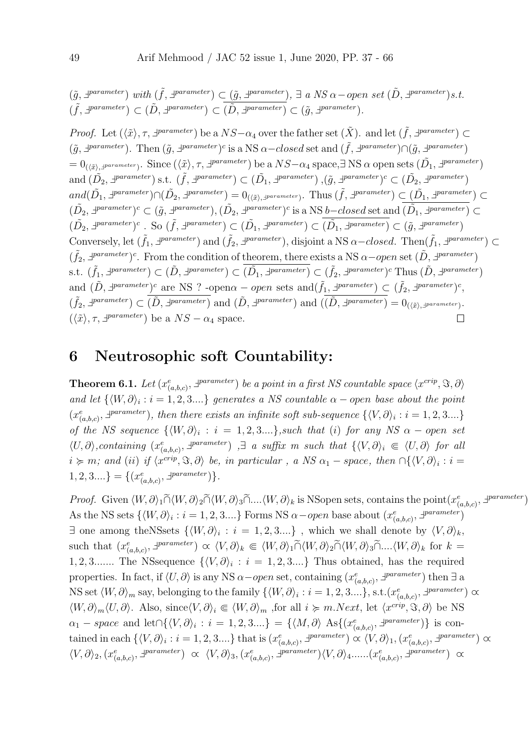$(\tilde{g}, \exists^{parameter})$ *with* $(\tilde{f}, \exists^{parameter}) \subset \overline{(\tilde{g}, \exists^{parameter})}$, $\exists$ *a NS* $\alpha-$*open set* $(\tilde{D}, \exists^{parameter})$*s.t.* $(\tilde{f}, \exists^{parameter}) \subset (\tilde{D}, \exists^{parameter}) \subset \overline{(\tilde{D}, \exists^{parameter})} \subset (\tilde{g}, \exists^{parameter})$.

*Proof.* Let $(\langle\tilde{x}\rangle, \tau, \exists^{parameter})$ be a $NS{-}\alpha_4$ over the father set $(\tilde{X})$. and let $(\tilde{f}, \exists^{parameter}) \subset (\tilde{g}, \exists^{parameter})$. Then $(\tilde{g}, \exists^{parameter})^c$ is a NS $\alpha-closed$ set and $(\tilde{f}, \exists^{parameter}) \cap (\tilde{g}, \exists^{parameter}) = 0_{(\langle\tilde{x}\rangle, \exists^{parameter})}$. Since $(\langle\tilde{x}\rangle, \tau, \exists^{parameter})$ be a $NS{-}\alpha_4$ space,$\exists$ NS $\alpha$ open sets $(\tilde{D_1}, \exists^{parameter})$ and $(\tilde{D_2}, \exists^{parameter})$ s.t. $(\tilde{f}, \exists^{parameter}) \subset (\tilde{D_1}, \exists^{parameter})$ ,$(\tilde{g}, \exists^{parameter})^c \subset (\tilde{D_2}, \exists^{parameter})$ $and(\tilde{D_1}, \exists^{parameter}) \cap (\tilde{D_2}, \exists^{parameter}) = 0_{(\langle\tilde{x}\rangle, \exists^{parameter})}$. Thus $(\tilde{f}, \exists^{parameter}) \subset \overline{(\tilde{D_1}, \exists^{parameter})} \subset (\tilde{D_2}, \exists^{parameter})^c \subset (\tilde{g}, \exists^{parameter})$, $(\tilde{D_2}, \exists^{parameter})^c$ is a NS $b-closed$ set and $\overline{(\tilde{D_1}, \exists^{parameter})} \subset (\tilde{D_2}, \exists^{parameter})^c$ . So $(\tilde{f}, \exists^{parameter}) \subset (\tilde{D_1}, \exists^{parameter}) \subset \overline{(\tilde{D_1}, \exists^{parameter})} \subset (\tilde{g}, \exists^{parameter})$
Conversely, let $(\tilde{f_1}, \exists^{parameter})$ and $(\tilde{f_2}, \exists^{parameter})$, disjoint a NS $\alpha-closed$. Then$(\tilde{f_1}, \exists^{parameter}) \subset (\tilde{f_2}, \exists^{parameter})^c$. From the condition of theorem, there exists a NS $\alpha-open$ set $(\tilde{D}, \exists^{parameter})$ s.t. $(\tilde{f_1}, \exists^{parameter}) \subset (\tilde{D}, \exists^{parameter}) \subset \overline{(\tilde{D_1}, \exists^{parameter})} \subset (\tilde{f_2}, \exists^{parameter})^c$ Thus $(\tilde{D}, \exists^{parameter})$ and $(\tilde{D}, \exists^{parameter})^c$ are NS ? -open$\alpha-open$ sets and$(\tilde{f_1}, \exists^{parameter}) \subset (\tilde{f_2}, \exists^{parameter})^c$, $(\tilde{f_2}, \exists^{parameter}) \subset \overline{(\tilde{D}, \exists^{parameter})}$ and $(\tilde{D}, \exists^{parameter})$ and $(\overline{(\tilde{D}, \exists^{parameter})} = 0_{(\langle\tilde{x}\rangle, \exists^{parameter})}$.
$(\langle\tilde{x}\rangle, \tau, \exists^{parameter})$ be a $NS-\alpha_4$ space. □

## 6 Neutrosophic soft Countability:

**Theorem 6.1.** *Let* $(x^e_{(a,b,c)}, \exists^{parameter})$ *be a point in a first NS countable space* $\langle x^{crip}, \Im, \partial\rangle$ *and let* $\{\langle W, \partial\rangle_i : i = 1, 2, 3....\}$ *generates a NS countable* $\alpha - open$ *base about the point* $(x^e_{(a,b,c)}, \exists^{parameter})$*, then there exists an infinite soft sub-sequence* $\{\langle V, \partial\rangle_i : i = 1, 2, 3....\}$ *of the NS sequence* $\{\langle W, \partial\rangle_i : i = 1, 2, 3....\}$*,such that (i) for any NS* $\alpha - open$ *set* $\langle U, \partial\rangle$*,containing* $(x^e_{(a,b,c)}, \exists^{parameter})$ *,*$\exists$ *a suffix m such that* $\{\langle V, \partial\rangle_i \Subset \langle U, \partial\rangle$ *for all* $i \succcurlyeq m$*; and (ii) if* $\langle x^{crip}, \Im, \partial\rangle$ *be, in particular , a NS* $\alpha_1 - space$*, then* $\cap\{\langle V, \partial\rangle_i : i = 1, 2, 3....\} = \{(x^e_{(a,b,c)}, \exists^{parameter})\}$.

*Proof.* Given $\langle W, \partial\rangle_1 \widetilde{\cap} \langle W, \partial\rangle_2 \widetilde{\cap} \langle W, \partial\rangle_3 \widetilde{\cap} .... \langle W, \partial\rangle_k$ is NSopen sets, contains the point$(x^e_{(a,b,c)}, \exists^{parameter})$ As the NS sets $\{\langle W, \partial\rangle_i : i = 1, 2, 3....\}$ Forms NS $\alpha-open$ base about $(x^e_{(a,b,c)}, \exists^{parameter})$ $\exists$ one among theNSsets $\{\langle W, \partial\rangle_i : i = 1, 2, 3....\}$ , which we shall denote by $\langle V, \partial\rangle_k$, such that $(x^e_{(a,b,c)}, \exists^{parameter}) \propto \langle V, \partial\rangle_k \Subset \langle W, \partial\rangle_1 \widetilde{\cap} \langle W, \partial\rangle_2 \widetilde{\cap} \langle W, \partial\rangle_3 \widetilde{\cap} .... \langle W, \partial\rangle_k$ for $k = 1, 2, 3.......$ The NSsequence $\{\langle V, \partial\rangle_i : i = 1, 2, 3....\}$ Thus obtained, has the required properties. In fact, if $\langle U, \partial\rangle$ is any NS $\alpha-open$ set, containing $(x^e_{(a,b,c)}, \exists^{parameter})$ then $\exists$ a NS set $\langle W, \partial\rangle_m$ say, belonging to the family $\{\langle W, \partial\rangle_i : i = 1, 2, 3....\}$, s.t.$(x^e_{(a,b,c)}, \exists^{parameter}) \propto \langle W, \partial\rangle_m \langle U, \partial\rangle$. Also, since$\langle V, \partial\rangle_i \Subset \langle W, \partial\rangle_m$ ,for all $i \succcurlyeq m$.Next, let $\langle x^{crip}, \Im, \partial\rangle$ be NS $\alpha_1 - space$ and let$\cap\{\langle V, \partial\rangle_i : i = 1, 2, 3....\} = \{\langle M, \partial\rangle$ As$\{(x^e_{(a,b,c)}, \exists^{parameter})\}$ is contained in each $\{\langle V, \partial\rangle_i : i = 1, 2, 3....\}$ that is $(x^e_{(a,b,c)}, \exists^{parameter}) \propto \langle V, \partial\rangle_1, (x^e_{(a,b,c)}, \exists^{parameter}) \propto \langle V, \partial\rangle_2, (x^e_{(a,b,c)}, \exists^{parameter}) \propto \langle V, \partial\rangle_3, (x^e_{(a,b,c)}, \exists^{parameter}) \langle V, \partial\rangle_4 ......(x^e_{(a,b,c)}, \exists^{parameter}) \propto$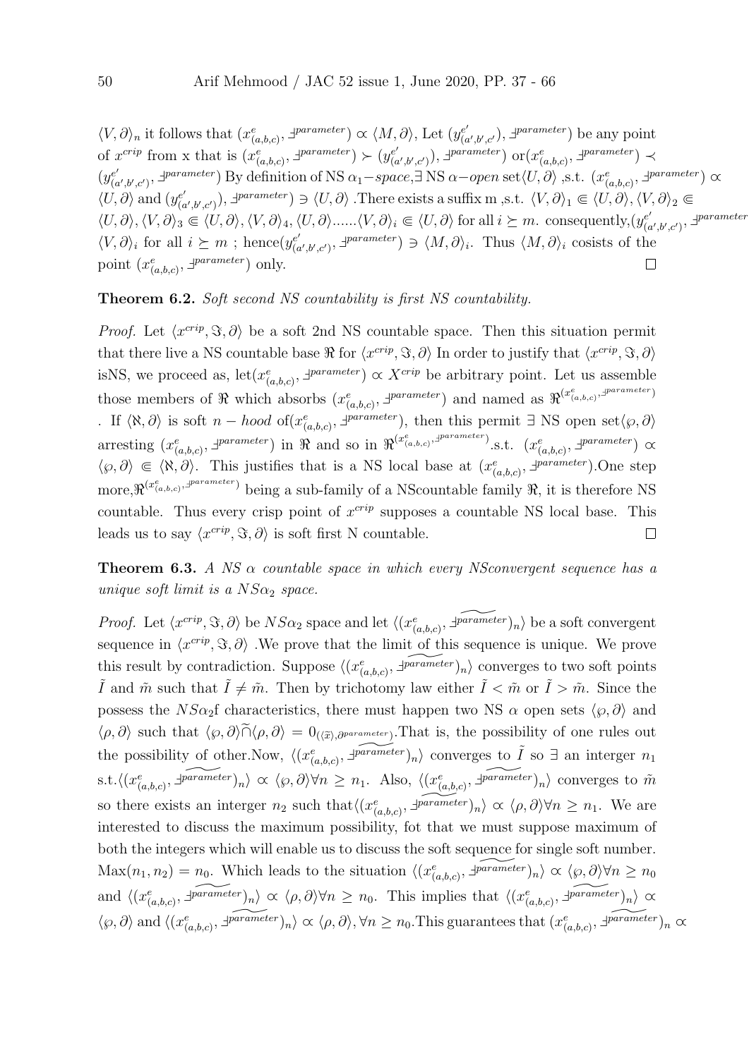$\langle V, \partial \rangle_n$ it follows that $(x^e_{(a,b,c)}, \daleth^{parameter}) \propto \langle M, \partial \rangle$, Let $(y^{e'}_{(a',b',c')}, \daleth^{parameter})$ be any point of $x^{crip}$ from x that is $(x^e_{(a,b,c)}, \daleth^{parameter}) \succ (y^{e'}_{(a',b',c')}), \daleth^{parameter})$ or$(x^e_{(a,b,c)}, \daleth^{parameter}) \prec (y^{e'}_{(a',b',c')}, \daleth^{parameter})$ By definition of NS $\alpha_1 - space$,$\exists$ NS $\alpha - open$ set$\langle U, \partial \rangle$ ,s.t. $(x^e_{(a,b,c)}, \daleth^{parameter}) \propto \langle U, \partial \rangle$ and $(y^{e'}_{(a',b',c')}), \daleth^{parameter}) \ni \langle U, \partial \rangle$ .There exists a suffix m ,s.t. $\langle V, \partial \rangle_1 \Subset \langle U, \partial \rangle, \langle V, \partial \rangle_2 \Subset \langle U, \partial \rangle, \langle V, \partial \rangle_3 \Subset \langle U, \partial \rangle, \langle V, \partial \rangle_4, \langle U, \partial \rangle ......\langle V, \partial \rangle_i \Subset \langle U, \partial \rangle$ for all $i \succeq m$. consequently,$(y^{e'}_{(a',b',c')}, \daleth^{parameter}$ $\langle V, \partial \rangle_i$ for all $i \succeq m$ ; hence$(y^{e'}_{(a',b',c')}, \daleth^{parameter}) \ni \langle M, \partial \rangle_i$. Thus $\langle M, \partial \rangle_i$ cosists of the point $(x^e_{(a,b,c)}, \daleth^{parameter})$ only. □

**Theorem 6.2.** *Soft second NS countability is first NS countability.*

*Proof.* Let $\langle x^{crip}, \Im, \partial \rangle$ be a soft 2nd NS countable space. Then this situation permit that there live a NS countable base $\Re$ for $\langle x^{crip}, \Im, \partial \rangle$ In order to justify that $\langle x^{crip}, \Im, \partial \rangle$ isNS, we proceed as, let$(x^e_{(a,b,c)}, \daleth^{parameter}) \propto X^{crip}$ be arbitrary point. Let us assemble those members of $\Re$ which absorbs $(x^e_{(a,b,c)}, \daleth^{parameter})$ and named as $\Re^{(x^e_{(a,b,c)}, \daleth^{parameter})}$ . If $\langle \aleph, \partial \rangle$ is soft $n - hood$ of$(x^e_{(a,b,c)}, \daleth^{parameter})$, then this permit $\exists$ NS open set$\langle \wp, \partial \rangle$ arresting $(x^e_{(a,b,c)}, \daleth^{parameter})$ in $\Re$ and so in $\Re^{(x^e_{(a,b,c)}, \daleth^{parameter})}$.s.t. $(x^e_{(a,b,c)}, \daleth^{parameter}) \propto \langle \wp, \partial \rangle \Subset \langle \aleph, \partial \rangle$. This justifies that is a NS local base at $(x^e_{(a,b,c)}, \daleth^{parameter})$.One step more,$\Re^{(x^e_{(a,b,c)}, \daleth^{parameter})}$ being a sub-family of a NScountable family $\Re$, it is therefore NS countable. Thus every crisp point of $x^{crip}$ supposes a countable NS local base. This leads us to say $\langle x^{crip}, \Im, \partial \rangle$ is soft first N countable. □

**Theorem 6.3.** *A NS $\alpha$ countable space in which every NSconvergent sequence has a unique soft limit is a $NS\alpha_2$ space.*

*Proof.* Let $\langle x^{crip}, \Im, \partial \rangle$ be $NS\alpha_2$ space and let $\langle (x^e_{(a,b,c)}, \widetilde{\daleth^{parameter}})_n \rangle$ be a soft convergent sequence in $\langle x^{crip}, \Im, \partial \rangle$ .We prove that the limit of this sequence is unique. We prove this result by contradiction. Suppose $\langle (x^e_{(a,b,c)}, \widetilde{\daleth^{parameter}})_n \rangle$ converges to two soft points $\tilde{I}$ and $\tilde{m}$ such that $\tilde{I} \neq \tilde{m}$. Then by trichotomy law either $\tilde{I} < \tilde{m}$ or $\tilde{I} > \tilde{m}$. Since the possess the $NS\alpha_2$f characteristics, there must happen two NS $\alpha$ open sets $\langle \wp, \partial \rangle$ and $\langle \rho, \partial \rangle$ such that $\langle \wp, \partial \rangle \widetilde{\cap} \langle \rho, \partial \rangle = 0_{(\langle \widetilde{x} \rangle, \partial^{parameter})}$.That is, the possibility of one rules out the possibility of other.Now, $\langle (x^e_{(a,b,c)}, \widetilde{\daleth^{parameter}})_n \rangle$ converges to $\tilde{I}$ so $\exists$ an integer $n_1$ s.t.$\langle (x^e_{(a,b,c)}, \widetilde{\daleth^{parameter}})_n \rangle \propto \langle \wp, \partial \rangle \forall n \geq n_1$. Also, $\langle (x^e_{(a,b,c)}, \widetilde{\daleth^{parameter}})_n \rangle$ converges to $\tilde{m}$ so there exists an interger $n_2$ such that$\langle (x^e_{(a,b,c)}, \widetilde{\daleth^{parameter}})_n \rangle \propto \langle \rho, \partial \rangle \forall n \geq n_1$. We are interested to discuss the maximum possibility, fot that we must suppose maximum of both the integers which will enable us to discuss the soft sequence for single soft number. $\text{Max}(n_1, n_2) = n_0$. Which leads to the situation $\langle (x^e_{(a,b,c)}, \widetilde{\daleth^{parameter}})_n \rangle \propto \langle \wp, \partial \rangle \forall n \geq n_0$ and $\langle (x^e_{(a,b,c)}, \widetilde{\daleth^{parameter}})_n \rangle \propto \langle \rho, \partial \rangle \forall n \geq n_0$. This implies that $\langle (x^e_{(a,b,c)}, \widetilde{\daleth^{parameter}})_n \rangle \propto \langle \wp, \partial \rangle$ and $\langle (x^e_{(a,b,c)}, \widetilde{\daleth^{parameter}})_n \rangle \propto \langle \rho, \partial \rangle, \forall n \geq n_0$.This guarantees that $(x^e_{(a,b,c)}, \widetilde{\daleth^{parameter}})_n \propto$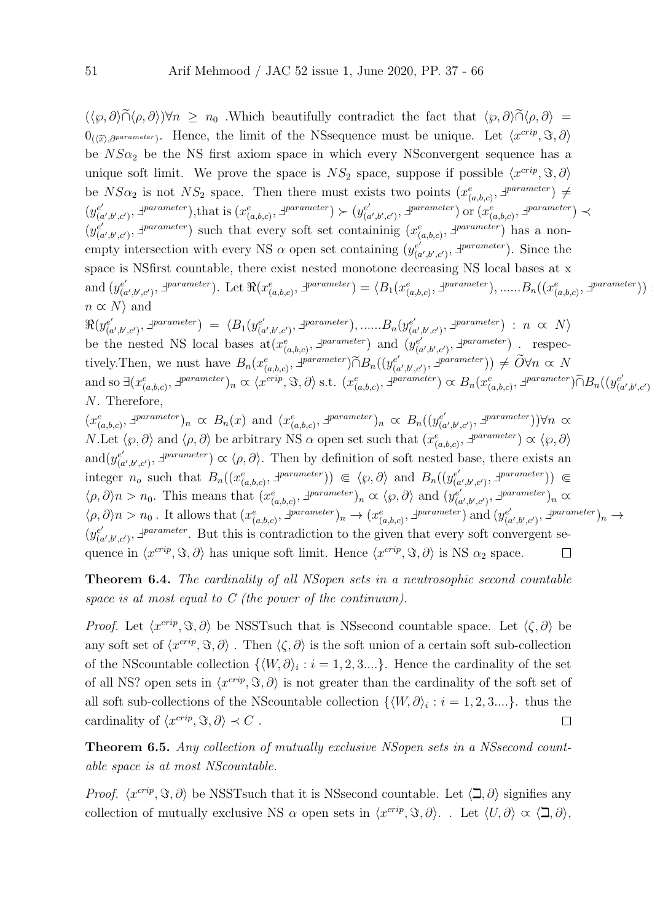$(\langle\wp,\partial\rangle\widetilde{\cap}\langle\rho,\partial\rangle)\forall n \geq n_0$ .Which beautifully contradict the fact that $\langle\wp,\partial\rangle\widetilde{\cap}\langle\rho,\partial\rangle = 0_{(\langle\widetilde{x}\rangle,\partial^{parameter})}$. Hence, the limit of the NSsequence must be unique. Let $\langle x^{crip},\Im,\partial\rangle$ be $NS\alpha_2$ be the NS first axiom space in which every NSconvergent sequence has a unique soft limit. We prove the space is $NS_2$ space, suppose if possible $\langle x^{crip},\Im,\partial\rangle$ be $NS\alpha_2$ is not $NS_2$ space. Then there must exists two points $(x^e_{(a,b,c)},\daleth^{parameter}) \neq (y^{e'}_{(a',b',c')},\daleth^{parameter})$,that is $(x^e_{(a,b,c)},\daleth^{parameter}) \succ (y^{e'}_{(a',b',c')},\daleth^{parameter})$ or $(x^e_{(a,b,c)},\daleth^{parameter}) \prec (y^{e'}_{(a',b',c')},\daleth^{parameter})$ such that every soft set containinig $(x^e_{(a,b,c)},\daleth^{parameter})$ has a nonempty intersection with every NS $\alpha$ open set containing $(y^{e'}_{(a',b',c')},\daleth^{parameter})$. Since the space is NSfirst countable, there exist nested monotone decreasing NS local bases at x and $(y^{e'}_{(a',b',c')},\daleth^{parameter})$. Let $\Re(x^e_{(a,b,c)},\daleth^{parameter}) = \langle B_1(x^e_{(a,b,c)},\daleth^{parameter}),......B_n((x^e_{(a,b,c)},\daleth^{parameter}))$ : $n \propto N\rangle$ and

$\Re(y^{e'}_{(a',b',c')},\daleth^{parameter}) = \langle B_1(y^{e'}_{(a',b',c')},\daleth^{parameter}),......B_n(y^{e'}_{(a',b',c')},\daleth^{parameter}) : n \propto N\rangle$ be the nested NS local bases at$(x^e_{(a,b,c)},\daleth^{parameter})$ and $(y^{e'}_{(a',b',c')},\daleth^{parameter})$ . respectively.Then, we nust have $B_n(x^e_{(a,b,c)},\daleth^{parameter})\widetilde{\cap}B_n((y^{e'}_{(a',b',c')},\daleth^{parameter})) \neq \widetilde{O}\forall n \propto N$ and so $\exists(x^e_{(a,b,c)},\daleth^{parameter})_n \propto \langle x^{crip},\Im,\partial\rangle$ s.t. $(x^e_{(a,b,c)},\daleth^{parameter}) \propto B_n(x^e_{(a,b,c)},\daleth^{parameter})\widetilde{\cap}B_n((y^{e'}_{(a',b',c')}$ $N$. Therefore,

$(x^e_{(a,b,c)},\daleth^{parameter})_n \propto B_n(x)$ and $(x^e_{(a,b,c)},\daleth^{parameter})_n \propto B_n((y^{e'}_{(a',b',c')},\daleth^{parameter}))\forall n \propto N$.Let $\langle\wp,\partial\rangle$ and $\langle\rho,\partial\rangle$ be arbitrary NS $\alpha$ open set such that $(x^e_{(a,b,c)},\daleth^{parameter}) \propto \langle\wp,\partial\rangle$ and$(y^{e'}_{(a',b',c')},\daleth^{parameter}) \propto \langle\rho,\partial\rangle$. Then by definition of soft nested base, there exists an integer $n_o$ such that $B_n((x^e_{(a,b,c)},\daleth^{parameter})) \Subset \langle\wp,\partial\rangle$ and $B_n((y^{e'}_{(a',b',c')},\daleth^{parameter})) \Subset \langle\rho,\partial\rangle n > n_0$. This means that $(x^e_{(a,b,c)},\daleth^{parameter})_n \propto \langle\wp,\partial\rangle$ and $(y^{e'}_{(a',b',c')},\daleth^{parameter})_n \propto \langle\rho,\partial\rangle n > n_0$ . It allows that $(x^e_{(a,b,c)},\daleth^{parameter})_n \to (x^e_{(a,b,c)},\daleth^{parameter})$ and $(y^{e'}_{(a',b',c')},\daleth^{parameter})_n \to (y^{e'}_{(a',b',c')},\daleth^{parameter}$. But this is contradiction to the given that every soft convergent sequence in $\langle x^{crip},\Im,\partial\rangle$ has unique soft limit. Hence $\langle x^{crip},\Im,\partial\rangle$ is NS $\alpha_2$ space. □

**Theorem 6.4.** *The cardinality of all NSopen sets in a neutrosophic second countable space is at most equal to C (the power of the continuum).*

*Proof.* Let $\langle x^{crip},\Im,\partial\rangle$ be NSSTsuch that is NSsecond countable space. Let $\langle\zeta,\partial\rangle$ be any soft set of $\langle x^{crip},\Im,\partial\rangle$ . Then $\langle\zeta,\partial\rangle$ is the soft union of a certain soft sub-collection of the NScountable collection $\{\langle W,\partial\rangle_i : i = 1,2,3....\}$. Hence the cardinality of the set of all NS? open sets in $\langle x^{crip},\Im,\partial\rangle$ is not greater than the cardinality of the soft set of all soft sub-collections of the NScountable collection $\{\langle W,\partial\rangle_i : i = 1,2,3....\}$. thus the cardinality of $\langle x^{crip},\Im,\partial\rangle \prec C$ . □

**Theorem 6.5.** *Any collection of mutually exclusive NSopen sets in a NSsecond countable space is at most NScountable.*

*Proof.* $\langle x^{crip},\Im,\partial\rangle$ be NSSTsuch that it is NSsecond countable. Let $\langle\sqsupset,\partial\rangle$ signifies any collection of mutually exclusive NS $\alpha$ open sets in $\langle x^{crip},\Im,\partial\rangle$. . Let $\langle U,\partial\rangle \propto \langle\sqsupset,\partial\rangle$,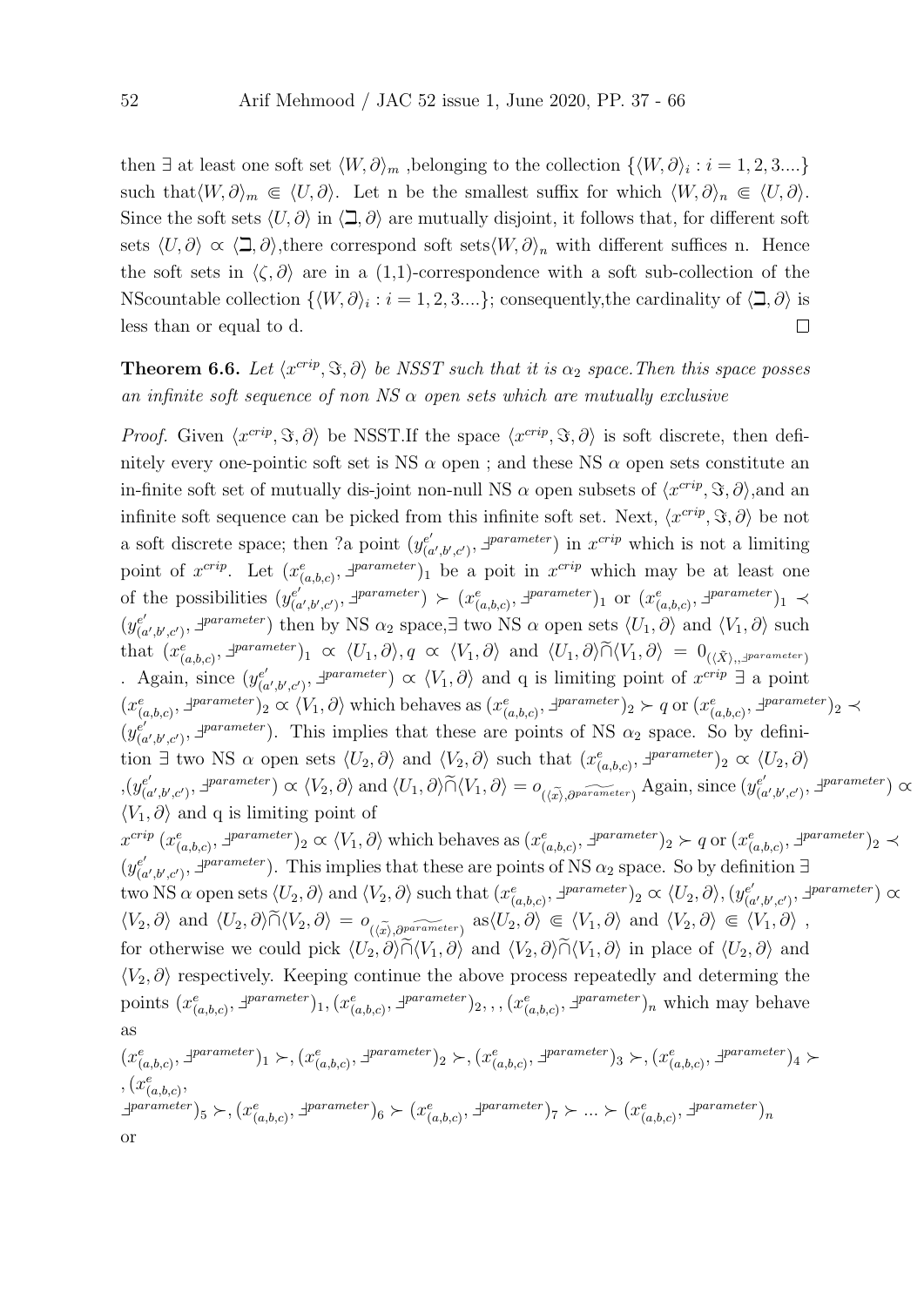then $\exists$ at least one soft set $\langle W, \partial \rangle_m$ ,belonging to the collection $\{\langle W, \partial \rangle_i : i = 1, 2, 3....\}$ such that$\langle W, \partial \rangle_m \Subset \langle U, \partial \rangle$. Let n be the smallest suffix for which $\langle W, \partial \rangle_n \Subset \langle U, \partial \rangle$. Since the soft sets $\langle U, \partial \rangle$ in $\langle \sqsupset, \partial \rangle$ are mutually disjoint, it follows that, for different soft sets $\langle U, \partial \rangle \propto \langle \sqsupset, \partial \rangle$,there correspond soft sets$\langle W, \partial \rangle_n$ with different suffices n. Hence the soft sets in $\langle \zeta, \partial \rangle$ are in a (1,1)-correspondence with a soft sub-collection of the NScountable collection $\{\langle W, \partial \rangle_i : i = 1, 2, 3....\}$; consequently,the cardinality of $\langle \sqsupset, \partial \rangle$ is less than or equal to d. $\square$

**Theorem 6.6.** *Let $\langle x^{crip}, \Im, \partial \rangle$ be NSST such that it is $\alpha_2$ space.Then this space posses an infinite soft sequence of non NS $\alpha$ open sets which are mutually exclusive*

*Proof.* Given $\langle x^{crip}, \Im, \partial \rangle$ be NSST.If the space $\langle x^{crip}, \Im, \partial \rangle$ is soft discrete, then definitely every one-pointic soft set is NS $\alpha$ open ; and these NS $\alpha$ open sets constitute an in-finite soft set of mutually dis-joint non-null NS $\alpha$ open subsets of $\langle x^{crip}, \Im, \partial \rangle$,and an infinite soft sequence can be picked from this infinite soft set. Next, $\langle x^{crip}, \Im, \partial \rangle$ be not a soft discrete space; then ?a point $(y^{e'}_{(a',b',c')}, \daleth^{parameter})$ in $x^{crip}$ which is not a limiting point of $x^{crip}$. Let $(x^{e}_{(a,b,c)}, \daleth^{parameter})_1$ be a poit in $x^{crip}$ which may be at least one of the possibilities $(y^{e'}_{(a',b',c')}, \daleth^{parameter}) \succ (x^{e}_{(a,b,c)}, \daleth^{parameter})_1$ or $(x^{e}_{(a,b,c)}, \daleth^{parameter})_1 \prec (y^{e'}_{(a',b',c')}, \daleth^{parameter})$ then by NS $\alpha_2$ space,$\exists$ two NS $\alpha$ open sets $\langle U_1, \partial \rangle$ and $\langle V_1, \partial \rangle$ such that $(x^{e}_{(a,b,c)}, \daleth^{parameter})_1 \propto \langle U_1, \partial \rangle, q \propto \langle V_1, \partial \rangle$ and $\langle U_1, \partial \rangle \widetilde{\cap} \langle V_1, \partial \rangle = 0_{(\langle \tilde{X} \rangle,, \daleth^{parameter})}$. Again, since $(y^{e'}_{(a',b',c')}, \daleth^{parameter}) \propto \langle V_1, \partial \rangle$ and q is limiting point of $x^{crip}$ $\exists$ a point $(x^{e}_{(a,b,c)}, \daleth^{parameter})_2 \propto \langle V_1, \partial \rangle$ which behaves as $(x^{e}_{(a,b,c)}, \daleth^{parameter})_2 \succ q$ or $(x^{e}_{(a,b,c)}, \daleth^{parameter})_2 \prec (y^{e'}_{(a',b',c')}, \daleth^{parameter})$. This implies that these are points of NS $\alpha_2$ space. So by definition $\exists$ two NS $\alpha$ open sets $\langle U_2, \partial \rangle$ and $\langle V_2, \partial \rangle$ such that $(x^{e}_{(a,b,c)}, \daleth^{parameter})_2 \propto \langle U_2, \partial \rangle$ ,$(y^{e'}_{(a',b',c')}, \daleth^{parameter}) \propto \langle V_2, \partial \rangle$ and $\langle U_1, \partial \rangle \widetilde{\cap} \langle V_1, \partial \rangle = o_{(\langle \tilde{x} \rangle, \partial \widetilde{parameter})}$ Again, since $(y^{e'}_{(a',b',c')}, \daleth^{parameter}) \propto \langle V_1, \partial \rangle$ and q is limiting point of $x^{crip}$ $(x^{e}_{(a,b,c)}, \daleth^{parameter})_2 \propto \langle V_1, \partial \rangle$ which behaves as $(x^{e}_{(a,b,c)}, \daleth^{parameter})_2 \succ q$ or $(x^{e}_{(a,b,c)}, \daleth^{parameter})_2 \prec (y^{e'}_{(a',b',c')}, \daleth^{parameter})$. This implies that these are points of NS $\alpha_2$ space. So by definition $\exists$ two NS $\alpha$ open sets $\langle U_2, \partial \rangle$ and $\langle V_2, \partial \rangle$ such that $(x^{e}_{(a,b,c)}, \daleth^{parameter})_2 \propto \langle U_2, \partial \rangle, (y^{e'}_{(a',b',c')}, \daleth^{parameter}) \propto \langle V_2, \partial \rangle$ and $\langle U_2, \partial \rangle \widetilde{\cap} \langle V_2, \partial \rangle = o_{(\langle \tilde{x} \rangle, \partial \widetilde{parameter})}$ as$\langle U_2, \partial \rangle \Subset \langle V_1, \partial \rangle$ and $\langle V_2, \partial \rangle \Subset \langle V_1, \partial \rangle$ , for otherwise we could pick $\langle U_2, \partial \rangle \widetilde{\cap} \langle V_1, \partial \rangle$ and $\langle V_2, \partial \rangle \widetilde{\cap} \langle V_1, \partial \rangle$ in place of $\langle U_2, \partial \rangle$ and $\langle V_2, \partial \rangle$ respectively. Keeping continue the above process repeatedly and determing the points $(x^{e}_{(a,b,c)}, \daleth^{parameter})_1, (x^{e}_{(a,b,c)}, \daleth^{parameter})_2, , , (x^{e}_{(a,b,c)}, \daleth^{parameter})_n$ which may behave as

$(x^{e}_{(a,b,c)}, \daleth^{parameter})_1 \succ, (x^{e}_{(a,b,c)}, \daleth^{parameter})_2 \succ, (x^{e}_{(a,b,c)}, \daleth^{parameter})_3 \succ, (x^{e}_{(a,b,c)}, \daleth^{parameter})_4 \succ$ $, (x^{e}_{(a,b,c)},$ $\daleth^{parameter})_5 \succ, (x^{e}_{(a,b,c)}, \daleth^{parameter})_6 \succ (x^{e}_{(a,b,c)}, \daleth^{parameter})_7 \succ ... \succ (x^{e}_{(a,b,c)}, \daleth^{parameter})_n$

or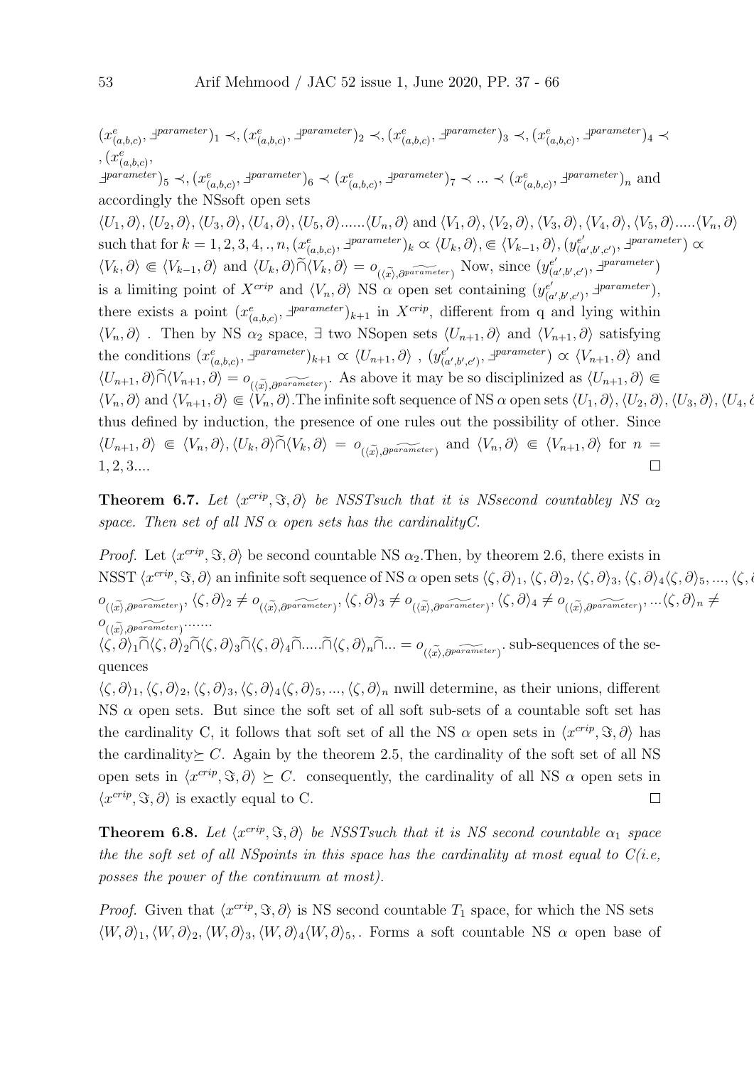$(x^{e}_{(a,b,c)}, \daleth^{parameter})_1 \prec, (x^{e}_{(a,b,c)}, \daleth^{parameter})_2 \prec, (x^{e}_{(a,b,c)}, \daleth^{parameter})_3 \prec, (x^{e}_{(a,b,c)}, \daleth^{parameter})_4 \prec$ $, (x^{e}_{(a,b,c)},$ $\daleth^{parameter})_5 \prec, (x^{e}_{(a,b,c)}, \daleth^{parameter})_6 \prec (x^{e}_{(a,b,c)}, \daleth^{parameter})_7 \prec ... \prec (x^{e}_{(a,b,c)}, \daleth^{parameter})_n$ and accordingly the NSsoft open sets $\langle U_1, \partial\rangle, \langle U_2, \partial\rangle, \langle U_3, \partial\rangle, \langle U_4, \partial\rangle, \langle U_5, \partial\rangle......\langle U_n, \partial\rangle$ and $\langle V_1, \partial\rangle, \langle V_2, \partial\rangle, \langle V_3, \partial\rangle, \langle V_4, \partial\rangle, \langle V_5, \partial\rangle.....\langle V_n, \partial\rangle$ such that for $k = 1, 2, 3, 4, ., n, (x^{e}_{(a,b,c)}, \daleth^{parameter})_k \propto \langle U_k, \partial\rangle, \Subset \langle V_{k-1}, \partial\rangle, (y^{e'}_{(a',b',c')}, \daleth^{parameter}) \propto$ $\langle V_k, \partial\rangle \Subset \langle V_{k-1}, \partial\rangle$ and $\langle U_k, \partial\rangle \widetilde{\cap} \langle V_k, \partial\rangle = o_{(\langle\widetilde{x}\rangle, \partial \widetilde{parameter})}$ Now, since $(y^{e'}_{(a',b',c')}, \daleth^{parameter})$ is a limiting point of $X^{crip}$ and $\langle V_n, \partial\rangle$ NS $\alpha$ open set containing $(y^{e'}_{(a',b',c')}, \daleth^{parameter})$, there exists a point $(x^{e}_{(a,b,c)}, \daleth^{parameter})_{k+1}$ in $X^{crip}$, different from q and lying within $\langle V_n, \partial\rangle$ . Then by NS $\alpha_2$ space, $\exists$ two NSopen sets $\langle U_{n+1}, \partial\rangle$ and $\langle V_{n+1}, \partial\rangle$ satisfying the conditions $(x^{e}_{(a,b,c)}, \daleth^{parameter})_{k+1} \propto \langle U_{n+1}, \partial\rangle$ , $(y^{e'}_{(a',b',c')}, \daleth^{parameter}) \propto \langle V_{n+1}, \partial\rangle$ and $\langle U_{n+1}, \partial\rangle \widetilde{\cap} \langle V_{n+1}, \partial\rangle = o_{(\langle\widetilde{x}\rangle, \partial \widetilde{parameter})}$. As above it may be so disciplinized as $\langle U_{n+1}, \partial\rangle \Subset$ $\langle V_n, \partial\rangle$ and $\langle V_{n+1}, \partial\rangle \Subset \langle V_n, \partial\rangle$.The infinite soft sequence of NS $\alpha$ open sets $\langle U_1, \partial\rangle, \langle U_2, \partial\rangle, \langle U_3, \partial\rangle, \langle U_4, \partial$ thus defined by induction, the presence of one rules out the possibility of other. Since $\langle U_{n+1}, \partial\rangle \Subset \langle V_n, \partial\rangle, \langle U_k, \partial\rangle \widetilde{\cap} \langle V_k, \partial\rangle = o_{(\langle\widetilde{x}\rangle, \partial \widetilde{parameter})}$ and $\langle V_n, \partial\rangle \Subset \langle V_{n+1}, \partial\rangle$ for $n =$ $1, 2, 3....$ $\square$

**Theorem 6.7.** *Let $\langle x^{crip}, \Im, \partial\rangle$ be NSSTsuch that it is NSsecond countabley NS $\alpha_2$ space. Then set of all NS $\alpha$ open sets has the cardinalityC.*

*Proof.* Let $\langle x^{crip}, \Im, \partial\rangle$ be second countable NS $\alpha_2$.Then, by theorem 2.6, there exists in NSST $\langle x^{crip}, \Im, \partial\rangle$ an infinite soft sequence of NS $\alpha$ open sets $\langle \zeta, \partial\rangle_1, \langle \zeta, \partial\rangle_2, \langle \zeta, \partial\rangle_3, \langle \zeta, \partial\rangle_4 \langle \zeta, \partial\rangle_5, ..., \langle \zeta, \partial$ $o_{(\langle\widetilde{x}\rangle, \partial \widetilde{parameter})}, \langle \zeta, \partial\rangle_2 \neq o_{(\langle\widetilde{x}\rangle, \partial \widetilde{parameter})}, \langle \zeta, \partial\rangle_3 \neq o_{(\langle\widetilde{x}\rangle, \partial \widetilde{parameter})}, \langle \zeta, \partial\rangle_4 \neq o_{(\langle\widetilde{x}\rangle, \partial \widetilde{parameter})}, ...\langle \zeta, \partial\rangle_n \neq$ $o_{(\langle\widetilde{x}\rangle, \partial \widetilde{parameter})}.......$ $\langle \zeta, \partial\rangle_1 \widetilde{\cap} \langle \zeta, \partial\rangle_2 \widetilde{\cap} \langle \zeta, \partial\rangle_3 \widetilde{\cap} \langle \zeta, \partial\rangle_4 \widetilde{\cap} ..... \widetilde{\cap} \langle \zeta, \partial\rangle_n \widetilde{\cap} ... = o_{(\langle\widetilde{x}\rangle, \partial \widetilde{parameter})}$. sub-sequences of the sequences $\langle \zeta, \partial\rangle_1, \langle \zeta, \partial\rangle_2, \langle \zeta, \partial\rangle_3, \langle \zeta, \partial\rangle_4 \langle \zeta, \partial\rangle_5, ..., \langle \zeta, \partial\rangle_n$ nwill determine, as their unions, different NS $\alpha$ open sets. But since the soft set of all soft sub-sets of a countable soft set has the cardinality C, it follows that soft set of all the NS $\alpha$ open sets in $\langle x^{crip}, \Im, \partial\rangle$ has the cardinality$\succeq C$. Again by the theorem 2.5, the cardinality of the soft set of all NS open sets in $\langle x^{crip}, \Im, \partial\rangle \succeq C$. consequently, the cardinality of all NS $\alpha$ open sets in $\langle x^{crip}, \Im, \partial\rangle$ is exactly equal to C. $\square$

**Theorem 6.8.** *Let $\langle x^{crip}, \Im, \partial\rangle$ be NSSTsuch that it is NS second countable $\alpha_1$ space the the soft set of all NSpoints in this space has the cardinality at most equal to C(i.e, posses the power of the continuum at most).*

*Proof.* Given that $\langle x^{crip}, \Im, \partial\rangle$ is NS second countable $T_1$ space, for which the NS sets $\langle W, \partial\rangle_1, \langle W, \partial\rangle_2, \langle W, \partial\rangle_3, \langle W, \partial\rangle_4 \langle W, \partial\rangle_5,$. Forms a soft countable NS $\alpha$ open base of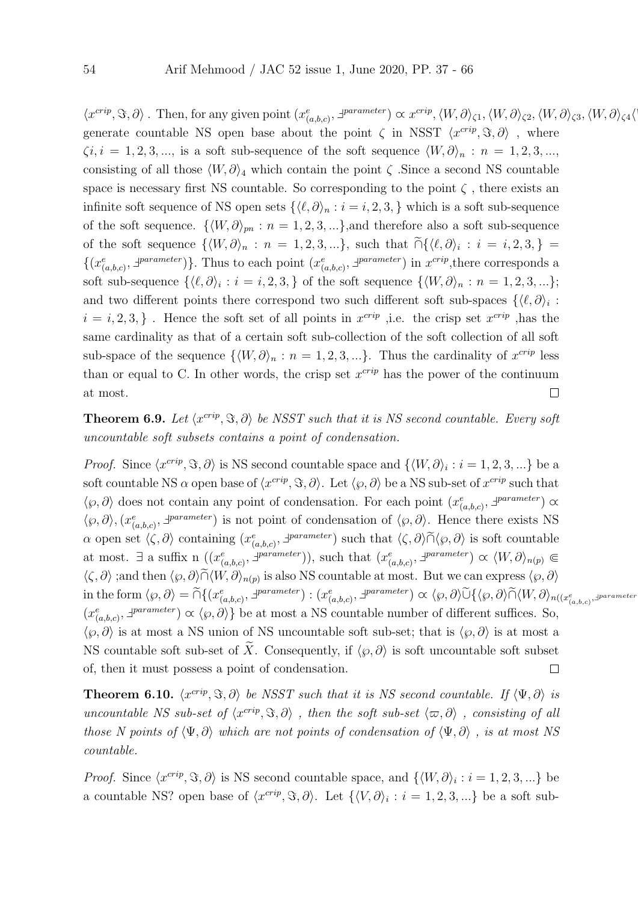$\langle x^{crip}, \Im, \partial \rangle$ . Then, for any given point $(x^{e}_{(a,b,c)}, \daleth^{parameter}) \propto x^{crip}, \langle W, \partial \rangle_{\zeta 1}, \langle W, \partial \rangle_{\zeta 2}, \langle W, \partial \rangle_{\zeta 3}, \langle W, \partial \rangle_{\zeta 4} \langle$ generate countable NS open base about the point $\zeta$ in NSST $\langle x^{crip}, \Im, \partial \rangle$ , where $\zeta i, i = 1, 2, 3, ...,$ is a soft sub-sequence of the soft sequence $\langle W, \partial \rangle_{n} : n = 1, 2, 3, ...,$ consisting of all those $\langle W, \partial \rangle_{4}$ which contain the point $\zeta$ .Since a second NS countable space is necessary first NS countable. So corresponding to the point $\zeta$ , there exists an infinite soft sequence of NS open sets $\{\langle \ell, \partial \rangle_{n} : i = i, 2, 3, \}$ which is a soft sub-sequence of the soft sequence. $\{\langle W, \partial \rangle_{pn} : n = 1, 2, 3, ...\}$,and therefore also a soft sub-sequence of the soft sequence $\{\langle W, \partial \rangle_{n} : n = 1, 2, 3, ...\}$, such that $\widetilde{\cap}\{\langle \ell, \partial \rangle_{i} : i = i, 2, 3, \} = \{(x^{e}_{(a,b,c)}, \daleth^{parameter})\}$. Thus to each point $(x^{e}_{(a,b,c)}, \daleth^{parameter})$ in $x^{crip}$,there corresponds a soft sub-sequence $\{\langle \ell, \partial \rangle_{i} : i = i, 2, 3, \}$ of the soft sequence $\{\langle W, \partial \rangle_{n} : n = 1, 2, 3, ...\}$; and two different points there correspond two such different soft sub-spaces $\{\langle \ell, \partial \rangle_{i} : i = i, 2, 3, \}$ . Hence the soft set of all points in $x^{crip}$ ,i.e. the crisp set $x^{crip}$ ,has the same cardinality as that of a certain soft sub-collection of the soft collection of all soft sub-space of the sequence $\{\langle W, \partial \rangle_{n} : n = 1, 2, 3, ...\}$. Thus the cardinality of $x^{crip}$ less than or equal to C. In other words, the crisp set $x^{crip}$ has the power of the continuum at most. □

**Theorem 6.9.** *Let $\langle x^{crip}, \Im, \partial \rangle$ be NSST such that it is NS second countable. Every soft uncountable soft subsets contains a point of condensation.*

*Proof.* Since $\langle x^{crip}, \Im, \partial \rangle$ is NS second countable space and $\{\langle W, \partial \rangle_{i} : i = 1, 2, 3, ...\}$ be a soft countable NS $\alpha$ open base of $\langle x^{crip}, \Im, \partial \rangle$. Let $\langle \wp, \partial \rangle$ be a NS sub-set of $x^{crip}$ such that $\langle \wp, \partial \rangle$ does not contain any point of condensation. For each point $(x^{e}_{(a,b,c)}, \daleth^{parameter}) \propto \langle \wp, \partial \rangle, (x^{e}_{(a,b,c)}, \daleth^{parameter})$ is not point of condensation of $\langle \wp, \partial \rangle$. Hence there exists NS $\alpha$ open set $\langle \zeta, \partial \rangle$ containing $(x^{e}_{(a,b,c)}, \daleth^{parameter})$ such that $\langle \zeta, \partial \rangle \widetilde{\cap} \langle \wp, \partial \rangle$ is soft countable at most. $\exists$ a suffix n $((x^{e}_{(a,b,c)}, \daleth^{parameter}))$, such that $(x^{e}_{(a,b,c)}, \daleth^{parameter}) \propto \langle W, \partial \rangle_{n(p)} \Subset \langle \zeta, \partial \rangle$ ;and then $\langle \wp, \partial \rangle \widetilde{\cap} \langle W, \partial \rangle_{n(p)}$ is also NS countable at most. But we can express $\langle \wp, \partial \rangle$ in the form $\langle \wp, \partial \rangle = \widetilde{\cap}\{(x^{e}_{(a,b,c)}, \daleth^{parameter}) : (x^{e}_{(a,b,c)}, \daleth^{parameter}) \propto \langle \wp, \partial \rangle \widetilde{\cup} \{\langle \wp, \partial \rangle \widetilde{\cap} \langle W, \partial \rangle_{n((x^{e}_{(a,b,c)}, \daleth^{parameter}}$ $(x^{e}_{(a,b,c)}, \daleth^{parameter}) \propto \langle \wp, \partial \rangle\}$ be at most a NS countable number of different suffices. So, $\langle \wp, \partial \rangle$ is at most a NS union of NS uncountable soft sub-set; that is $\langle \wp, \partial \rangle$ is at most a NS countable soft sub-set of $\widetilde{X}$. Consequently, if $\langle \wp, \partial \rangle$ is soft uncountable soft subset of, then it must possess a point of condensation. □

**Theorem 6.10.** *$\langle x^{crip}, \Im, \partial \rangle$ be NSST such that it is NS second countable. If $\langle \Psi, \partial \rangle$ is uncountable NS sub-set of $\langle x^{crip}, \Im, \partial \rangle$ , then the soft sub-set $\langle \varpi, \partial \rangle$ , consisting of all those N points of $\langle \Psi, \partial \rangle$ which are not points of condensation of $\langle \Psi, \partial \rangle$ , is at most NS countable.*

*Proof.* Since $\langle x^{crip}, \Im, \partial \rangle$ is NS second countable space, and $\{\langle W, \partial \rangle_{i} : i = 1, 2, 3, ...\}$ be a countable NS? open base of $\langle x^{crip}, \Im, \partial \rangle$. Let $\{\langle V, \partial \rangle_{i} : i = 1, 2, 3, ...\}$ be a soft sub-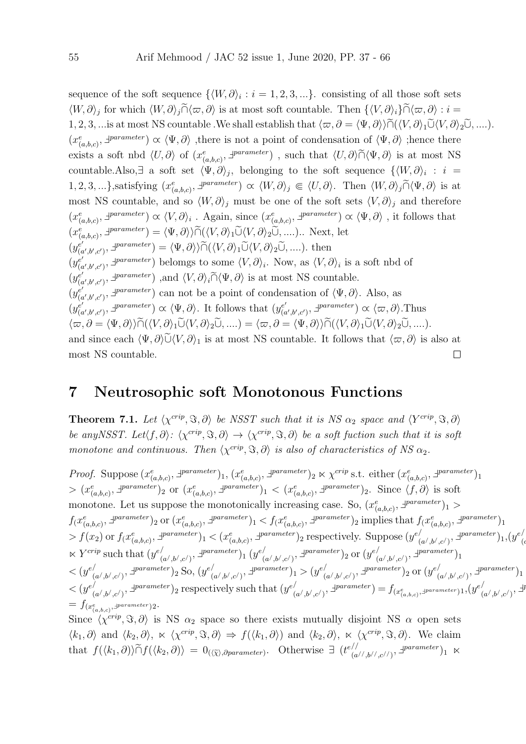sequence of the soft sequence $\{\langle W, \partial\rangle_i : i = 1, 2, 3, ...\}$. consisting of all those soft sets $\langle W, \partial\rangle_j$ for which $\langle W, \partial\rangle_j \widetilde{\cap} \langle \varpi, \partial\rangle$ is at most soft countable. Then $\{\langle V, \partial\rangle_i\} \widetilde{\cap} \langle \varpi, \partial\rangle : i = 1, 2, 3, ...$is at most NS countable .We shall establish that $\langle \varpi, \partial = \langle \Psi, \partial\rangle\rangle \widetilde{\cap} (\langle V, \partial\rangle_1 \widetilde{\cup} \langle V, \partial\rangle_2 \widetilde{\cup}, ....)$. $(x^e_{(a,b,c)}, \daleth^{parameter}) \propto \langle \Psi, \partial\rangle$ ,there is not a point of condensation of $\langle \Psi, \partial\rangle$ ;hence there exists a soft nbd $\langle U, \partial\rangle$ of $(x^e_{(a,b,c)}, \daleth^{parameter})$ , such that $\langle U, \partial\rangle \widetilde{\cap} \langle \Psi, \partial\rangle$ is at most NS countable.Also,$\exists$ a soft set $\langle \Psi, \partial\rangle_j$, belonging to the soft sequence $\{\langle W, \partial\rangle_i : i = 1, 2, 3, ...\}$,satisfying $(x^e_{(a,b,c)}, \daleth^{parameter}) \propto \langle W, \partial\rangle_j \Subset \langle U, \partial\rangle$. Then $\langle W, \partial\rangle_j \widetilde{\cap} \langle \Psi, \partial\rangle$ is at most NS countable, and so $\langle W, \partial\rangle_j$ must be one of the soft sets $\langle V, \partial\rangle_j$ and therefore $(x^e_{(a,b,c)}, \daleth^{parameter}) \propto \langle V, \partial\rangle_i$ . Again, since $(x^e_{(a,b,c)}, \daleth^{parameter}) \propto \langle \Psi, \partial\rangle$ , it follows that $(x^e_{(a,b,c)}, \daleth^{parameter}) = \langle \Psi, \partial\rangle\rangle \widetilde{\cap} (\langle V, \partial\rangle_1 \widetilde{\cup} \langle V, \partial\rangle_2 \widetilde{\cup}, ....)$.. Next, let $(y^{e'}_{(a',b',c')}, \daleth^{parameter}) = \langle \Psi, \partial\rangle\rangle \widetilde{\cap} (\langle V, \partial\rangle_1 \widetilde{\cup} \langle V, \partial\rangle_2 \widetilde{\cup}, ....)$. then $(y^{e'}_{(a',b',c')}, \daleth^{parameter})$ belomgs to some $\langle V, \partial\rangle_i$. Now, as $\langle V, \partial\rangle_i$ is a soft nbd of $(y^{e'}_{(a',b',c')}, \daleth^{parameter})$ ,and $\langle V, \partial\rangle_i \widetilde{\cap} \langle \Psi, \partial\rangle$ is at most NS countable. $(y^{e'}_{(a',b',c')}, \daleth^{parameter})$ can not be a point of condensation of $\langle \Psi, \partial\rangle$. Also, as $(y^{e'}_{(a',b',c')}, \daleth^{parameter}) \propto \langle \Psi, \partial\rangle$. It follows that $(y^{e'}_{(a',b',c')}, \daleth^{parameter}) \propto \langle \varpi, \partial\rangle$.Thus $\langle \varpi, \partial = \langle \Psi, \partial\rangle\rangle \widetilde{\cap} (\langle V, \partial\rangle_1 \widetilde{\cup} \langle V, \partial\rangle_2 \widetilde{\cup}, ....) = \langle \varpi, \partial = \langle \Psi, \partial\rangle\rangle \widetilde{\cap} (\langle V, \partial\rangle_1 \widetilde{\cup} \langle V, \partial\rangle_2 \widetilde{\cup}, ....)$. and since each $\langle \Psi, \partial\rangle \widetilde{\cup} \langle V, \partial\rangle_1$ is at most NS countable. It follows that $\langle \varpi, \partial\rangle$ is also at most NS countable. □

# 7 Neutrosophic soft Monotonous Functions

**Theorem 7.1.** *Let $\langle \chi^{crip}, \Im, \partial\rangle$ be NSST such that it is NS $\alpha_2$ space and $\langle Y^{crip}, \Im, \partial\rangle$ be anyNSST. Let$\langle f, \partial\rangle$: $\langle \chi^{crip}, \Im, \partial\rangle \to \langle \chi^{crip}, \Im, \partial\rangle$ be a soft fuction such that it is soft monotone and continuous. Then $\langle \chi^{crip}, \Im, \partial\rangle$ is also of characteristics of NS $\alpha_2$.*

*Proof.* Suppose $(x^e_{(a,b,c)}, \daleth^{parameter})_1$, $(x^e_{(a,b,c)}, \daleth^{parameter})_2 \ltimes \chi^{crip}$ s.t. either $(x^e_{(a,b,c)}, \daleth^{parameter})_1 > (x^e_{(a,b,c)}, \daleth^{parameter})_2$ or $(x^e_{(a,b,c)}, \daleth^{parameter})_1 < (x^e_{(a,b,c)}, \daleth^{parameter})_2$. Since $\langle f, \partial\rangle$ is soft monotone. Let us suppose the monotonically increasing case. So, $(x^e_{(a,b,c)}, \daleth^{parameter})_1 > f_(x^e_{(a,b,c)}, \daleth^{parameter})_2$ or $(x^e_{(a,b,c)}, \daleth^{parameter})_1 < f_(x^e_{(a,b,c)}, \daleth^{parameter})_2$ implies that $f_(x^e_{(a,b,c)}, \daleth^{parameter})_1 > f(x_2)$ or $f_(x^e_{(a,b,c)}, \daleth^{parameter})_1 < (x^e_{(a,b,c)}, \daleth^{parameter})_2$ respectively. Suppose $(y^{e/}_{(a/,b/,c/)}, \daleth^{parameter})_1, (y^{e/}_{(a/,b/,c/)}, \daleth^{parameter})_2 \ltimes Y^{crip}$ such that $(y^{e/}_{(a/,b/,c/)}, \daleth^{parameter})_1$ $(y^{e/}_{(a/,b/,c/)}, \daleth^{parameter})_2$ or $(y^{e/}_{(a/,b/,c/)}, \daleth^{parameter})_1 < (y^{e/}_{(a/,b/,c/)}, \daleth^{parameter})_2$ So, $(y^{e/}_{(a/,b/,c/)}, \daleth^{parameter})_1 > (y^{e/}_{(a/,b/,c/)}, \daleth^{parameter})_2$ or $(y^{e/}_{(a/,b/,c/)}, \daleth^{parameter})_1 < (y^{e/}_{(a/,b/,c/)}, \daleth^{parameter})_2$ respectively such that $(y^{e/}_{(a/,b/,c/)}, \daleth^{parameter}) = f_{(x^e_{(a,b,c)}, \daleth^{parameter})1}, (y^{e/}_{(a/,b/,c/)}, \daleth^{parameter}) = f_{(x^e_{(a,b,c)}, \daleth^{parameter})2}$.

Since $\langle \chi^{crip}, \Im, \partial\rangle$ is NS $\alpha_2$ space so there exists mutually disjoint NS $\alpha$ open sets $\langle k_1, \partial\rangle$ and $\langle k_2, \partial\rangle$, $\ltimes \langle \chi^{crip}, \Im, \partial\rangle \Rightarrow f(\langle k_1, \partial\rangle)$ and $\langle k_2, \partial\rangle$, $\ltimes \langle \chi^{crip}, \Im, \partial\rangle$. We claim that $f(\langle k_1, \partial\rangle) \widetilde{\cap} f(\langle k_2, \partial\rangle) = 0_{(\langle \widetilde{\chi}\rangle, \partial parameter)}$. Otherwise $\exists$ $(t^{e//}_{(a//,b//,c//)}, \daleth^{parameter})_1 \ltimes$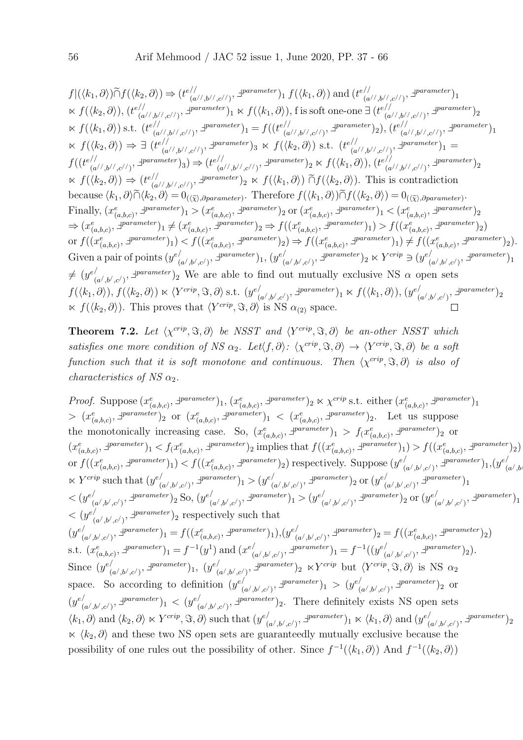$f|(\langle k_1, \partial\rangle)\widetilde{\cap} f(\langle k_2, \partial\rangle) \Rightarrow (t^{e//}_{(a//,b//,c//)}, \daleth^{parameter})_1\ f(\langle k_1, \partial\rangle)$ and $(t^{e//}_{(a//,b//,c//)}, \daleth^{parameter})_1$ $\ltimes f(\langle k_2, \partial\rangle)$, $(t^{e//}_{(a//,b//,c//)}, \daleth^{parameter})_1 \ltimes f(\langle k_1, \partial\rangle)$, f is soft one-one $\exists\ (t^{e//}_{(a//,b//,c//)}, \daleth^{parameter})_2$ $\ltimes f(\langle k_1, \partial\rangle)$ s.t. $(t^{e//}_{(a//,b//,c//)}, \daleth^{parameter})_1 = f((t^{e//}_{(a//,b//,c//)}, \daleth^{parameter})_2)$, $(t^{e//}_{(a//,b//,c//)}, \daleth^{parameter})_1$ $\ltimes f(\langle k_2, \partial\rangle) \Rightarrow \exists\ (t^{e//}_{(a//,b//,c//)}, \daleth^{parameter})_3 \ltimes f(\langle k_2, \partial\rangle)$ s.t. $(t^{e//}_{(a//,b//,c//)}, \daleth^{parameter})_1 =$ $f((t^{e//}_{(a//,b//,c//)}, \daleth^{parameter})_3) \Rightarrow (t^{e//}_{(a//,b//,c//)}, \daleth^{parameter})_2 \ltimes f(\langle k_1, \partial\rangle)$, $(t^{e//}_{(a//,b//,c//)}, \daleth^{parameter})_2$ $\ltimes f(\langle k_2, \partial\rangle) \Rightarrow (t^{e//}_{(a//,b//,c//)}, \daleth^{parameter})_2 \ltimes f(\langle k_1, \partial\rangle)\ \widetilde{\cap} f(\langle k_2, \partial\rangle)$. This is contradiction because $\langle k_1, \partial\rangle \widetilde{\cap} \langle k_2, \partial\rangle = 0_{(\langle \widetilde{\chi}\rangle, \partial parameter)}$. Therefore $f(\langle k_1, \partial\rangle)\widetilde{\cap} f(\langle k_2, \partial\rangle) = 0_{(\langle \widetilde{\chi}\rangle, \partial parameter)}$. Finally, $(x^e_{(a,b,c)}, \daleth^{parameter})_1 > (x^e_{(a,b,c)}, \daleth^{parameter})_2$ or $(x^e_{(a,b,c)}, \daleth^{parameter})_1 < (x^e_{(a,b,c)}, \daleth^{parameter})_2$ $\Rightarrow (x^e_{(a,b,c)}, \daleth^{parameter})_1 \neq (x^e_{(a,b,c)}, \daleth^{parameter})_2 \Rightarrow f((x^e_{(a,b,c)}, \daleth^{parameter})_1) > f((x^e_{(a,b,c)}, \daleth^{parameter})_2)$ or $f((x^e_{(a,b,c)}, \daleth^{parameter})_1) < f((x^e_{(a,b,c)}, \daleth^{parameter})_2) \Rightarrow f((x^e_{(a,b,c)}, \daleth^{parameter})_1) \neq f((x^e_{(a,b,c)}, \daleth^{parameter})_2)$. Given a pair of points $(y^{e/}_{(a/,b/,c/)}, \daleth^{parameter})_1$, $(y^{e/}_{(a/,b/,c/)}, \daleth^{parameter})_2 \ltimes Y^{crip} \ni (y^{e/}_{(a/,b/,c/)}, \daleth^{parameter})_1$ $\neq (y^{e/}_{(a/,b/,c/)}, \daleth^{parameter})_2$ We are able to find out mutually exclusive NS $\alpha$ open sets $f(\langle k_1, \partial\rangle)$, $f(\langle k_2, \partial\rangle) \ltimes \langle Y^{crip}, \Im, \partial\rangle$ s.t. $(y^{e/}_{(a/,b/,c/)}, \daleth^{parameter})_1 \ltimes f(\langle k_1, \partial\rangle)$, $(y^{e/}_{(a/,b/,c/)}, \daleth^{parameter})_2$ $\ltimes f(\langle k_2, \partial\rangle)$. This proves that $\langle Y^{crip}, \Im, \partial\rangle$ is NS $\alpha_{(2)}$ space. □

**Theorem 7.2.** *Let $\langle \chi^{crip}, \Im, \partial\rangle$ be NSST and $\langle Y^{crip}, \Im, \partial\rangle$ be an-other NSST which satisfies one more condition of NS $\alpha_2$. Let$\langle f, \partial\rangle$: $\langle \chi^{crip}, \Im, \partial\rangle \to \langle Y^{crip}, \Im, \partial\rangle$ be a soft function such that it is soft monotone and continuous. Then $\langle \chi^{crip}, \Im, \partial\rangle$ is also of characteristics of NS $\alpha_2$.*

*Proof.* Suppose $(x^e_{(a,b,c)}, \daleth^{parameter})_1$, $(x^e_{(a,b,c)}, \daleth^{parameter})_2 \ltimes \chi^{crip}$ s.t. either $(x^e_{(a,b,c)}, \daleth^{parameter})_1$ $> (x^e_{(a,b,c)}, \daleth^{parameter})_2$ or $(x^e_{(a,b,c)}, \daleth^{parameter})_1 < (x^e_{(a,b,c)}, \daleth^{parameter})_2$. Let us suppose the monotonically increasing case. So, $(x^e_{(a,b,c)}, \daleth^{parameter})_1 > f_(x^e_{(a,b,c)}, \daleth^{parameter})_2$ or $(x^e_{(a,b,c)}, \daleth^{parameter})_1 < f_(x^e_{(a,b,c)}, \daleth^{parameter})_2$ implies that $f((x^e_{(a,b,c)}, \daleth^{parameter})_1) > f((x^e_{(a,b,c)}, \daleth^{parameter})_2)$ or $f((x^e_{(a,b,c)}, \daleth^{parameter})_1) < f((x^e_{(a,b,c)}, \daleth^{parameter})_2)$ respectively. Suppose $(y^{e/}_{(a/,b/,c/)}, \daleth^{parameter})_1$,$(y^{e/}_{(a/,b/,c/)}, \daleth^{parameter})_2$ $\ltimes Y^{crip}$ such that $(y^{e/}_{(a/,b/,c/)}, \daleth^{parameter})_1 > (y^{e/}_{(a/,b/,c/)}, \daleth^{parameter})_2$ or $(y^{e/}_{(a/,b/,c/)}, \daleth^{parameter})_1$ $< (y^{e/}_{(a/,b/,c/)}, \daleth^{parameter})_2$ So, $(y^{e/}_{(a/,b/,c/)}, \daleth^{parameter})_1 > (y^{e/}_{(a/,b/,c/)}, \daleth^{parameter})_2$ or $(y^{e/}_{(a/,b/,c/)}, \daleth^{parameter})_1$ $< (y^{e/}_{(a/,b/,c/)}, \daleth^{parameter})_2$ respectively such that $(y^{e/}_{(a/,b/,c/)}, \daleth^{parameter})_1 = f((x^e_{(a,b,c)}, \daleth^{parameter})_1)$,$(y^{e/}_{(a/,b/,c/)}, \daleth^{parameter})_2 = f((x^e_{(a,b,c)}, \daleth^{parameter})_2)$ s.t. $(x^e_{(a,b,c)}, \daleth^{parameter})_1 = f^{-1}(y^1)$ and $(x^{e/}_{(a/,b/,c/)}, \daleth^{parameter})_1 = f^{-1}((y^{e/}_{(a/,b/,c/)}, \daleth^{parameter})_2)$. Since $(y^{e/}_{(a/,b/,c/)}, \daleth^{parameter})_1$, $(y^{e/}_{(a/,b/,c/)}, \daleth^{parameter})_2 \ltimes Y^{crip}$ but $\langle Y^{crip}, \Im, \partial\rangle$ is NS $\alpha_2$ space. So according to definition $(y^{e/}_{(a/,b/,c/)}, \daleth^{parameter})_1 > (y^{e/}_{(a/,b/,c/)}, \daleth^{parameter})_2$ or $(y^{e/}_{(a/,b/,c/)}, \daleth^{parameter})_1 < (y^{e/}_{(a/,b/,c/)}, \daleth^{parameter})_2$. There definitely exists NS open sets $\langle k_1, \partial\rangle$ and $\langle k_2, \partial\rangle \ltimes Y^{crip}, \Im, \partial\rangle$ such that $(y^{e/}_{(a/,b/,c/)}, \daleth^{parameter})_1 \ltimes \langle k_1, \partial\rangle$ and $(y^{e/}_{(a/,b/,c/)}, \daleth^{parameter})_2$ $\ltimes \langle k_2, \partial\rangle$ and these two NS open sets are guaranteedly mutually exclusive because the possibility of one rules out the possibility of other. Since $f^{-1}(\langle k_1, \partial\rangle)$ And $f^{-1}(\langle k_2, \partial\rangle)$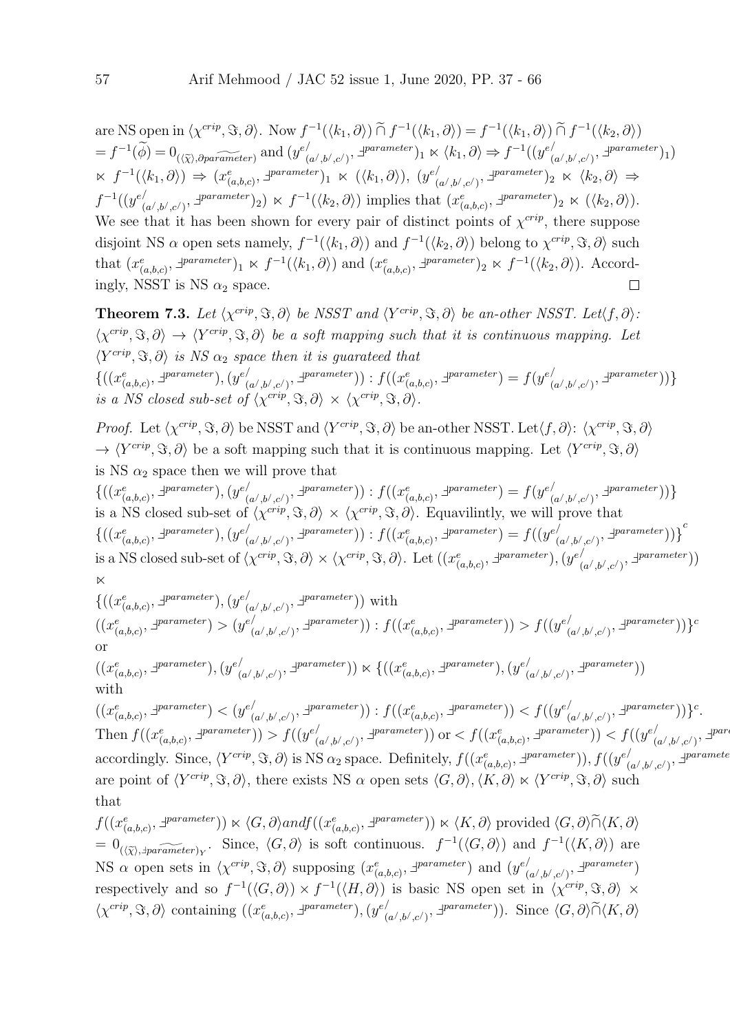are NS open in $\langle \chi^{crip}, \Im, \partial\rangle$. Now $f^{-1}(\langle k_1, \partial\rangle) \widetilde{\cap} f^{-1}(\langle k_1, \partial\rangle) = f^{-1}(\langle k_1, \partial\rangle) \widetilde{\cap} f^{-1}(\langle k_2, \partial\rangle)$ $= f^{-1}(\widetilde{\phi}) = 0_{(\langle \widetilde{\chi}\rangle, \partial \widetilde{parameter})}$ and $(y^{e'}_{(a',b',c')}, \daleth^{parameter})_1 \ltimes \langle k_1, \partial\rangle \Rightarrow f^{-1}((y^{e'}_{(a',b',c')}, \daleth^{parameter})_1)$ $\ltimes f^{-1}(\langle k_1, \partial\rangle) \Rightarrow (x^{e}_{(a,b,c)}, \daleth^{parameter})_1 \ltimes (\langle k_1, \partial\rangle)$, $(y^{e'}_{(a',b',c')}, \daleth^{parameter})_2 \ltimes \langle k_2, \partial\rangle \Rightarrow$ $f^{-1}((y^{e'}_{(a',b',c')}, \daleth^{parameter})_2) \ltimes f^{-1}(\langle k_2, \partial\rangle)$ implies that $(x^{e}_{(a,b,c)}, \daleth^{parameter})_2 \ltimes (\langle k_2, \partial\rangle)$. We see that it has been shown for every pair of distinct points of $\chi^{crip}$, there suppose disjoint NS $\alpha$ open sets namely, $f^{-1}(\langle k_1, \partial\rangle)$ and $f^{-1}(\langle k_2, \partial\rangle)$ belong to $\chi^{crip}, \Im, \partial\rangle$ such that $(x^{e}_{(a,b,c)}, \daleth^{parameter})_1 \ltimes f^{-1}(\langle k_1, \partial\rangle)$ and $(x^{e}_{(a,b,c)}, \daleth^{parameter})_2 \ltimes f^{-1}(\langle k_2, \partial\rangle)$. Accordingly, NSST is NS $\alpha_2$ space. □

**Theorem 7.3.** *Let $\langle \chi^{crip}, \Im, \partial\rangle$ be NSST and $\langle Y^{crip}, \Im, \partial\rangle$ be an-other NSST. Let$\langle f, \partial\rangle$: $\langle \chi^{crip}, \Im, \partial\rangle \to \langle Y^{crip}, \Im, \partial\rangle$ be a soft mapping such that it is continuous mapping. Let $\langle Y^{crip}, \Im, \partial\rangle$ is NS $\alpha_2$ space then it is guarateed that* $\{((x^{e}_{(a,b,c)}, \daleth^{parameter}), (y^{e'}_{(a',b',c')}, \daleth^{parameter})) : f((x^{e}_{(a,b,c)}, \daleth^{parameter}) = f(y^{e'}_{(a',b',c')}, \daleth^{parameter}))\}$ *is a NS closed sub-set of $\langle \chi^{crip}, \Im, \partial\rangle \times \langle \chi^{crip}, \Im, \partial\rangle$.*

*Proof.* Let $\langle \chi^{crip}, \Im, \partial\rangle$ be NSST and $\langle Y^{crip}, \Im, \partial\rangle$ be an-other NSST. Let$\langle f, \partial\rangle$: $\langle \chi^{crip}, \Im, \partial\rangle$ $\to \langle Y^{crip}, \Im, \partial\rangle$ be a soft mapping such that it is continuous mapping. Let $\langle Y^{crip}, \Im, \partial\rangle$ is NS $\alpha_2$ space then we will prove that $\{((x^{e}_{(a,b,c)}, \daleth^{parameter}), (y^{e'}_{(a',b',c')}, \daleth^{parameter})) : f((x^{e}_{(a,b,c)}, \daleth^{parameter}) = f(y^{e'}_{(a',b',c')}, \daleth^{parameter}))\}$ is a NS closed sub-set of $\langle \chi^{crip}, \Im, \partial\rangle \times \langle \chi^{crip}, \Im, \partial\rangle$. Equavilintly, we will prove that $\{((x^{e}_{(a,b,c)}, \daleth^{parameter}), (y^{e'}_{(a',b',c')}, \daleth^{parameter})) : f((x^{e}_{(a,b,c)}, \daleth^{parameter}) = f((y^{e'}_{(a',b',c')}, \daleth^{parameter}))\}^{c}$ is a NS closed sub-set of $\langle \chi^{crip}, \Im, \partial\rangle \times \langle \chi^{crip}, \Im, \partial\rangle$. Let $((x^{e}_{(a,b,c)}, \daleth^{parameter}), (y^{e'}_{(a',b',c')}, \daleth^{parameter}))$ $\ltimes$
$\{((x^{e}_{(a,b,c)}, \daleth^{parameter}), (y^{e'}_{(a',b',c')}, \daleth^{parameter}))$ with
$((x^{e}_{(a,b,c)}, \daleth^{parameter}) > (y^{e'}_{(a',b',c')}, \daleth^{parameter})) : f((x^{e}_{(a,b,c)}, \daleth^{parameter})) > f((y^{e'}_{(a',b',c')}, \daleth^{parameter}))\}^{c}$
or
$((x^{e}_{(a,b,c)}, \daleth^{parameter}), (y^{e'}_{(a',b',c')}, \daleth^{parameter})) \ltimes \{((x^{e}_{(a,b,c)}, \daleth^{parameter}), (y^{e'}_{(a',b',c')}, \daleth^{parameter}))$
with
$((x^{e}_{(a,b,c)}, \daleth^{parameter}) < (y^{e'}_{(a',b',c')}, \daleth^{parameter})) : f((x^{e}_{(a,b,c)}, \daleth^{parameter})) < f((y^{e'}_{(a',b',c')}, \daleth^{parameter}))\}^{c}$.
Then $f((x^{e}_{(a,b,c)}, \daleth^{parameter})) > f((y^{e'}_{(a',b',c')}, \daleth^{parameter}))$ or $< f((x^{e}_{(a,b,c)}, \daleth^{parameter})) < f((y^{e'}_{(a',b',c')}, \daleth^{parameter}))$ accordingly. Since, $\langle Y^{crip}, \Im, \partial\rangle$ is NS $\alpha_2$ space. Definitely, $f((x^{e}_{(a,b,c)}, \daleth^{parameter})), f((y^{e'}_{(a',b',c')}, \daleth^{parameter}))$ are point of $\langle Y^{crip}, \Im, \partial\rangle$, there exists NS $\alpha$ open sets $\langle G, \partial\rangle, \langle K, \partial\rangle \ltimes \langle Y^{crip}, \Im, \partial\rangle$ such that
$f((x^{e}_{(a,b,c)}, \daleth^{parameter})) \ltimes \langle G, \partial\rangle and f((x^{e}_{(a,b,c)}, \daleth^{parameter})) \ltimes \langle K, \partial\rangle$ provided $\langle G, \partial\rangle \widetilde{\cap} \langle K, \partial\rangle$ $= 0_{(\langle \widetilde{\chi}\rangle, \daleth \widetilde{parameter})_Y}$. Since, $\langle G, \partial\rangle$ is soft continuous. $f^{-1}(\langle G, \partial\rangle)$ and $f^{-1}(\langle K, \partial\rangle)$ are NS $\alpha$ open sets in $\langle \chi^{crip}, \Im, \partial\rangle$ supposing $(x^{e}_{(a,b,c)}, \daleth^{parameter})$ and $(y^{e'}_{(a',b',c')}, \daleth^{parameter})$ respectively and so $f^{-1}(\langle G, \partial\rangle) \times f^{-1}(\langle H, \partial\rangle)$ is basic NS open set in $\langle \chi^{crip}, \Im, \partial\rangle \times \langle \chi^{crip}, \Im, \partial\rangle$ containing $((x^{e}_{(a,b,c)}, \daleth^{parameter}), (y^{e'}_{(a',b',c')}, \daleth^{parameter}))$. Since $\langle G, \partial\rangle \widetilde{\cap} \langle K, \partial\rangle$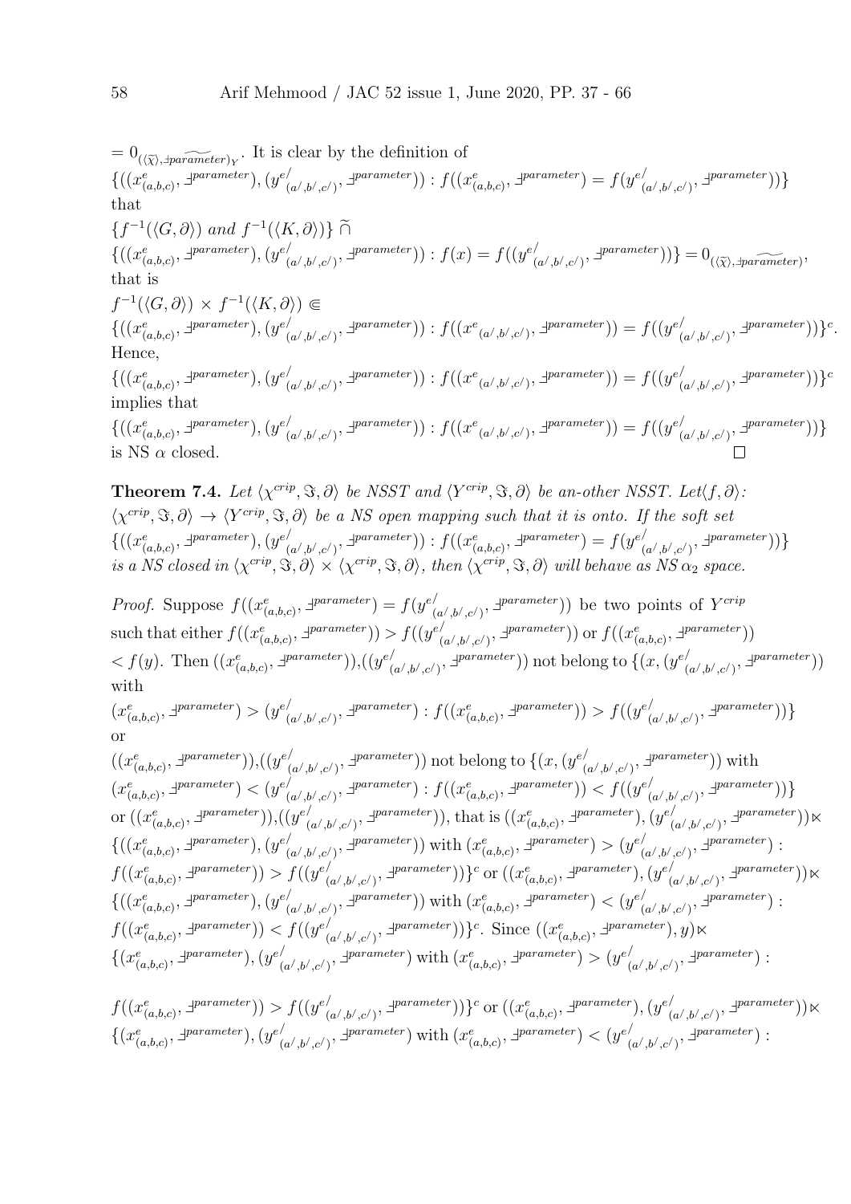$= 0_{(\langle\widetilde{\chi}\rangle, \beth\widetilde{parameter})_Y}$. It is clear by the definition of
$\{((x^{e}_{(a,b,c)}, \beth^{parameter}), (y^{e^{/}}_{(a^{/},b^{/},c^{/})}, \beth^{parameter})) : f((x^{e}_{(a,b,c)}, \beth^{parameter}) = f(y^{e^{/}}_{(a^{/},b^{/},c^{/})}, \beth^{parameter}))\}$
that
$\{f^{-1}(\langle G, \partial\rangle) \ and \ f^{-1}(\langle K, \partial\rangle)\} \ \widetilde{\cap}$
$\{((x^{e}_{(a,b,c)}, \beth^{parameter}), (y^{e^{/}}_{(a^{/},b^{/},c^{/})}, \beth^{parameter})) : f(x) = f((y^{e^{/}}_{(a^{/},b^{/},c^{/})}, \beth^{parameter}))\} = 0_{(\langle\widetilde{\chi}\rangle, \beth\widetilde{parameter})}$,
that is
$f^{-1}(\langle G, \partial\rangle) \times f^{-1}(\langle K, \partial\rangle) \Subset$
$\{((x^{e}_{(a,b,c)}, \beth^{parameter}), (y^{e^{/}}_{(a^{/},b^{/},c^{/})}, \beth^{parameter})) : f((x^{e}{}_{(a^{/},b^{/},c^{/})}, \beth^{parameter})) = f((y^{e^{/}}_{(a^{/},b^{/},c^{/})}, \beth^{parameter}))\}^{c}$.
Hence,
$\{((x^{e}_{(a,b,c)}, \beth^{parameter}), (y^{e^{/}}_{(a^{/},b^{/},c^{/})}, \beth^{parameter})) : f((x^{e}{}_{(a^{/},b^{/},c^{/})}, \beth^{parameter})) = f((y^{e^{/}}_{(a^{/},b^{/},c^{/})}, \beth^{parameter}))\}^{c}$
implies that
$\{((x^{e}_{(a,b,c)}, \beth^{parameter}), (y^{e^{/}}_{(a^{/},b^{/},c^{/})}, \beth^{parameter})) : f((x^{e}{}_{(a^{/},b^{/},c^{/})}, \beth^{parameter})) = f((y^{e^{/}}_{(a^{/},b^{/},c^{/})}, \beth^{parameter}))\}$
is NS $\alpha$ closed. □

**Theorem 7.4.** *Let $\langle\chi^{crip}, \Im, \partial\rangle$ be NSST and $\langle Y^{crip}, \Im, \partial\rangle$ be an-other NSST. Let$\langle f, \partial\rangle$: $\langle\chi^{crip}, \Im, \partial\rangle \to \langle Y^{crip}, \Im, \partial\rangle$ be a NS open mapping such that it is onto. If the soft set $\{((x^{e}_{(a,b,c)}, \beth^{parameter}), (y^{e^{/}}_{(a^{/},b^{/},c^{/})}, \beth^{parameter})) : f((x^{e}_{(a,b,c)}, \beth^{parameter}) = f(y^{e^{/}}_{(a^{/},b^{/},c^{/})}, \beth^{parameter}))\}$ is a NS closed in $\langle\chi^{crip}, \Im, \partial\rangle \times \langle\chi^{crip}, \Im, \partial\rangle$, then $\langle\chi^{crip}, \Im, \partial\rangle$ will behave as NS $\alpha_2$ space.*

*Proof.* Suppose $f((x^{e}_{(a,b,c)}, \beth^{parameter}) = f(y^{e^{/}}_{(a^{/},b^{/},c^{/})}, \beth^{parameter}))$ be two points of $Y^{crip}$ such that either $f((x^{e}_{(a,b,c)}, \beth^{parameter})) > f((y^{e^{/}}_{(a^{/},b^{/},c^{/})}, \beth^{parameter}))$ or $f((x^{e}_{(a,b,c)}, \beth^{parameter}))$ $< f(y)$. Then $((x^{e}_{(a,b,c)}, \beth^{parameter})),((y^{e^{/}}_{(a^{/},b^{/},c^{/})}, \beth^{parameter}))$ not belong to $\{(x, (y^{e^{/}}_{(a^{/},b^{/},c^{/})}, \beth^{parameter}))$ with
$(x^{e}_{(a,b,c)}, \beth^{parameter}) > (y^{e^{/}}_{(a^{/},b^{/},c^{/})}, \beth^{parameter}) : f((x^{e}_{(a,b,c)}, \beth^{parameter})) > f((y^{e^{/}}_{(a^{/},b^{/},c^{/})}, \beth^{parameter}))\}$
or
$((x^{e}_{(a,b,c)}, \beth^{parameter})),((y^{e^{/}}_{(a^{/},b^{/},c^{/})}, \beth^{parameter}))$ not belong to $\{(x, (y^{e^{/}}_{(a^{/},b^{/},c^{/})}, \beth^{parameter}))$ with $(x^{e}_{(a,b,c)}, \beth^{parameter}) < (y^{e^{/}}_{(a^{/},b^{/},c^{/})}, \beth^{parameter}) : f((x^{e}_{(a,b,c)}, \beth^{parameter})) < f((y^{e^{/}}_{(a^{/},b^{/},c^{/})}, \beth^{parameter}))\}$ or $((x^{e}_{(a,b,c)}, \beth^{parameter})),((y^{e^{/}}_{(a^{/},b^{/},c^{/})}, \beth^{parameter}))$, that is $((x^{e}_{(a,b,c)}, \beth^{parameter}), (y^{e^{/}}_{(a^{/},b^{/},c^{/})}, \beth^{parameter}))\ltimes$ $\{((x^{e}_{(a,b,c)}, \beth^{parameter}), (y^{e^{/}}_{(a^{/},b^{/},c^{/})}, \beth^{parameter}))$ with $(x^{e}_{(a,b,c)}, \beth^{parameter}) > (y^{e^{/}}_{(a^{/},b^{/},c^{/})}, \beth^{parameter})$ : $f((x^{e}_{(a,b,c)}, \beth^{parameter})) > f((y^{e^{/}}_{(a^{/},b^{/},c^{/})}, \beth^{parameter}))\}^{c}$ or $((x^{e}_{(a,b,c)}, \beth^{parameter}), (y^{e^{/}}_{(a^{/},b^{/},c^{/})}, \beth^{parameter}))\ltimes$ $\{((x^{e}_{(a,b,c)}, \beth^{parameter}), (y^{e^{/}}_{(a^{/},b^{/},c^{/})}, \beth^{parameter}))$ with $(x^{e}_{(a,b,c)}, \beth^{parameter}) < (y^{e^{/}}_{(a^{/},b^{/},c^{/})}, \beth^{parameter})$ : $f((x^{e}_{(a,b,c)}, \beth^{parameter})) < f((y^{e^{/}}_{(a^{/},b^{/},c^{/})}, \beth^{parameter}))\}^{c}$. Since $((x^{e}_{(a,b,c)}, \beth^{parameter}), y)\ltimes$ $\{(x^{e}_{(a,b,c)}, \beth^{parameter}), (y^{e^{/}}_{(a^{/},b^{/},c^{/})}, \beth^{parameter})$ with $(x^{e}_{(a,b,c)}, \beth^{parameter}) > (y^{e^{/}}_{(a^{/},b^{/},c^{/})}, \beth^{parameter})$ :

$f((x^{e}_{(a,b,c)}, \beth^{parameter})) > f((y^{e^{/}}_{(a^{/},b^{/},c^{/})}, \beth^{parameter}))\}^{c}$ or $((x^{e}_{(a,b,c)}, \beth^{parameter}), (y^{e^{/}}_{(a^{/},b^{/},c^{/})}, \beth^{parameter}))\ltimes$ $\{(x^{e}_{(a,b,c)}, \beth^{parameter}), (y^{e^{/}}_{(a^{/},b^{/},c^{/})}, \beth^{parameter})$ with $(x^{e}_{(a,b,c)}, \beth^{parameter}) < (y^{e^{/}}_{(a^{/},b^{/},c^{/})}, \beth^{parameter})$ :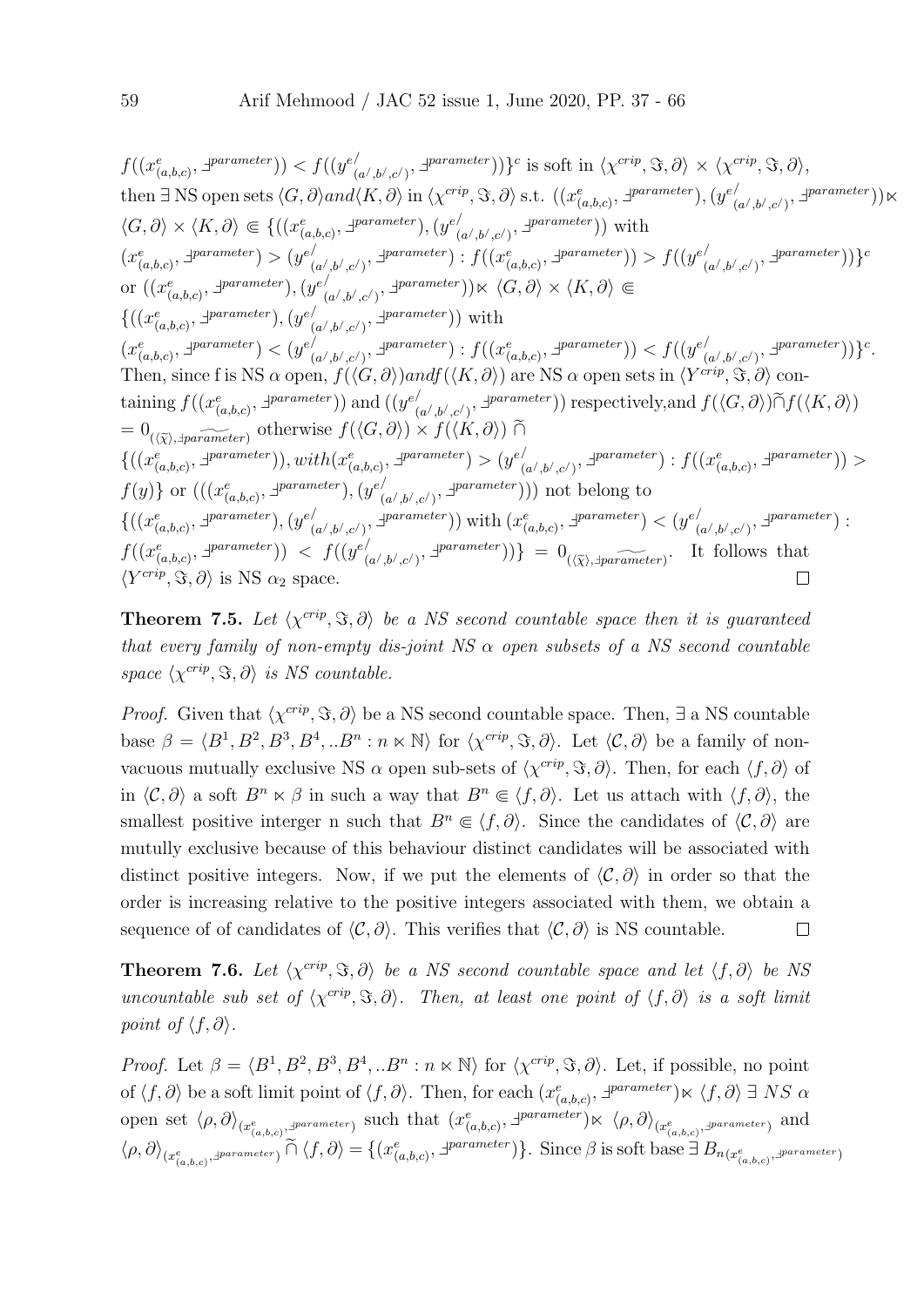$f((x^{e}_{(a,b,c)}, \daleth^{parameter})) < f((y^{e^{/}}_{(a^{/},b^{/},c^{/})}, \daleth^{parameter}))\}^{c}$ is soft in $\langle \chi^{crip}, \Im, \partial\rangle \times \langle \chi^{crip}, \Im, \partial\rangle$, then $\exists$ NS open sets $\langle G, \partial\rangle and \langle K, \partial\rangle$ in $\langle \chi^{crip}, \Im, \partial\rangle$ s.t. $((x^{e}_{(a,b,c)}, \daleth^{parameter}), (y^{e^{/}}_{(a^{/},b^{/},c^{/})}, \daleth^{parameter})) \ltimes$ $\langle G, \partial\rangle \times \langle K, \partial\rangle \Subset \{((x^{e}_{(a,b,c)}, \daleth^{parameter}), (y^{e^{/}}_{(a^{/},b^{/},c^{/})}, \daleth^{parameter}))$ with $(x^{e}_{(a,b,c)}, \daleth^{parameter}) > (y^{e^{/}}_{(a^{/},b^{/},c^{/})}, \daleth^{parameter}) : f((x^{e}_{(a,b,c)}, \daleth^{parameter})) > f((y^{e^{/}}_{(a^{/},b^{/},c^{/})}, \daleth^{parameter}))\}^{c}$ or $((x^{e}_{(a,b,c)}, \daleth^{parameter}), (y^{e^{/}}_{(a^{/},b^{/},c^{/})}, \daleth^{parameter})) \ltimes \langle G, \partial\rangle \times \langle K, \partial\rangle \Subset$ $\{((x^{e}_{(a,b,c)}, \daleth^{parameter}), (y^{e^{/}}_{(a^{/},b^{/},c^{/})}, \daleth^{parameter}))$ with $(x^{e}_{(a,b,c)}, \daleth^{parameter}) < (y^{e^{/}}_{(a^{/},b^{/},c^{/})}, \daleth^{parameter}) : f((x^{e}_{(a,b,c)}, \daleth^{parameter})) < f((y^{e^{/}}_{(a^{/},b^{/},c^{/})}, \daleth^{parameter}))\}^{c}$. Then, since f is NS $\alpha$ open, $f(\langle G, \partial\rangle) and f(\langle K, \partial\rangle)$ are NS $\alpha$ open sets in $\langle Y^{crip}, \Im, \partial\rangle$ containing $f((x^{e}_{(a,b,c)}, \daleth^{parameter}))$ and $((y^{e^{/}}_{(a^{/},b^{/},c^{/})}, \daleth^{parameter}))$ respectively,and $f(\langle G, \partial\rangle)\widetilde{\cap} f(\langle K, \partial\rangle)$ $= 0_{(\langle \widetilde{\chi}\rangle, \widetilde{\daleth parameter})}$ otherwise $f(\langle G, \partial\rangle) \times f(\langle K, \partial\rangle) \widetilde{\cap}$ $\{((x^{e}_{(a,b,c)}, \daleth^{parameter})), with (x^{e}_{(a,b,c)}, \daleth^{parameter}) > (y^{e^{/}}_{(a^{/},b^{/},c^{/})}, \daleth^{parameter}) : f((x^{e}_{(a,b,c)}, \daleth^{parameter})) >$ $f(y)\}$ or $(((x^{e}_{(a,b,c)}, \daleth^{parameter}), (y^{e^{/}}_{(a^{/},b^{/},c^{/})}, \daleth^{parameter})))$ not belong to $\{((x^{e}_{(a,b,c)}, \daleth^{parameter}), (y^{e^{/}}_{(a^{/},b^{/},c^{/})}, \daleth^{parameter}))$ with $(x^{e}_{(a,b,c)}, \daleth^{parameter}) < (y^{e^{/}}_{(a^{/},b^{/},c^{/})}, \daleth^{parameter}) :$ $f((x^{e}_{(a,b,c)}, \daleth^{parameter})) < f((y^{e^{/}}_{(a^{/},b^{/},c^{/})}, \daleth^{parameter}))\} = 0_{(\langle \widetilde{\chi}\rangle, \widetilde{\daleth parameter})}$. It follows that $\langle Y^{crip}, \Im, \partial\rangle$ is NS $\alpha_2$ space. □

**Theorem 7.5.** *Let $\langle \chi^{crip}, \Im, \partial\rangle$ be a NS second countable space then it is guaranteed that every family of non-empty dis-joint NS $\alpha$ open subsets of a NS second countable space $\langle \chi^{crip}, \Im, \partial\rangle$ is NS countable.*

*Proof.* Given that $\langle \chi^{crip}, \Im, \partial\rangle$ be a NS second countable space. Then, $\exists$ a NS countable base $\beta = \langle B^1, B^2, B^3, B^4, ..B^n : n \ltimes \mathbb{N}\rangle$ for $\langle \chi^{crip}, \Im, \partial\rangle$. Let $\langle \mathcal{C}, \partial\rangle$ be a family of non-vacuous mutually exclusive NS $\alpha$ open sub-sets of $\langle \chi^{crip}, \Im, \partial\rangle$. Then, for each $\langle f, \partial\rangle$ of in $\langle \mathcal{C}, \partial\rangle$ a soft $B^n \ltimes \beta$ in such a way that $B^n \Subset \langle f, \partial\rangle$. Let us attach with $\langle f, \partial\rangle$, the smallest positive interger n such that $B^n \Subset \langle f, \partial\rangle$. Since the candidates of $\langle \mathcal{C}, \partial\rangle$ are mutully exclusive because of this behaviour distinct candidates will be associated with distinct positive integers. Now, if we put the elements of $\langle \mathcal{C}, \partial\rangle$ in order so that the order is increasing relative to the positive integers associated with them, we obtain a sequence of of candidates of $\langle \mathcal{C}, \partial\rangle$. This verifies that $\langle \mathcal{C}, \partial\rangle$ is NS countable. □

**Theorem 7.6.** *Let $\langle \chi^{crip}, \Im, \partial\rangle$ be a NS second countable space and let $\langle f, \partial\rangle$ be NS uncountable sub set of $\langle \chi^{crip}, \Im, \partial\rangle$. Then, at least one point of $\langle f, \partial\rangle$ is a soft limit point of $\langle f, \partial\rangle$.*

*Proof.* Let $\beta = \langle B^1, B^2, B^3, B^4, ..B^n : n \ltimes \mathbb{N}\rangle$ for $\langle \chi^{crip}, \Im, \partial\rangle$. Let, if possible, no point of $\langle f, \partial\rangle$ be a soft limit point of $\langle f, \partial\rangle$. Then, for each $(x^{e}_{(a,b,c)}, \daleth^{parameter}) \ltimes \langle f, \partial\rangle$ $\exists$ $NS$ $\alpha$ open set $\langle \rho, \partial\rangle_{(x^{e}_{(a,b,c)}, \daleth^{parameter})}$ such that $(x^{e}_{(a,b,c)}, \daleth^{parameter}) \ltimes \langle \rho, \partial\rangle_{(x^{e}_{(a,b,c)}, \daleth^{parameter})}$ and $\langle \rho, \partial\rangle_{(x^{e}_{(a,b,c)}, \daleth^{parameter})} \widetilde{\cap} \langle f, \partial\rangle = \{(x^{e}_{(a,b,c)}, \daleth^{parameter})\}$. Since $\beta$ is soft base $\exists$ $B_{n(x^{e}_{(a,b,c)}, \daleth^{parameter})}$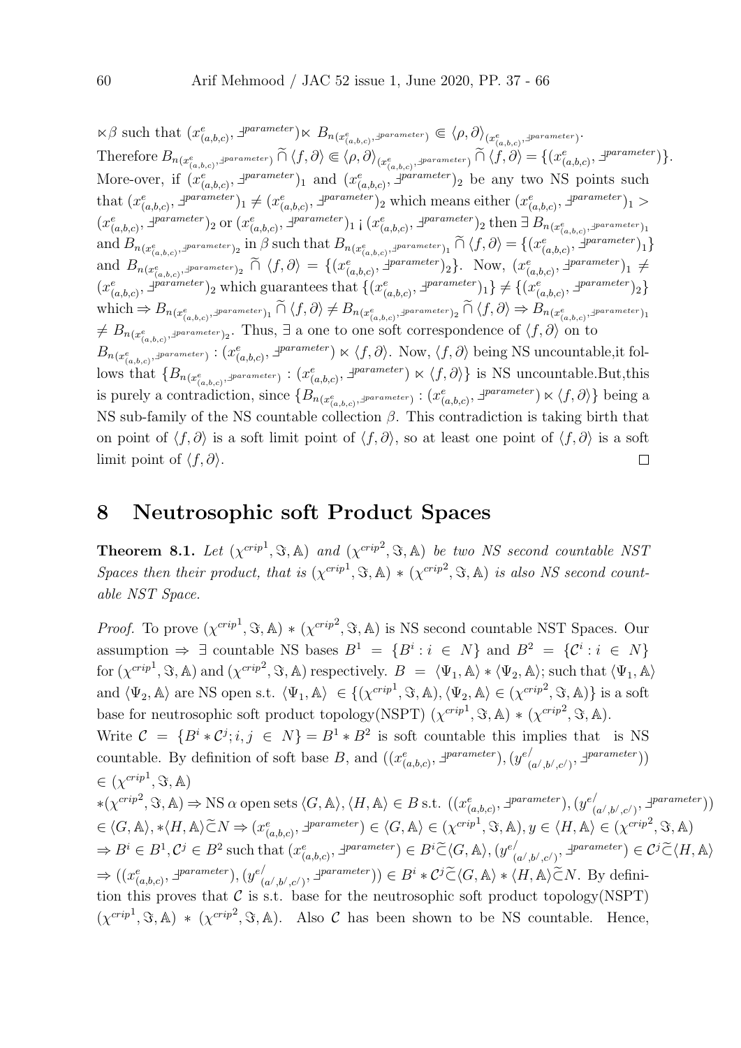$\ltimes\beta$ such that $(x^e_{(a,b,c)}, \daleth^{parameter}) \ltimes B_{n(x^e_{(a,b,c)}, \daleth^{parameter})} \Subset \langle\rho, \partial\rangle_{(x^e_{(a,b,c)}, \daleth^{parameter})}$.
Therefore $B_{n(x^e_{(a,b,c)}, \daleth^{parameter})} \widetilde{\cap} \langle f, \partial\rangle \Subset \langle\rho, \partial\rangle_{(x^e_{(a,b,c)}, \daleth^{parameter})} \widetilde{\cap} \langle f, \partial\rangle = \{(x^e_{(a,b,c)}, \daleth^{parameter})\}$.
More-over, if $(x^e_{(a,b,c)}, \daleth^{parameter})_1$ and $(x^e_{(a,b,c)}, \daleth^{parameter})_2$ be any two NS points such that $(x^e_{(a,b,c)}, \daleth^{parameter})_1 \neq (x^e_{(a,b,c)}, \daleth^{parameter})_2$ which means either $(x^e_{(a,b,c)}, \daleth^{parameter})_1 > (x^e_{(a,b,c)}, \daleth^{parameter})_2$ or $(x^e_{(a,b,c)}, \daleth^{parameter})_1$ ¡ $(x^e_{(a,b,c)}, \daleth^{parameter})_2$ then $\exists$ $B_{n(x^e_{(a,b,c)}, \daleth^{parameter})_1}$ and $B_{n(x^e_{(a,b,c)}, \daleth^{parameter})_2}$ in $\beta$ such that $B_{n(x^e_{(a,b,c)}, \daleth^{parameter})_1} \widetilde{\cap} \langle f, \partial\rangle = \{(x^e_{(a,b,c)}, \daleth^{parameter})_1\}$ and $B_{n(x^e_{(a,b,c)}, \daleth^{parameter})_2} \widetilde{\cap} \langle f, \partial\rangle = \{(x^e_{(a,b,c)}, \daleth^{parameter})_2\}$. Now, $(x^e_{(a,b,c)}, \daleth^{parameter})_1 \neq (x^e_{(a,b,c)}, \daleth^{parameter})_2$ which guarantees that $\{(x^e_{(a,b,c)}, \daleth^{parameter})_1\} \neq \{(x^e_{(a,b,c)}, \daleth^{parameter})_2\}$ which $\Rightarrow B_{n(x^e_{(a,b,c)}, \daleth^{parameter})_1} \widetilde{\cap} \langle f, \partial\rangle \neq B_{n(x^e_{(a,b,c)}, \daleth^{parameter})_2} \widetilde{\cap} \langle f, \partial\rangle \Rightarrow B_{n(x^e_{(a,b,c)}, \daleth^{parameter})_1}$ $\neq B_{n(x^e_{(a,b,c)}, \daleth^{parameter})_2}$. Thus, $\exists$ a one to one soft correspondence of $\langle f, \partial\rangle$ on to $B_{n(x^e_{(a,b,c)}, \daleth^{parameter})} : (x^e_{(a,b,c)}, \daleth^{parameter}) \ltimes \langle f, \partial\rangle$. Now, $\langle f, \partial\rangle$ being NS uncountable,it follows that $\{B_{n(x^e_{(a,b,c)}, \daleth^{parameter})} : (x^e_{(a,b,c)}, \daleth^{parameter}) \ltimes \langle f, \partial\rangle\}$ is NS uncountable.But,this is purely a contradiction, since $\{B_{n(x^e_{(a,b,c)}, \daleth^{parameter})} : (x^e_{(a,b,c)}, \daleth^{parameter}) \ltimes \langle f, \partial\rangle\}$ being a NS sub-family of the NS countable collection $\beta$. This contradiction is taking birth that on point of $\langle f, \partial\rangle$ is a soft limit point of $\langle f, \partial\rangle$, so at least one point of $\langle f, \partial\rangle$ is a soft limit point of $\langle f, \partial\rangle$. □

## 8 Neutrosophic soft Product Spaces

**Theorem 8.1.** *Let $(\chi^{crip^1}, \Im, \mathbb{A})$ and $(\chi^{crip^2}, \Im, \mathbb{A})$ be two NS second countable NST Spaces then their product, that is $(\chi^{crip^1}, \Im, \mathbb{A}) * (\chi^{crip^2}, \Im, \mathbb{A})$ is also NS second countable NST Space.*

*Proof.* To prove $(\chi^{crip^1}, \Im, \mathbb{A}) * (\chi^{crip^2}, \Im, \mathbb{A})$ is NS second countable NST Spaces. Our assumption $\Rightarrow$ $\exists$ countable NS bases $B^1 = \{B^i : i \in N\}$ and $B^2 = \{\mathcal{C}^i : i \in N\}$ for $(\chi^{crip^1}, \Im, \mathbb{A})$ and $(\chi^{crip^2}, \Im, \mathbb{A})$ respectively. $B = \langle\Psi_1, \mathbb{A}\rangle * \langle\Psi_2, \mathbb{A}\rangle$; such that $\langle\Psi_1, \mathbb{A}\rangle$ and $\langle\Psi_2, \mathbb{A}\rangle$ are NS open s.t. $\langle\Psi_1, \mathbb{A}\rangle \in \{(\chi^{crip^1}, \Im, \mathbb{A}), \langle\Psi_2, \mathbb{A}\rangle \in (\chi^{crip^2}, \Im, \mathbb{A})\}$ is a soft base for neutrosophic soft product topology(NSPT) $(\chi^{crip^1}, \Im, \mathbb{A}) * (\chi^{crip^2}, \Im, \mathbb{A})$.
Write $\mathcal{C} = \{B^i * \mathcal{C}^j; i, j \in N\} = B^1 * B^2$ is soft countable this implies that is NS countable. By definition of soft base $B$, and $((x^e_{(a,b,c)}, \daleth^{parameter}), (y^{e'}_{(a',b',c')}, \daleth^{parameter}))$ $\in (\chi^{crip^1}, \Im, \mathbb{A})$
$*(\chi^{crip^2}, \Im, \mathbb{A}) \Rightarrow$ NS $\alpha$ open sets $\langle G, \mathbb{A}\rangle, \langle H, \mathbb{A}\rangle \in B$ s.t. $((x^e_{(a,b,c)}, \daleth^{parameter}), (y^{e'}_{(a',b',c')}, \daleth^{parameter}))$ $\in \langle G, \mathbb{A}\rangle, *\langle H, \mathbb{A}\rangle \widetilde{\subset} N \Rightarrow (x^e_{(a,b,c)}, \daleth^{parameter}) \in \langle G, \mathbb{A}\rangle \in (\chi^{crip^1}, \Im, \mathbb{A}), y \in \langle H, \mathbb{A}\rangle \in (\chi^{crip^2}, \Im, \mathbb{A})$
$\Rightarrow B^i \in B^1, \mathcal{C}^j \in B^2$ such that $(x^e_{(a,b,c)}, \daleth^{parameter}) \in B^i \widetilde{\subset} \langle G, \mathbb{A}\rangle, (y^{e'}_{(a',b',c')}, \daleth^{parameter}) \in \mathcal{C}^j \widetilde{\subset} \langle H, \mathbb{A}\rangle$
$\Rightarrow ((x^e_{(a,b,c)}, \daleth^{parameter}), (y^{e'}_{(a',b',c')}, \daleth^{parameter})) \in B^i * \mathcal{C}^j \widetilde{\subset} \langle G, \mathbb{A}\rangle * \langle H, \mathbb{A}\rangle \widetilde{\subset} N$. By definition this proves that $\mathcal{C}$ is s.t. base for the neutrosophic soft product topology(NSPT) $(\chi^{crip^1}, \Im, \mathbb{A}) * (\chi^{crip^2}, \Im, \mathbb{A})$. Also $\mathcal{C}$ has been shown to be NS countable. Hence,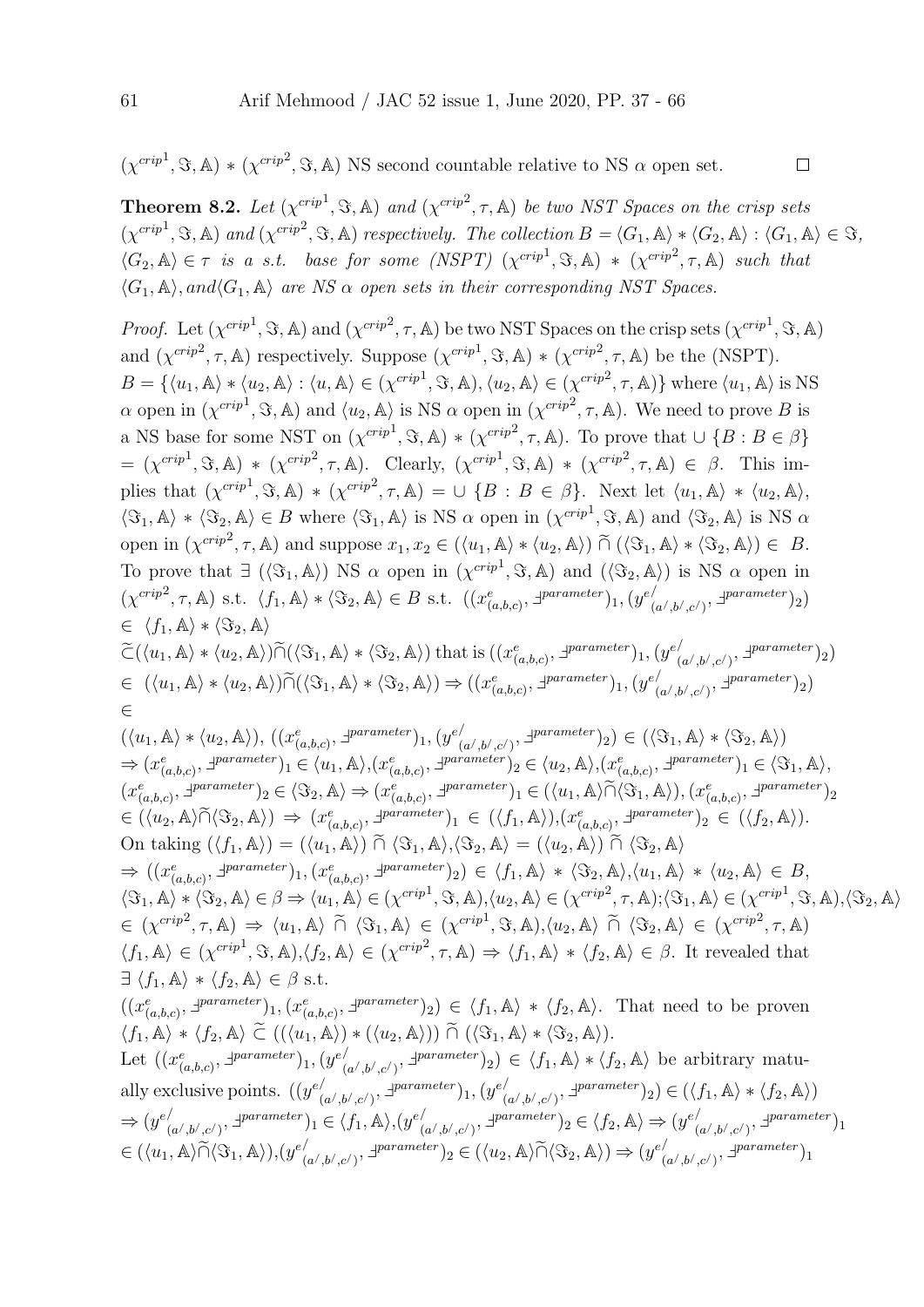$(\chi^{crip^1}, \Im, \mathbb{A}) * (\chi^{crip^2}, \Im, \mathbb{A})$ NS second countable relative to NS $\alpha$ open set. $\square$

**Theorem 8.2.** *Let $(\chi^{crip^1}, \Im, \mathbb{A})$ and $(\chi^{crip^2}, \tau, \mathbb{A})$ be two NST Spaces on the crisp sets $(\chi^{crip^1}, \Im, \mathbb{A})$ and $(\chi^{crip^2}, \Im, \mathbb{A})$ respectively. The collection $B = \langle G_1, \mathbb{A}\rangle * \langle G_2, \mathbb{A}\rangle : \langle G_1, \mathbb{A}\rangle \in \Im$, $\langle G_2, \mathbb{A}\rangle \in \tau$ is a s.t. base for some (NSPT) $(\chi^{crip^1}, \Im, \mathbb{A}) * (\chi^{crip^2}, \tau, \mathbb{A})$ such that $\langle G_1, \mathbb{A}\rangle$, and$\langle G_1, \mathbb{A}\rangle$ are NS $\alpha$ open sets in their corresponding NST Spaces.*

*Proof.* Let $(\chi^{crip^1}, \Im, \mathbb{A})$ and $(\chi^{crip^2}, \tau, \mathbb{A})$ be two NST Spaces on the crisp sets $(\chi^{crip^1}, \Im, \mathbb{A})$ and $(\chi^{crip^2}, \tau, \mathbb{A})$ respectively. Suppose $(\chi^{crip^1}, \Im, \mathbb{A}) * (\chi^{crip^2}, \tau, \mathbb{A})$ be the (NSPT). $B = \{\langle u_1, \mathbb{A}\rangle * \langle u_2, \mathbb{A}\rangle : \langle u, \mathbb{A}\rangle \in (\chi^{crip^1}, \Im, \mathbb{A}), \langle u_2, \mathbb{A}\rangle \in (\chi^{crip^2}, \tau, \mathbb{A})\}$ where $\langle u_1, \mathbb{A}\rangle$ is NS $\alpha$ open in $(\chi^{crip^1}, \Im, \mathbb{A})$ and $\langle u_2, \mathbb{A}\rangle$ is NS $\alpha$ open in $(\chi^{crip^2}, \tau, \mathbb{A})$. We need to prove $B$ is a NS base for some NST on $(\chi^{crip^1}, \Im, \mathbb{A}) * (\chi^{crip^2}, \tau, \mathbb{A})$. To prove that $\cup \{B : B \in \beta\}$ $= (\chi^{crip^1}, \Im, \mathbb{A}) * (\chi^{crip^2}, \tau, \mathbb{A})$. Clearly, $(\chi^{crip^1}, \Im, \mathbb{A}) * (\chi^{crip^2}, \tau, \mathbb{A}) \in \beta$. This implies that $(\chi^{crip^1}, \Im, \mathbb{A}) * (\chi^{crip^2}, \tau, \mathbb{A}) = \cup \{B : B \in \beta\}$. Next let $\langle u_1, \mathbb{A}\rangle * \langle u_2, \mathbb{A}\rangle$, $\langle \Im_1, \mathbb{A}\rangle * \langle \Im_2, \mathbb{A}\rangle \in B$ where $\langle \Im_1, \mathbb{A}\rangle$ is NS $\alpha$ open in $(\chi^{crip^1}, \Im, \mathbb{A})$ and $\langle \Im_2, \mathbb{A}\rangle$ is NS $\alpha$ open in $(\chi^{crip^2}, \tau, \mathbb{A})$ and suppose $x_1, x_2 \in (\langle u_1, \mathbb{A}\rangle * \langle u_2, \mathbb{A}\rangle) \widetilde{\cap} (\langle \Im_1, \mathbb{A}\rangle * \langle \Im_2, \mathbb{A}\rangle) \in B$. To prove that $\exists$ $(\langle \Im_1, \mathbb{A}\rangle)$ NS $\alpha$ open in $(\chi^{crip^1}, \Im, \mathbb{A})$ and $(\langle \Im_2, \mathbb{A}\rangle)$ is NS $\alpha$ open in $(\chi^{crip^2}, \tau, \mathbb{A})$ s.t. $\langle f_1, \mathbb{A}\rangle * \langle \Im_2, \mathbb{A}\rangle \in B$ s.t. $((x^e_{(a,b,c)}, \daleth^{parameter})_1, (y^{e/}_{(a/,b/,c/)}, \daleth^{parameter})_2)$ $\in \langle f_1, \mathbb{A}\rangle * \langle \Im_2, \mathbb{A}\rangle$ $\widetilde{\subset}(\langle u_1, \mathbb{A}\rangle * \langle u_2, \mathbb{A}\rangle)\widetilde{\cap}(\langle \Im_1, \mathbb{A}\rangle * \langle \Im_2, \mathbb{A}\rangle)$ that is $((x^e_{(a,b,c)}, \daleth^{parameter})_1, (y^{e/}_{(a/,b/,c/)}, \daleth^{parameter})_2)$ $\in (\langle u_1, \mathbb{A}\rangle * \langle u_2, \mathbb{A}\rangle)\widetilde{\cap}(\langle \Im_1, \mathbb{A}\rangle * \langle \Im_2, \mathbb{A}\rangle) \Rightarrow ((x^e_{(a,b,c)}, \daleth^{parameter})_1, (y^{e/}_{(a/,b/,c/)}, \daleth^{parameter})_2)$ $\in$ $(\langle u_1, \mathbb{A}\rangle * \langle u_2, \mathbb{A}\rangle)$, $((x^e_{(a,b,c)}, \daleth^{parameter})_1, (y^{e/}_{(a/,b/,c/)}, \daleth^{parameter})_2) \in (\langle \Im_1, \mathbb{A}\rangle * \langle \Im_2, \mathbb{A}\rangle)$ $\Rightarrow (x^e_{(a,b,c)}, \daleth^{parameter})_1 \in \langle u_1, \mathbb{A}\rangle$,$(x^e_{(a,b,c)}, \daleth^{parameter})_2 \in \langle u_2, \mathbb{A}\rangle$,$(x^e_{(a,b,c)}, \daleth^{parameter})_1 \in \langle \Im_1, \mathbb{A}\rangle$, $(x^e_{(a,b,c)}, \daleth^{parameter})_2 \in \langle \Im_2, \mathbb{A}\rangle \Rightarrow (x^e_{(a,b,c)}, \daleth^{parameter})_1 \in (\langle u_1, \mathbb{A}\rangle\widetilde{\cap}\langle \Im_1, \mathbb{A}\rangle)$, $(x^e_{(a,b,c)}, \daleth^{parameter})_2$ $\in (\langle u_2, \mathbb{A}\rangle\widetilde{\cap}\langle \Im_2, \mathbb{A}\rangle) \Rightarrow (x^e_{(a,b,c)}, \daleth^{parameter})_1 \in (\langle f_1, \mathbb{A}\rangle)$,$(x^e_{(a,b,c)}, \daleth^{parameter})_2 \in (\langle f_2, \mathbb{A}\rangle)$.
On taking $(\langle f_1, \mathbb{A}\rangle) = (\langle u_1, \mathbb{A}\rangle) \widetilde{\cap} \langle \Im_1, \mathbb{A}\rangle$,$\langle \Im_2, \mathbb{A}\rangle = (\langle u_2, \mathbb{A}\rangle) \widetilde{\cap} \langle \Im_2, \mathbb{A}\rangle$
$\Rightarrow ((x^e_{(a,b,c)}, \daleth^{parameter})_1, (x^e_{(a,b,c)}, \daleth^{parameter})_2) \in \langle f_1, \mathbb{A}\rangle * \langle \Im_2, \mathbb{A}\rangle$,$\langle u_1, \mathbb{A}\rangle * \langle u_2, \mathbb{A}\rangle \in B$, $\langle \Im_1, \mathbb{A}\rangle * \langle \Im_2, \mathbb{A}\rangle \in \beta \Rightarrow \langle u_1, \mathbb{A}\rangle \in (\chi^{crip^1}, \Im, \mathbb{A})$,$\langle u_2, \mathbb{A}\rangle \in (\chi^{crip^2}, \tau, \mathbb{A})$;$\langle \Im_1, \mathbb{A}\rangle \in (\chi^{crip^1}, \Im, \mathbb{A})$,$\langle \Im_2, \mathbb{A}\rangle$ $\in (\chi^{crip^2}, \tau, \mathbb{A}) \Rightarrow \langle u_1, \mathbb{A}\rangle \widetilde{\cap} \langle \Im_1, \mathbb{A}\rangle \in (\chi^{crip^1}, \Im, \mathbb{A})$,$\langle u_2, \mathbb{A}\rangle \widetilde{\cap} \langle \Im_2, \mathbb{A}\rangle \in (\chi^{crip^2}, \tau, \mathbb{A})$ $\langle f_1, \mathbb{A}\rangle \in (\chi^{crip^1}, \Im, \mathbb{A})$,$\langle f_2, \mathbb{A}\rangle \in (\chi^{crip^2}, \tau, \mathbb{A}) \Rightarrow \langle f_1, \mathbb{A}\rangle * \langle f_2, \mathbb{A}\rangle \in \beta$. It revealed that $\exists$ $\langle f_1, \mathbb{A}\rangle * \langle f_2, \mathbb{A}\rangle \in \beta$ s.t.
$((x^e_{(a,b,c)}, \daleth^{parameter})_1, (x^e_{(a,b,c)}, \daleth^{parameter})_2) \in \langle f_1, \mathbb{A}\rangle * \langle f_2, \mathbb{A}\rangle$. That need to be proven $\langle f_1, \mathbb{A}\rangle * \langle f_2, \mathbb{A}\rangle \widetilde{\subset} ((\langle u_1, \mathbb{A}\rangle) * (\langle u_2, \mathbb{A}\rangle)) \widetilde{\cap} (\langle \Im_1, \mathbb{A}\rangle * \langle \Im_2, \mathbb{A}\rangle)$.
Let $((x^e_{(a,b,c)}, \daleth^{parameter})_1, (y^{e/}_{(a/,b/,c/)}, \daleth^{parameter})_2) \in \langle f_1, \mathbb{A}\rangle * \langle f_2, \mathbb{A}\rangle$ be arbitrary matually exclusive points. $((y^{e/}_{(a/,b/,c/)}, \daleth^{parameter})_1, (y^{e/}_{(a/,b/,c/)}, \daleth^{parameter})_2) \in (\langle f_1, \mathbb{A}\rangle * \langle f_2, \mathbb{A}\rangle)$ $\Rightarrow (y^{e/}_{(a/,b/,c/)}, \daleth^{parameter})_1 \in \langle f_1, \mathbb{A}\rangle$,$(y^{e/}_{(a/,b/,c/)}, \daleth^{parameter})_2 \in \langle f_2, \mathbb{A}\rangle \Rightarrow (y^{e/}_{(a/,b/,c/)}, \daleth^{parameter})_1$ $\in (\langle u_1, \mathbb{A}\rangle\widetilde{\cap}\langle \Im_1, \mathbb{A}\rangle)$,$(y^{e/}_{(a/,b/,c/)}, \daleth^{parameter})_2 \in (\langle u_2, \mathbb{A}\rangle\widetilde{\cap}\langle \Im_2, \mathbb{A}\rangle) \Rightarrow (y^{e/}_{(a/,b/,c/)}, \daleth^{parameter})_1$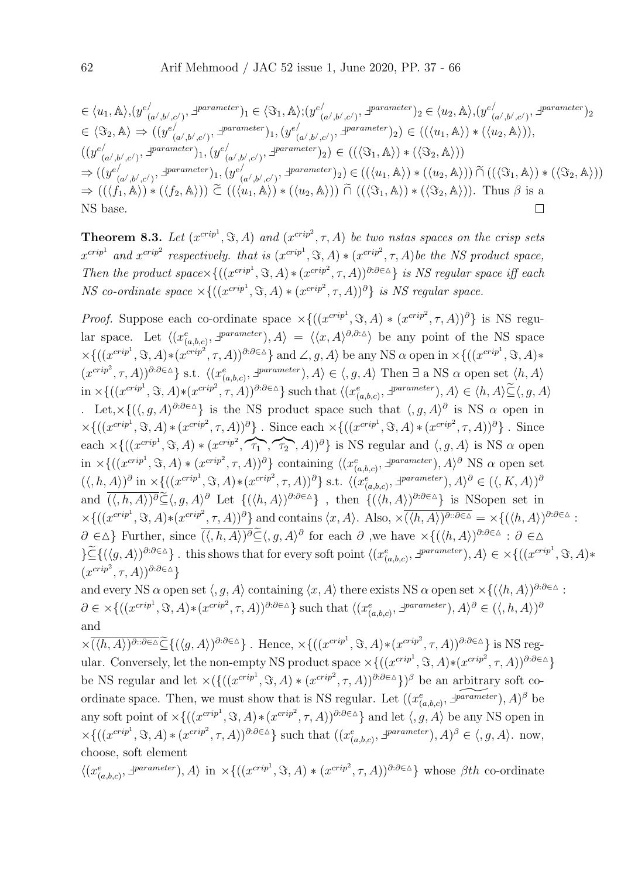$\in \langle u_1, \mathbb{A}\rangle, (y^{e^{/}}_{(a^{/},b^{/},c^{/})}, \exists^{parameter})_1 \in \langle \Im_1, \mathbb{A}\rangle; (y^{e^{/}}_{(a^{/},b^{/},c^{/})}, \exists^{parameter})_2 \in \langle u_2, \mathbb{A}\rangle, (y^{e^{/}}_{(a^{/},b^{/},c^{/})}, \exists^{parameter})_2 \in \langle \Im_2, \mathbb{A}\rangle \Rightarrow ((y^{e^{/}}_{(a^{/},b^{/},c^{/})}, \exists^{parameter})_1, (y^{e^{/}}_{(a^{/},b^{/},c^{/})}, \exists^{parameter})_2) \in ((\langle u_1, \mathbb{A}\rangle) * (\langle u_2, \mathbb{A}\rangle))$, $((y^{e^{/}}_{(a^{/},b^{/},c^{/})}, \exists^{parameter})_1, (y^{e^{/}}_{(a^{/},b^{/},c^{/})}, \exists^{parameter})_2) \in ((\langle \Im_1, \mathbb{A}\rangle) * (\langle \Im_2, \mathbb{A}\rangle))$ $\Rightarrow ((y^{e^{/}}_{(a^{/},b^{/},c^{/})}, \exists^{parameter})_1, (y^{e^{/}}_{(a^{/},b^{/},c^{/})}, \exists^{parameter})_2) \in ((\langle u_1, \mathbb{A}\rangle) * (\langle u_2, \mathbb{A}\rangle)) \widetilde{\cap} ((\langle \Im_1, \mathbb{A}\rangle) * (\langle \Im_2, \mathbb{A}\rangle))$ $\Rightarrow ((\langle f_1, \mathbb{A}\rangle) * (\langle f_2, \mathbb{A}\rangle)) \widetilde{\subset} ((\langle u_1, \mathbb{A}\rangle) * (\langle u_2, \mathbb{A}\rangle)) \widetilde{\cap} ((\langle \Im_1, \mathbb{A}\rangle) * (\langle \Im_2, \mathbb{A}\rangle))$. Thus $\beta$ is a NS base. □

**Theorem 8.3.** *Let $(x^{crip^1}, \Im, A)$ and $(x^{crip^2}, \tau, A)$ be two nstas spaces on the crisp sets $x^{crip^1}$ and $x^{crip^2}$ respectively. that is $(x^{crip^1}, \Im, A) * (x^{crip^2}, \tau, A)$be the NS product space, Then the product space$\times\{((x^{crip^1}, \Im, A) * (x^{crip^2}, \tau, A))^{\partial:\partial\in\triangle}\}$ is NS regular space iff each NS co-ordinate space $\times\{((x^{crip^1}, \Im, A) * (x^{crip^2}, \tau, A))^{\partial}\}$ is NS regular space.*

*Proof.* Suppose each co-ordinate space $\times\{((x^{crip^1}, \Im, A) * (x^{crip^2}, \tau, A))^{\partial}\}$ is NS regular space. Let $\langle (x^{e}_{(a,b,c)}, \exists^{parameter}), A\rangle = \langle\langle x, A\rangle^{\partial,\partial:\triangle}\rangle$ be any point of the NS space $\times\{((x^{crip^1}, \Im, A)*(x^{crip^2}, \tau, A))^{\partial:\partial\in\triangle}\}$ and $\angle, g, A\rangle$ be any NS $\alpha$ open in $\times\{((x^{crip^1}, \Im, A)*(x^{crip^2}, \tau, A))^{\partial:\partial\in\triangle}\}$ s.t. $\langle (x^{e}_{(a,b,c)}, \exists^{parameter}), A\rangle \in \langle, g, A\rangle$ Then $\exists$ a NS $\alpha$ open set $\langle h, A\rangle$ in $\times\{((x^{crip^1}, \Im, A)*(x^{crip^2}, \tau, A))^{\partial:\partial\in\triangle}\}$ such that $\langle (x^{e}_{(a,b,c)}, \exists^{parameter}), A\rangle \in \langle h, A\rangle \widetilde{\subseteq} \langle, g, A\rangle$ . Let,$\times\{(\langle, g, A\rangle^{\partial:\partial\in\triangle}\}$ is the NS product space such that $\langle, g, A\rangle^{\partial}$ is NS $\alpha$ open in $\times\{((x^{crip^1}, \Im, A) * (x^{crip^2}, \tau, A))^{\partial}\}$ . Since each $\times\{((x^{crip^1}, \Im, A) * (x^{crip^2}, \tau, A))^{\partial}\}$ . Since each $\times\{((x^{crip^1}, \Im, A) * (x^{crip^2}, \widehat{\tau_1}, \widehat{\tau_2}, A))^{\partial}\}$ is NS regular and $\langle, g, A\rangle$ is NS $\alpha$ open in $\times\{((x^{crip^1}, \Im, A) * (x^{crip^2}, \tau, A))^{\partial}\}$ containing $\langle (x^{e}_{(a,b,c)}, \exists^{parameter}), A\rangle^{\partial}$ NS $\alpha$ open set $(\langle, h, A\rangle)^{\partial}$ in $\times\{((x^{crip^1}, \Im, A)*(x^{crip^2}, \tau, A))^{\partial}\}$ s.t. $\langle (x^{e}_{(a,b,c)}, \exists^{parameter}), A\rangle^{\partial} \in (\langle, K, A\rangle)^{\partial}$ and $\overline{(\langle, h, A\rangle)^{\partial}} \widetilde{\subseteq} \langle, g, A\rangle^{\partial}$ Let $\{(\langle h, A\rangle)^{\partial:\partial\in\triangle}\}$ , then $\{(\langle h, A\rangle)^{\partial:\partial\in\triangle}\}$ is NSopen set in $\times\{((x^{crip^1}, \Im, A)*(x^{crip^2}, \tau, A))^{\partial}\}$ and contains $\langle x, A\rangle$. Also, $\times\overline{(\langle h, A\rangle)^{\partial::\partial\in\triangle}} = \times\{(\langle h, A\rangle)^{\partial:\partial\in\triangle} : \partial \in\triangle\}$ Further, since $\overline{(\langle, h, A\rangle)^{\partial}} \widetilde{\subseteq} \langle, g, A\rangle^{\partial}$ for each $\partial$ ,we have $\times\{(\langle h, A\rangle)^{\partial:\partial\in\triangle} : \partial \in\triangle\} \widetilde{\subseteq} \{(\langle g, A\rangle)^{\partial:\partial\in\triangle}\}$ . this shows that for every soft point $\langle (x^{e}_{(a,b,c)}, \exists^{parameter}), A\rangle \in \times\{((x^{crip^1}, \Im, A)*(x^{crip^2}, \tau, A))^{\partial:\partial\in\triangle}\}$

and every NS $\alpha$ open set $\langle, g, A\rangle$ containing $\langle x, A\rangle$ there exists NS $\alpha$ open set $\times\{(\langle h, A\rangle)^{\partial:\partial\in\triangle} : \partial \in \times\{((x^{crip^1}, \Im, A)*(x^{crip^2}, \tau, A))^{\partial:\partial\in\triangle}\}$ such that $\langle (x^{e}_{(a,b,c)}, \exists^{parameter}), A\rangle^{\partial} \in (\langle, h, A\rangle)^{\partial}$ and

$\times\overline{(\langle h, A\rangle)^{\partial::\partial\in\triangle}} \widetilde{\subseteq} \{(\langle g, A\rangle)^{\partial:\partial\in\triangle}\}$ . Hence, $\times\{((x^{crip^1}, \Im, A)*(x^{crip^2}, \tau, A))^{\partial:\partial\in\triangle}\}$ is NS regular. Conversely, let the non-empty NS product space $\times\{((x^{crip^1}, \Im, A)*(x^{crip^2}, \tau, A))^{\partial:\partial\in\triangle}\}$ be NS regular and let $\times(\{((x^{crip^1}, \Im, A) * (x^{crip^2}, \tau, A))^{\partial:\partial\in\triangle}\})^{\beta}$ be an arbitrary soft co-ordinate space. Then, we must show that is NS regular. Let $((x^{e}_{(a,b,c)}, \widetilde{\exists^{parameter}}), A)^{\beta}$ be any soft point of $\times\{((x^{crip^1}, \Im, A)*(x^{crip^2}, \tau, A))^{\partial:\partial\in\triangle}\}$ and let $\langle, g, A\rangle$ be any NS open in $\times\{((x^{crip^1}, \Im, A)*(x^{crip^2}, \tau, A))^{\partial:\partial\in\triangle}\}$ such that $((x^{e}_{(a,b,c)}, \exists^{parameter}), A)^{\beta} \in \langle, g, A\rangle$. now, choose, soft element

$\langle (x^{e}_{(a,b,c)}, \exists^{parameter}), A\rangle$ in $\times\{((x^{crip^1}, \Im, A) * (x^{crip^2}, \tau, A))^{\partial:\partial\in\triangle}\}$ whose $\beta th$ co-ordinate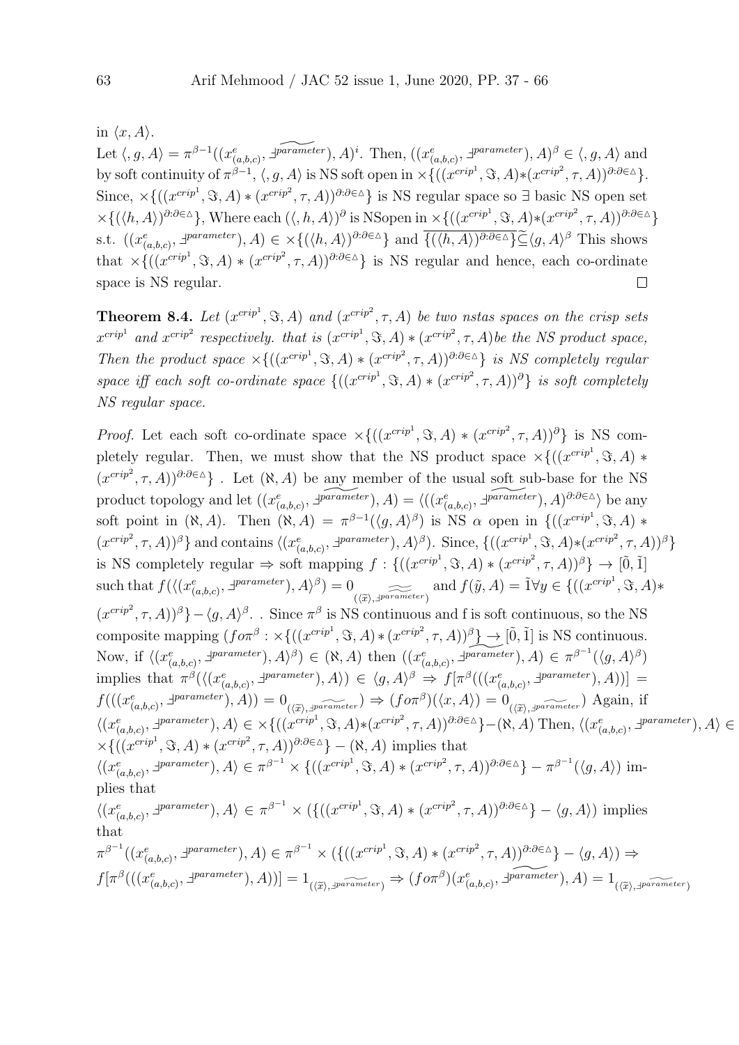in $\langle x, A\rangle$.

Let $\langle, g, A\rangle = \pi^{\beta-1}((x^e_{(a,b,c)}, \widetilde{\daleth^{parameter}}), A)^i$. Then, $((x^e_{(a,b,c)}, \daleth^{parameter}), A)^\beta \in \langle, g, A\rangle$ and by soft continuity of $\pi^{\beta-1}$, $\langle, g, A\rangle$ is NS soft open in $\times\{((x^{crip^1}, \Im, A) * (x^{crip^2}, \tau, A))^{\partial:\partial\in\vartriangle}\}$. Since, $\times\{((x^{crip^1}, \Im, A) * (x^{crip^2}, \tau, A))^{\partial:\partial\in\vartriangle}\}$ is NS regular space so $\exists$ basic NS open set $\times\{(\langle h, A\rangle)^{\partial:\partial\in\vartriangle}\}$, Where each $(\langle, h, A\rangle)^\partial$ is NSopen in $\times\{((x^{crip^1}, \Im, A)*(x^{crip^2}, \tau, A))^{\partial:\partial\in\vartriangle}\}$ s.t. $((x^e_{(a,b,c)}, \daleth^{parameter}), A) \in \times\{(\langle h, A\rangle)^{\partial:\partial\in\vartriangle}\}$ and $\overline{\{(\langle h, A\rangle)^{\partial:\partial\in\vartriangle}\}}\widetilde{\subseteq}\langle g, A\rangle^\beta$ This shows that $\times\{((x^{crip^1}, \Im, A) * (x^{crip^2}, \tau, A))^{\partial:\partial\in\vartriangle}\}$ is NS regular and hence, each co-ordinate space is NS regular. $\square$

**Theorem 8.4.** *Let $(x^{crip^1}, \Im, A)$ and $(x^{crip^2}, \tau, A)$ be two nstas spaces on the crisp sets $x^{crip^1}$ and $x^{crip^2}$ respectively. that is $(x^{crip^1}, \Im, A) * (x^{crip^2}, \tau, A)$be the NS product space, Then the product space $\times\{((x^{crip^1}, \Im, A) * (x^{crip^2}, \tau, A))^{\partial:\partial\in\vartriangle}\}$ is NS completely regular space iff each soft co-ordinate space $\{((x^{crip^1}, \Im, A) * (x^{crip^2}, \tau, A))^\partial\}$ is soft completely NS regular space.*

*Proof.* Let each soft co-ordinate space $\times\{((x^{crip^1}, \Im, A) * (x^{crip^2}, \tau, A))^\partial\}$ is NS completely regular. Then, we must show that the NS product space $\times\{((x^{crip^1}, \Im, A) * (x^{crip^2}, \tau, A))^{\partial:\partial\in\vartriangle}\}$ . Let $(\aleph, A)$ be any member of the usual soft sub-base for the NS product topology and let $((x^e_{(a,b,c)}, \widetilde{\daleth^{parameter}}), A) = \langle((x^e_{(a,b,c)}, \widetilde{\daleth^{parameter}}), A)^{\partial:\partial\in\vartriangle}\rangle$ be any soft point in $(\aleph, A)$. Then $(\aleph, A) = \pi^{\beta-1}(\langle g, A\rangle^\beta)$ is NS $\alpha$ open in $\{((x^{crip^1}, \Im, A) * (x^{crip^2}, \tau, A))^\beta\}$ and contains $\langle(x^e_{(a,b,c)}, \daleth^{parameter}), A\rangle^\beta)$. Since, $\{((x^{crip^1}, \Im, A)*(x^{crip^2}, \tau, A))^\beta\}$ is NS completely regular $\Rightarrow$ soft mapping $f : \{((x^{crip^1}, \Im, A) * (x^{crip^2}, \tau, A))^\beta\} \to [\tilde{0}, \tilde{1}]$ such that $f(\langle(x^e_{(a,b,c)}, \daleth^{parameter}), A\rangle^\beta) = 0_{\widetilde{\widetilde{(\langle\widetilde{x}\rangle, \daleth^{parameter})}}}$ and $f(\tilde{y}, A) = \tilde{1}\forall y \in \{((x^{crip^1}, \Im, A)*(x^{crip^2}, \tau, A))^\beta\} - \langle g, A\rangle^\beta$. . Since $\pi^\beta$ is NS continuous and f is soft continuous, so the NS composite mapping $(fo\pi^\beta : \times\{((x^{crip^1}, \Im, A) * (x^{crip^2}, \tau, A))^\beta\} \to [\tilde{0}, \tilde{1}]$ is NS continuous. Now, if $\langle(x^e_{(a,b,c)}, \daleth^{parameter}), A\rangle^\beta) \in (\aleph, A)$ then $((x^e_{(a,b,c)}, \widetilde{\daleth^{parameter}}), A) \in \pi^{\beta^{-1}}(\langle g, A\rangle^\beta)$ implies that $\pi^\beta(\langle(x^e_{(a,b,c)}, \daleth^{parameter}), A\rangle) \in \langle g, A\rangle^\beta \Rightarrow f[\pi^\beta(((x^e_{(a,b,c)}, \daleth^{parameter}), A))] = f(((x^e_{(a,b,c)}, \daleth^{parameter}), A)) = 0_{(\langle\widetilde{x}\rangle, \widetilde{\daleth^{parameter}})} \Rightarrow (fo\pi^\beta)(\langle x, A\rangle) = 0_{(\langle\widetilde{x}\rangle, \widetilde{\daleth^{parameter}})}$ Again, if $\langle(x^e_{(a,b,c)}, \daleth^{parameter}), A\rangle \in \times\{((x^{crip^1}, \Im, A)*(x^{crip^2}, \tau, A))^{\partial:\partial\in\vartriangle}\}-(\aleph, A)$ Then, $\langle(x^e_{(a,b,c)}, \daleth^{parameter}), A\rangle \in \times\{((x^{crip^1}, \Im, A) * (x^{crip^2}, \tau, A))^{\partial:\partial\in\vartriangle}\} - (\aleph, A)$ implies that

$\langle(x^e_{(a,b,c)}, \daleth^{parameter}), A\rangle \in \pi^{\beta^{-1}} \times \{((x^{crip^1}, \Im, A) * (x^{crip^2}, \tau, A))^{\partial:\partial\in\vartriangle}\} - \pi^{\beta^{-1}}(\langle g, A\rangle)$ implies that

$\langle(x^e_{(a,b,c)}, \daleth^{parameter}), A\rangle \in \pi^{\beta^{-1}} \times (\{((x^{crip^1}, \Im, A) * (x^{crip^2}, \tau, A))^{\partial:\partial\in\vartriangle}\} - \langle g, A\rangle)$ implies that

$\pi^{\beta^{-1}}((x^e_{(a,b,c)}, \daleth^{parameter}), A) \in \pi^{\beta^{-1}} \times (\{((x^{crip^1}, \Im, A) * (x^{crip^2}, \tau, A))^{\partial:\partial\in\vartriangle}\} - \langle g, A\rangle) \Rightarrow$
$f[\pi^\beta(((x^e_{(a,b,c)}, \daleth^{parameter}), A))] = 1_{(\langle\widetilde{x}\rangle, \widetilde{\daleth^{parameter}})} \Rightarrow (fo\pi^\beta)(x^e_{(a,b,c)}, \widetilde{\daleth^{parameter}}), A) = 1_{(\langle\widetilde{x}\rangle, \widetilde{\daleth^{parameter}})}$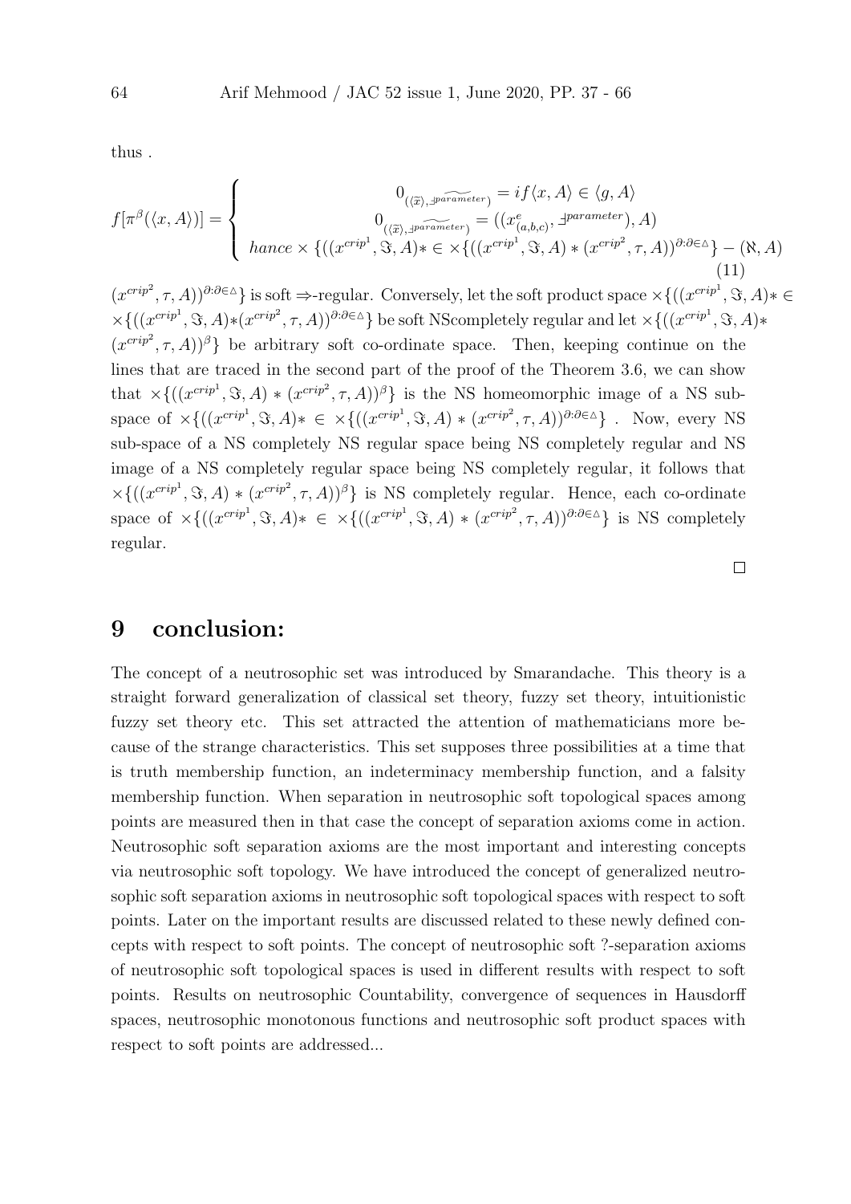thus .

$$f[\pi^{\beta}(\langle x, A\rangle)] = \begin{cases} 0_{(\langle \widetilde{x}\rangle, \daleth^{\widetilde{parameter}})} = if\langle x, A\rangle \in \langle g, A\rangle \\ 0_{(\langle \widetilde{x}\rangle, \daleth^{\widetilde{parameter}})} = ((x^{e}_{(a,b,c)}, \daleth^{parameter}), A) \\ hance \times \{((x^{crip^1}, \Im, A)* \in \times\{((x^{crip^1}, \Im, A) * (x^{crip^2}, \tau, A))^{\partial:\partial\in\triangle}\} - (\aleph, A) \end{cases} \tag{11}$$

$(x^{crip^2}, \tau, A))^{\partial:\partial\in\triangle}\}$ is soft $\Rightarrow$-regular. Conversely, let the soft product space $\times\{((x^{crip^1}, \Im, A)* \in \times\{((x^{crip^1}, \Im, A)*(x^{crip^2}, \tau, A))^{\partial:\partial\in\triangle}\}$ be soft NScompletely regular and let $\times\{((x^{crip^1}, \Im, A)* (x^{crip^2}, \tau, A))^{\beta}\}$ be arbitrary soft co-ordinate space. Then, keeping continue on the lines that are traced in the second part of the proof of the Theorem 3.6, we can show that $\times\{((x^{crip^1}, \Im, A) * (x^{crip^2}, \tau, A))^{\beta}\}$ is the NS homeomorphic image of a NS sub-space of $\times\{((x^{crip^1}, \Im, A)* \in \times\{((x^{crip^1}, \Im, A) * (x^{crip^2}, \tau, A))^{\partial:\partial\in\triangle}\}$ . Now, every NS sub-space of a NS completely NS regular space being NS completely regular and NS image of a NS completely regular space being NS completely regular, it follows that $\times\{((x^{crip^1}, \Im, A) * (x^{crip^2}, \tau, A))^{\beta}\}$ is NS completely regular. Hence, each co-ordinate space of $\times\{((x^{crip^1}, \Im, A)* \in \times\{((x^{crip^1}, \Im, A) * (x^{crip^2}, \tau, A))^{\partial:\partial\in\triangle}\}$ is NS completely regular.

□

# 9 conclusion:

The concept of a neutrosophic set was introduced by Smarandache. This theory is a straight forward generalization of classical set theory, fuzzy set theory, intuitionistic fuzzy set theory etc. This set attracted the attention of mathematicians more because of the strange characteristics. This set supposes three possibilities at a time that is truth membership function, an indeterminacy membership function, and a falsity membership function. When separation in neutrosophic soft topological spaces among points are measured then in that case the concept of separation axioms come in action. Neutrosophic soft separation axioms are the most important and interesting concepts via neutrosophic soft topology. We have introduced the concept of generalized neutrosophic soft separation axioms in neutrosophic soft topological spaces with respect to soft points. Later on the important results are discussed related to these newly defined concepts with respect to soft points. The concept of neutrosophic soft ?-separation axioms of neutrosophic soft topological spaces is used in different results with respect to soft points. Results on neutrosophic Countability, convergence of sequences in Hausdorff spaces, neutrosophic monotonous functions and neutrosophic soft product spaces with respect to soft points are addressed...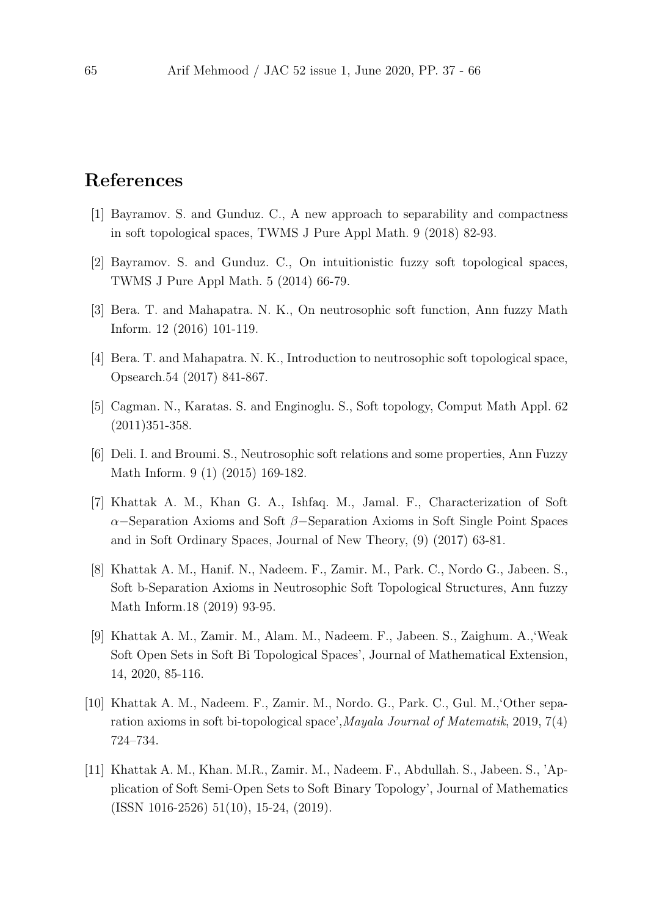## References

[1] Bayramov. S. and Gunduz. C., A new approach to separability and compactness in soft topological spaces, TWMS J Pure Appl Math. 9 (2018) 82-93.

[2] Bayramov. S. and Gunduz. C., On intuitionistic fuzzy soft topological spaces, TWMS J Pure Appl Math. 5 (2014) 66-79.

[3] Bera. T. and Mahapatra. N. K., On neutrosophic soft function, Ann fuzzy Math Inform. 12 (2016) 101-119.

[4] Bera. T. and Mahapatra. N. K., Introduction to neutrosophic soft topological space, Opsearch.54 (2017) 841-867.

[5] Cagman. N., Karatas. S. and Enginoglu. S., Soft topology, Comput Math Appl. 62 (2011)351-358.

[6] Deli. I. and Broumi. S., Neutrosophic soft relations and some properties, Ann Fuzzy Math Inform. 9 (1) (2015) 169-182.

[7] Khattak A. M., Khan G. A., Ishfaq. M., Jamal. F., Characterization of Soft $\alpha-$Separation Axioms and Soft $\beta-$Separation Axioms in Soft Single Point Spaces and in Soft Ordinary Spaces, Journal of New Theory, (9) (2017) 63-81.

[8] Khattak A. M., Hanif. N., Nadeem. F., Zamir. M., Park. C., Nordo G., Jabeen. S., Soft b-Separation Axioms in Neutrosophic Soft Topological Structures, Ann fuzzy Math Inform.18 (2019) 93-95.

[9] Khattak A. M., Zamir. M., Alam. M., Nadeem. F., Jabeen. S., Zaighum. A.,'Weak Soft Open Sets in Soft Bi Topological Spaces', Journal of Mathematical Extension, 14, 2020, 85-116.

[10] Khattak A. M., Nadeem. F., Zamir. M., Nordo. G., Park. C., Gul. M.,'Other separation axioms in soft bi-topological space',*Mayala Journal of Matematik*, 2019, 7(4) 724–734.

[11] Khattak A. M., Khan. M.R., Zamir. M., Nadeem. F., Abdullah. S., Jabeen. S., 'Application of Soft Semi-Open Sets to Soft Binary Topology', Journal of Mathematics (ISSN 1016-2526) 51(10), 15-24, (2019).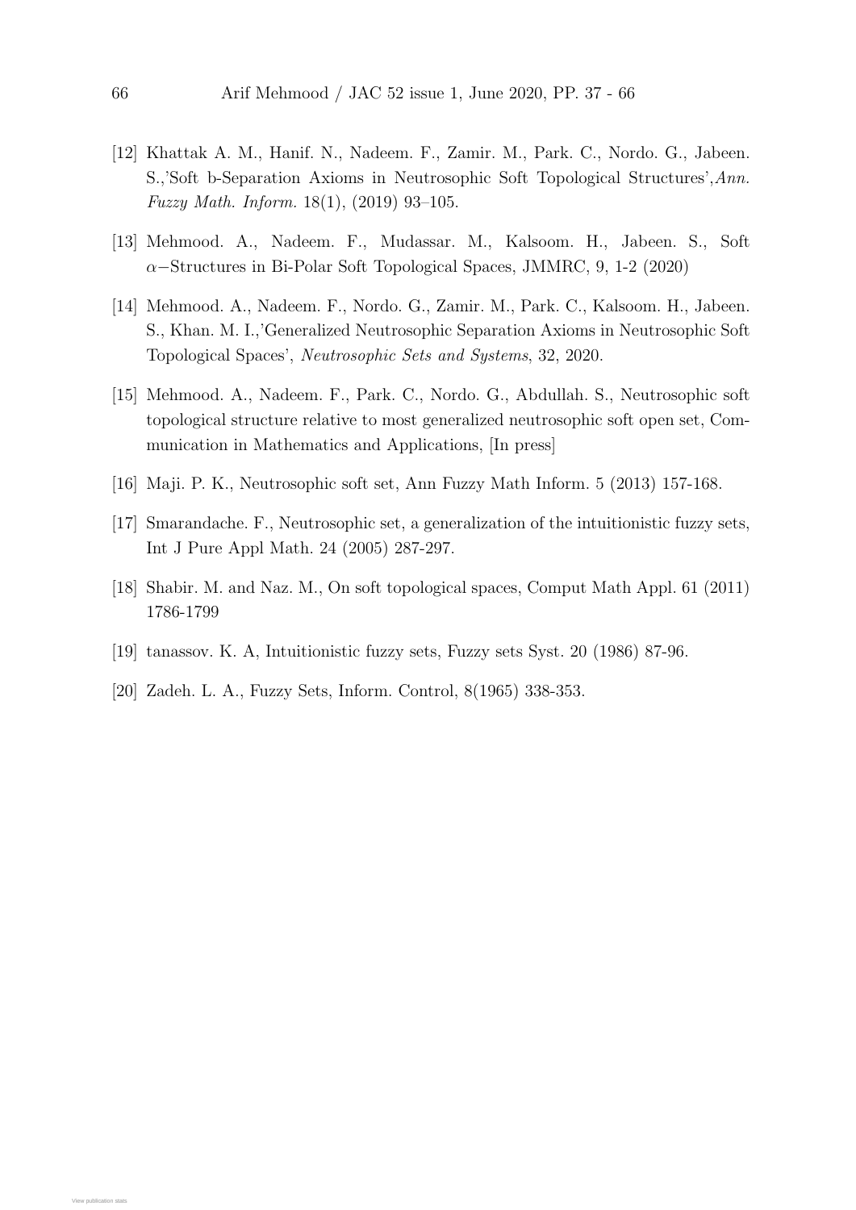[12] Khattak A. M., Hanif. N., Nadeem. F., Zamir. M., Park. C., Nordo. G., Jabeen. S.,'Soft b-Separation Axioms in Neutrosophic Soft Topological Structures',*Ann. Fuzzy Math. Inform.* 18(1), (2019) 93–105.

[13] Mehmood. A., Nadeem. F., Mudassar. M., Kalsoom. H., Jabeen. S., Soft $\alpha-$Structures in Bi-Polar Soft Topological Spaces, JMMRC, 9, 1-2 (2020)

[14] Mehmood. A., Nadeem. F., Nordo. G., Zamir. M., Park. C., Kalsoom. H., Jabeen. S., Khan. M. I.,'Generalized Neutrosophic Separation Axioms in Neutrosophic Soft Topological Spaces', *Neutrosophic Sets and Systems*, 32, 2020.

[15] Mehmood. A., Nadeem. F., Park. C., Nordo. G., Abdullah. S., Neutrosophic soft topological structure relative to most generalized neutrosophic soft open set, Communication in Mathematics and Applications, [In press]

[16] Maji. P. K., Neutrosophic soft set, Ann Fuzzy Math Inform. 5 (2013) 157-168.

[17] Smarandache. F., Neutrosophic set, a generalization of the intuitionistic fuzzy sets, Int J Pure Appl Math. 24 (2005) 287-297.

[18] Shabir. M. and Naz. M., On soft topological spaces, Comput Math Appl. 61 (2011) 1786-1799

[19] tanassov. K. A, Intuitionistic fuzzy sets, Fuzzy sets Syst. 20 (1986) 87-96.

[20] Zadeh. L. A., Fuzzy Sets, Inform. Control, 8(1965) 338-353.